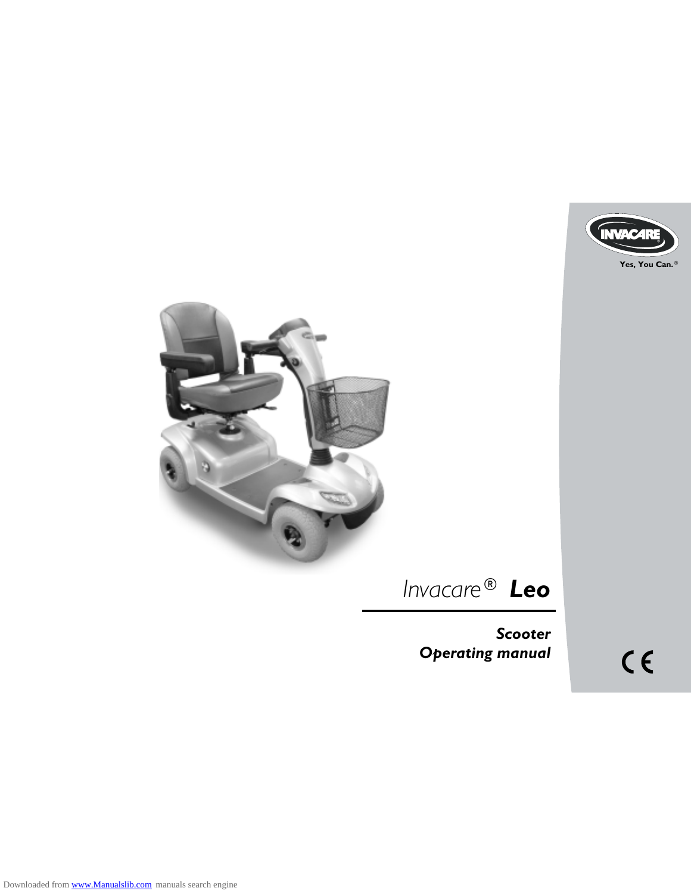INVACARE

Yes, You Can.®

# Invacare® **Leo**

***Scooter***
***Operating manual***

CE

Downloaded from www.Manualslib.com manuals search engine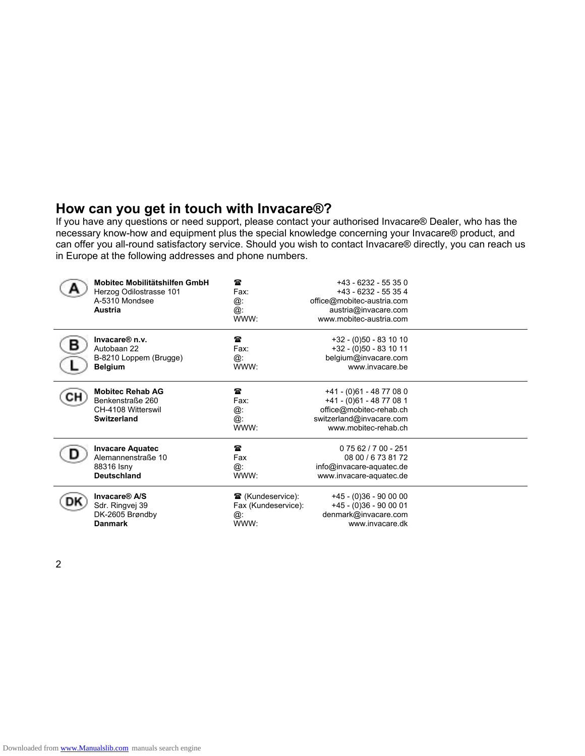## How can you get in touch with Invacare®?

If you have any questions or need support, please contact your authorised Invacare® Dealer, who has the necessary know-how and equipment plus the special knowledge concerning your Invacare® product, and can offer you all-round satisfactory service. Should you wish to contact Invacare® directly, you can reach us in Europe at the following addresses and phone numbers.

| | | | |
|---|---|---|---|
| A | **Mobitec Mobilitätshilfen GmbH**<br>Herzog Odilostrasse 101<br>A-5310 Mondsee<br>**Austria** | ☎<br>Fax:<br>@:<br>@:<br>WWW: | +43 - 6232 - 55 35 0<br>+43 - 6232 - 55 35 4<br>office@mobitec-austria.com<br>austria@invacare.com<br>www.mobitec-austria.com |
| B<br>L | **Invacare® n.v.**<br>Autobaan 22<br>B-8210 Loppem (Brugge)<br>**Belgium** | ☎<br>Fax:<br>@:<br>WWW: | +32 - (0)50 - 83 10 10<br>+32 - (0)50 - 83 10 11<br>belgium@invacare.com<br>www.invacare.be |
| CH | **Mobitec Rehab AG**<br>Benkenstraße 260<br>CH-4108 Witterswil<br>**Switzerland** | ☎<br>Fax:<br>@:<br>@:<br>WWW: | +41 - (0)61 - 48 77 08 0<br>+41 - (0)61 - 48 77 08 1<br>office@mobitec-rehab.ch<br>switzerland@invacare.com<br>www.mobitec-rehab.ch |
| D | **Invacare Aquatec**<br>Alemannenstraße 10<br>88316 Isny<br>**Deutschland** | ☎<br>Fax<br>@:<br>WWW: | 0 75 62 / 7 00 - 251<br>08 00 / 6 73 81 72<br>info@invacare-aquatec.de<br>www.invacare-aquatec.de |
| DK | **Invacare® A/S**<br>Sdr. Ringvej 39<br>DK-2605 Brøndby<br>**Danmark** | ☎ (Kundeservice):<br>Fax (Kundeservice):<br>@:<br>WWW: | +45 - (0)36 - 90 00 00<br>+45 - (0)36 - 90 00 01<br>denmark@invacare.com<br>www.invacare.dk |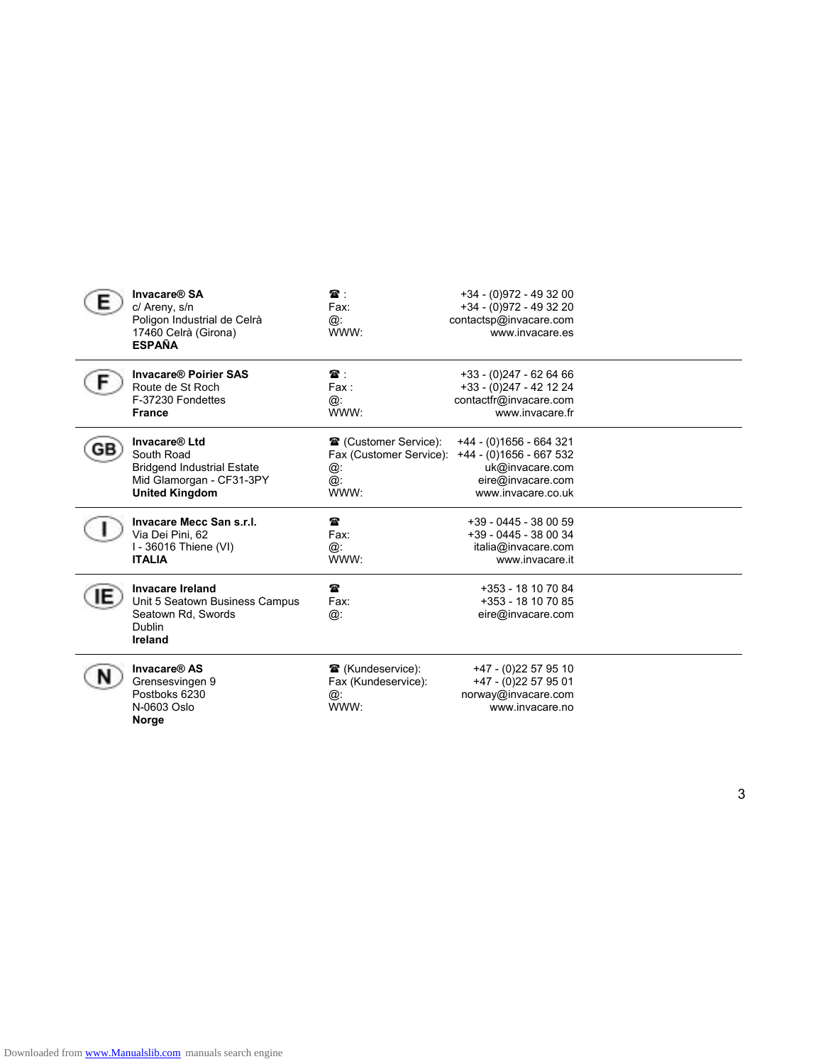| | | | |
|---|---|---|---|
| E | **Invacare® SA**<br>c/ Areny, s/n<br>Poligon Industrial de Celrà<br>17460 Celrà (Girona)<br>**ESPAÑA** | ☎ :<br>Fax:<br>@:<br>WWW: | +34 - (0)972 - 49 32 00<br>+34 - (0)972 - 49 32 20<br>contactsp@invacare.com<br>www.invacare.es |
| F | **Invacare® Poirier SAS**<br>Route de St Roch<br>F-37230 Fondettes<br>**France** | ☎ :<br>Fax :<br>@:<br>WWW: | +33 - (0)247 - 62 64 66<br>+33 - (0)247 - 42 12 24<br>contactfr@invacare.com<br>www.invacare.fr |
| GB | **Invacare® Ltd**<br>South Road<br>Bridgend Industrial Estate<br>Mid Glamorgan - CF31-3PY<br>**United Kingdom** | ☎ (Customer Service):<br>Fax (Customer Service):<br>@:<br>@:<br>WWW: | +44 - (0)1656 - 664 321<br>+44 - (0)1656 - 667 532<br>uk@invacare.com<br>eire@invacare.com<br>www.invacare.co.uk |
| I | **Invacare Mecc San s.r.l.**<br>Via Dei Pini, 62<br>I - 36016 Thiene (VI)<br>**ITALIA** | ☎<br>Fax:<br>@:<br>WWW: | +39 - 0445 - 38 00 59<br>+39 - 0445 - 38 00 34<br>italia@invacare.com<br>www.invacare.it |
| IE | **Invacare Ireland**<br>Unit 5 Seatown Business Campus<br>Seatown Rd, Swords<br>Dublin<br>**Ireland** | ☎<br>Fax:<br>@: | +353 - 18 10 70 84<br>+353 - 18 10 70 85<br>eire@invacare.com |
| N | **Invacare® AS**<br>Grensesvingen 9<br>Postboks 6230<br>N-0603 Oslo<br>**Norge** | ☎ (Kundeservice):<br>Fax (Kundeservice):<br>@:<br>WWW: | +47 - (0)22 57 95 10<br>+47 - (0)22 57 95 01<br>norway@invacare.com<br>www.invacare.no |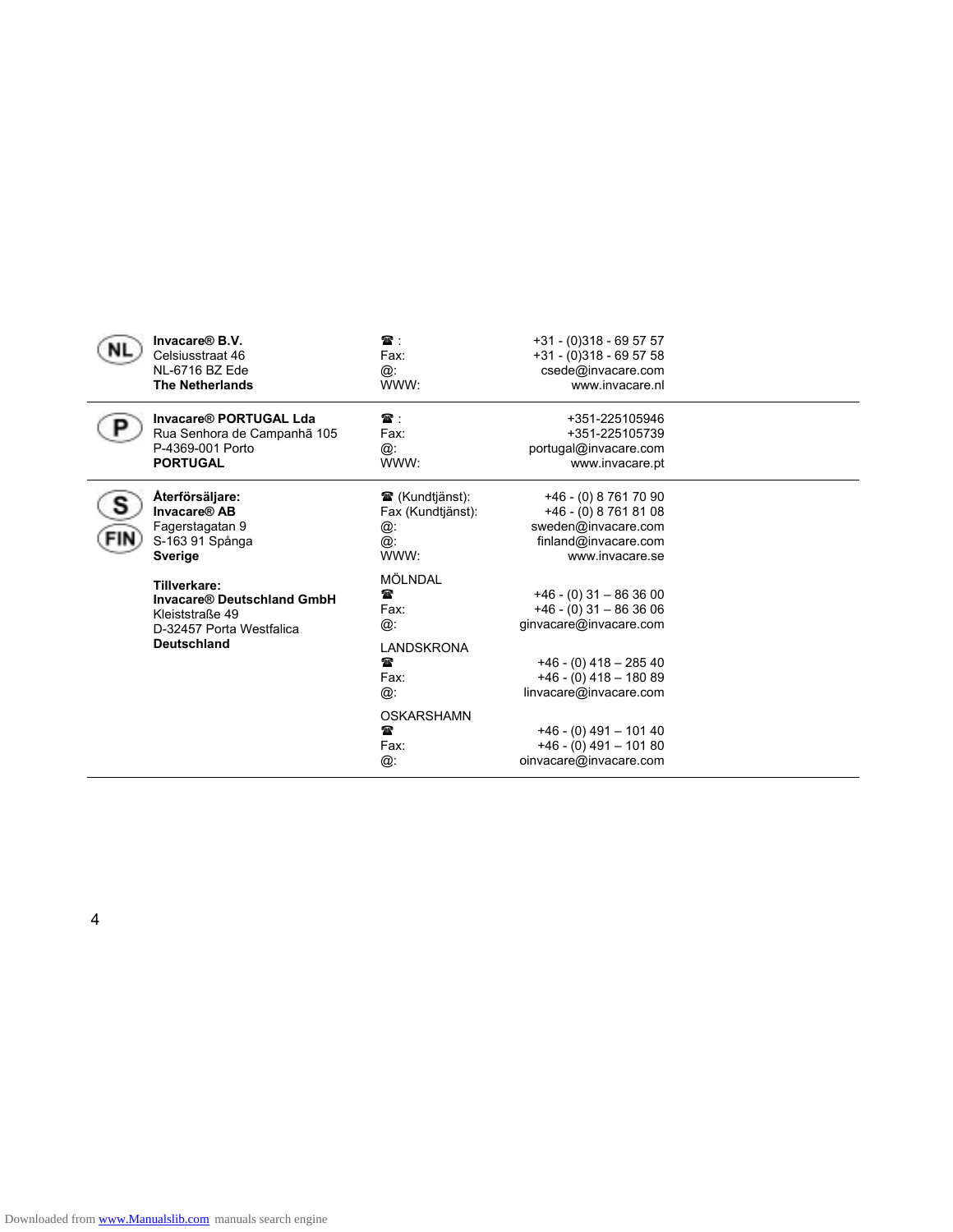| | | | |
|---|---|---|---|
| NL | **Invacare® B.V.**<br>Celsiusstraat 46<br>NL-6716 BZ Ede<br>**The Netherlands** | ☎ :<br>Fax:<br>@:<br>WWW: | +31 - (0)318 - 69 57 57<br>+31 - (0)318 - 69 57 58<br>csede@invacare.com<br>www.invacare.nl |
| P | **Invacare® PORTUGAL Lda**<br>Rua Senhora de Campanhã 105<br>P-4369-001 Porto<br>**PORTUGAL** | ☎ :<br>Fax:<br>@:<br>WWW: | +351-225105946<br>+351-225105739<br>portugal@invacare.com<br>www.invacare.pt |
| S<br>FIN | **Återförsäljare:**<br>**Invacare® AB**<br>Fagerstagatan 9<br>S-163 91 Spånga<br>**Sverige**<br><br>**Tillverkare:**<br>**Invacare® Deutschland GmbH**<br>Kleiststraße 49<br>D-32457 Porta Westfalica<br>**Deutschland** | ☎ (Kundtjänst):<br>Fax (Kundtjänst):<br>@:<br>@:<br>WWW:<br><br>MÖLNDAL<br>☎<br>Fax:<br>@:<br><br>LANDSKRONA<br>☎<br>Fax:<br>@:<br><br>OSKARSHAMN<br>☎<br>Fax:<br>@: | +46 - (0) 8 761 70 90<br>+46 - (0) 8 761 81 08<br>sweden@invacare.com<br>finland@invacare.com<br>www.invacare.se<br><br><br>+46 - (0) 31 – 86 36 00<br>+46 - (0) 31 – 86 36 06<br>ginvacare@invacare.com<br><br><br>+46 - (0) 418 – 285 40<br>+46 - (0) 418 – 180 89<br>linvacare@invacare.com<br><br><br>+46 - (0) 491 – 101 40<br>+46 - (0) 491 – 101 80<br>oinvacare@invacare.com |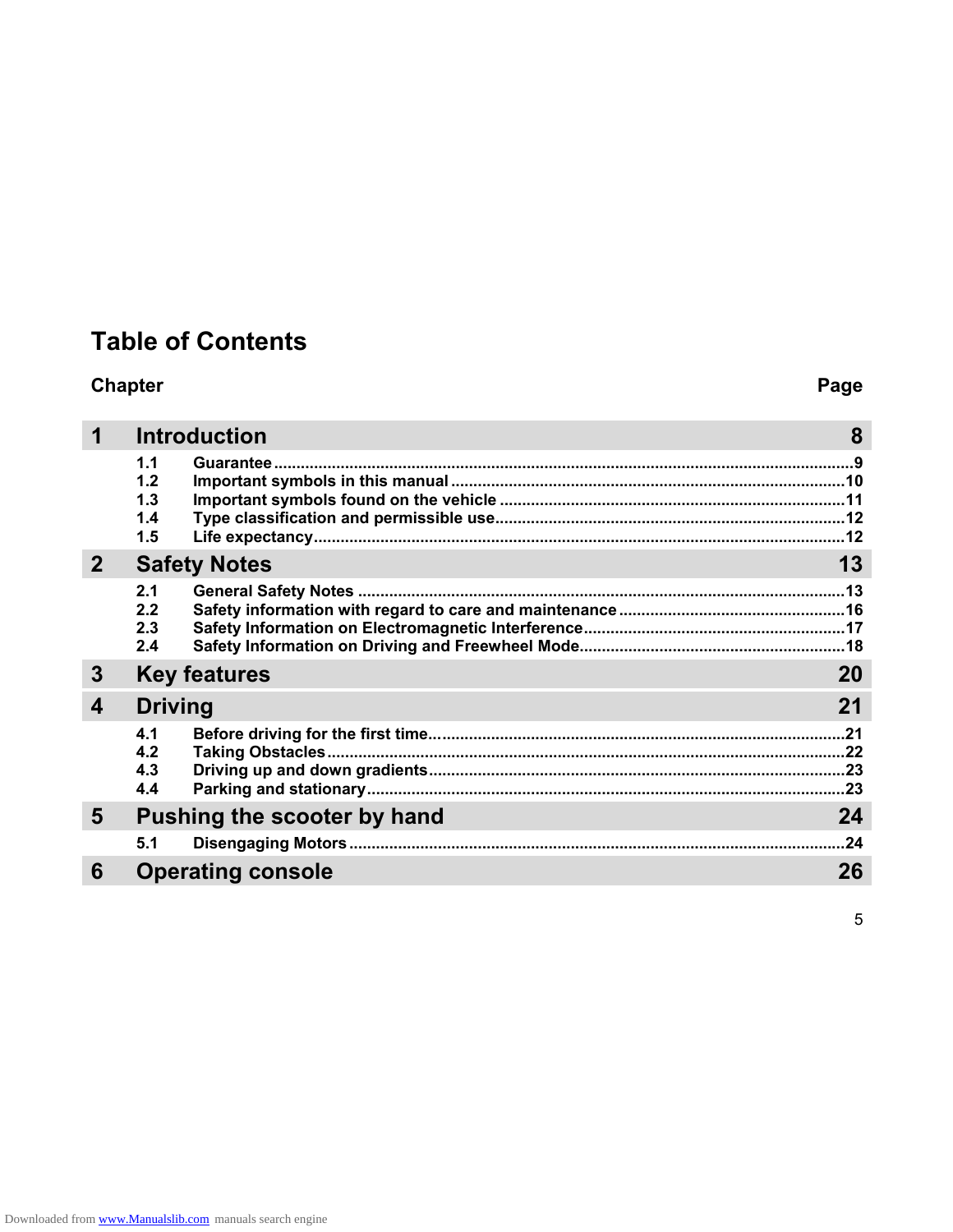# Table of Contents

| Chapter | | Page |
|---|---|---|
| **1** | **Introduction** | **8** |
| 1.1 | Guarantee | 9 |
| 1.2 | Important symbols in this manual | 10 |
| 1.3 | Important symbols found on the vehicle | 11 |
| 1.4 | Type classification and permissible use | 12 |
| 1.5 | Life expectancy | 12 |
| **2** | **Safety Notes** | **13** |
| 2.1 | General Safety Notes | 13 |
| 2.2 | Safety information with regard to care and maintenance | 16 |
| 2.3 | Safety Information on Electromagnetic Interference | 17 |
| 2.4 | Safety Information on Driving and Freewheel Mode | 18 |
| **3** | **Key features** | **20** |
| **4** | **Driving** | **21** |
| 4.1 | Before driving for the first time | 21 |
| 4.2 | Taking Obstacles | 22 |
| 4.3 | Driving up and down gradients | 23 |
| 4.4 | Parking and stationary | 23 |
| **5** | **Pushing the scooter by hand** | **24** |
| 5.1 | Disengaging Motors | 24 |
| **6** | **Operating console** | **26** |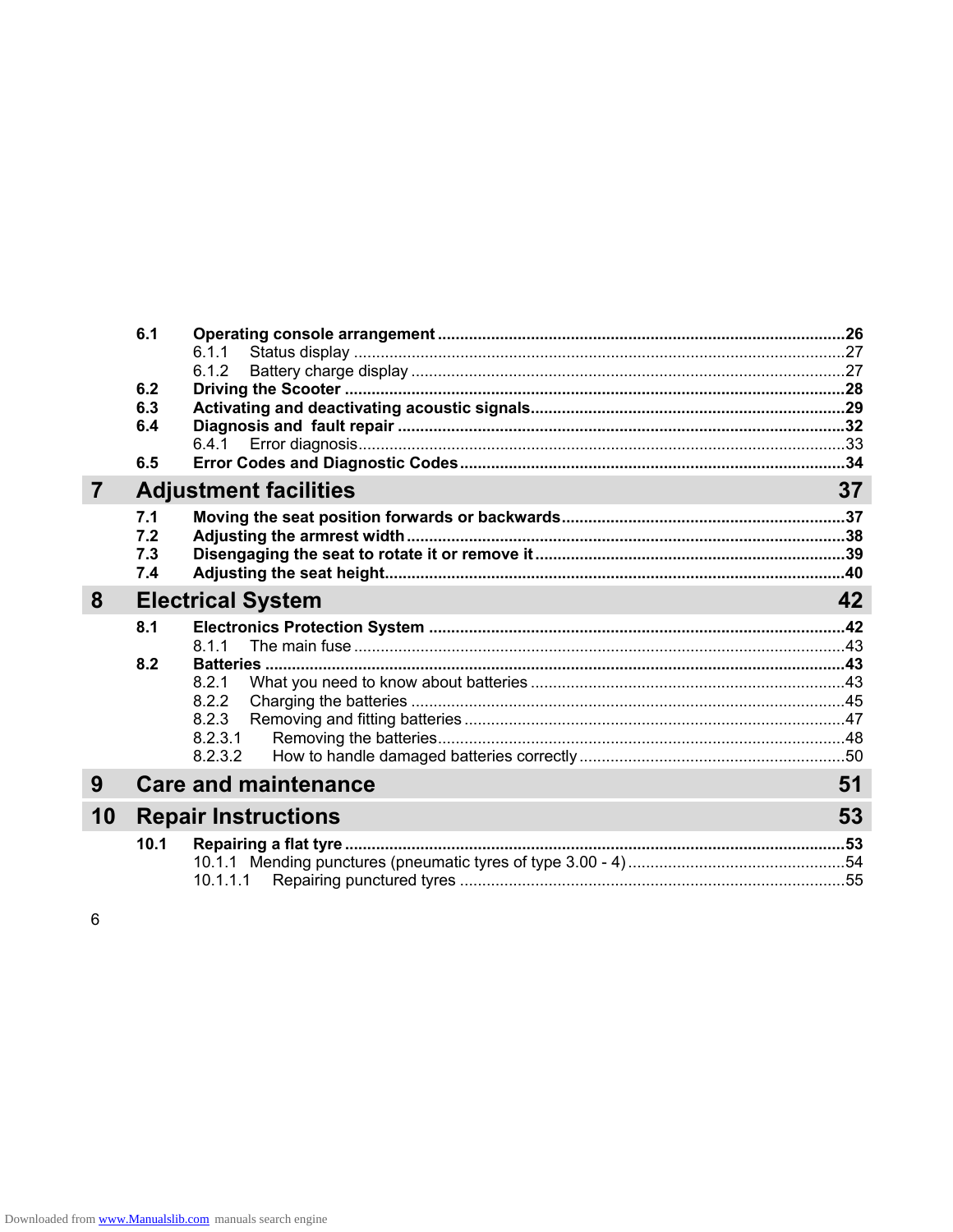| | | |
|---|---|---|
| **6.1** | **Operating console arrangement** | **26** |
| | 6.1.1 Status display | 27 |
| | 6.1.2 Battery charge display | 27 |
| **6.2** | **Driving the Scooter** | **28** |
| **6.3** | **Activating and deactivating acoustic signals** | **29** |
| **6.4** | **Diagnosis and fault repair** | **32** |
| | 6.4.1 Error diagnosis | 33 |
| **6.5** | **Error Codes and Diagnostic Codes** | **34** |

## 7 Adjustment facilities 37

| | | |
|---|---|---|
| **7.1** | **Moving the seat position forwards or backwards** | **37** |
| **7.2** | **Adjusting the armrest width** | **38** |
| **7.3** | **Disengaging the seat to rotate it or remove it** | **39** |
| **7.4** | **Adjusting the seat height** | **40** |

## 8 Electrical System 42

| | | |
|---|---|---|
| **8.1** | **Electronics Protection System** | **42** |
| | 8.1.1 The main fuse | 43 |
| **8.2** | **Batteries** | **43** |
| | 8.2.1 What you need to know about batteries | 43 |
| | 8.2.2 Charging the batteries | 45 |
| | 8.2.3 Removing and fitting batteries | 47 |
| | 8.2.3.1 Removing the batteries | 48 |
| | 8.2.3.2 How to handle damaged batteries correctly | 50 |

## 9 Care and maintenance 51

## 10 Repair Instructions 53

| | | |
|---|---|---|
| **10.1** | **Repairing a flat tyre** | **53** |
| | 10.1.1 Mending punctures (pneumatic tyres of type 3.00 - 4) | 54 |
| | 10.1.1.1 Repairing punctured tyres | 55 |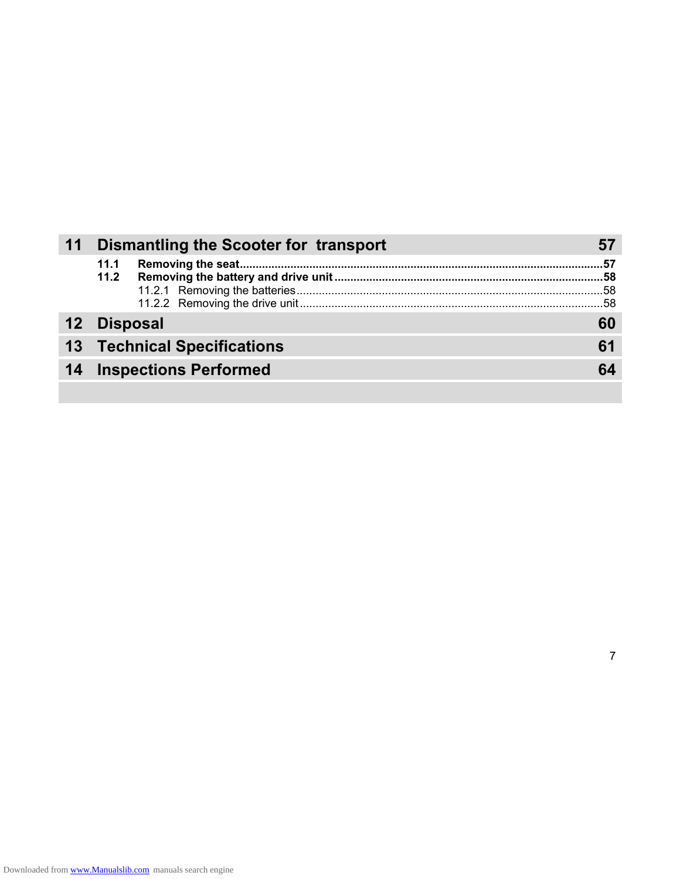**11 Dismantling the Scooter for transport** 57

**11.1 Removing the seat** 57

**11.2 Removing the battery and drive unit** 58

11.2.1 Removing the batteries 58

11.2.2 Removing the drive unit 58

**12 Disposal** 60

**13 Technical Specifications** 61

**14 Inspections Performed** 64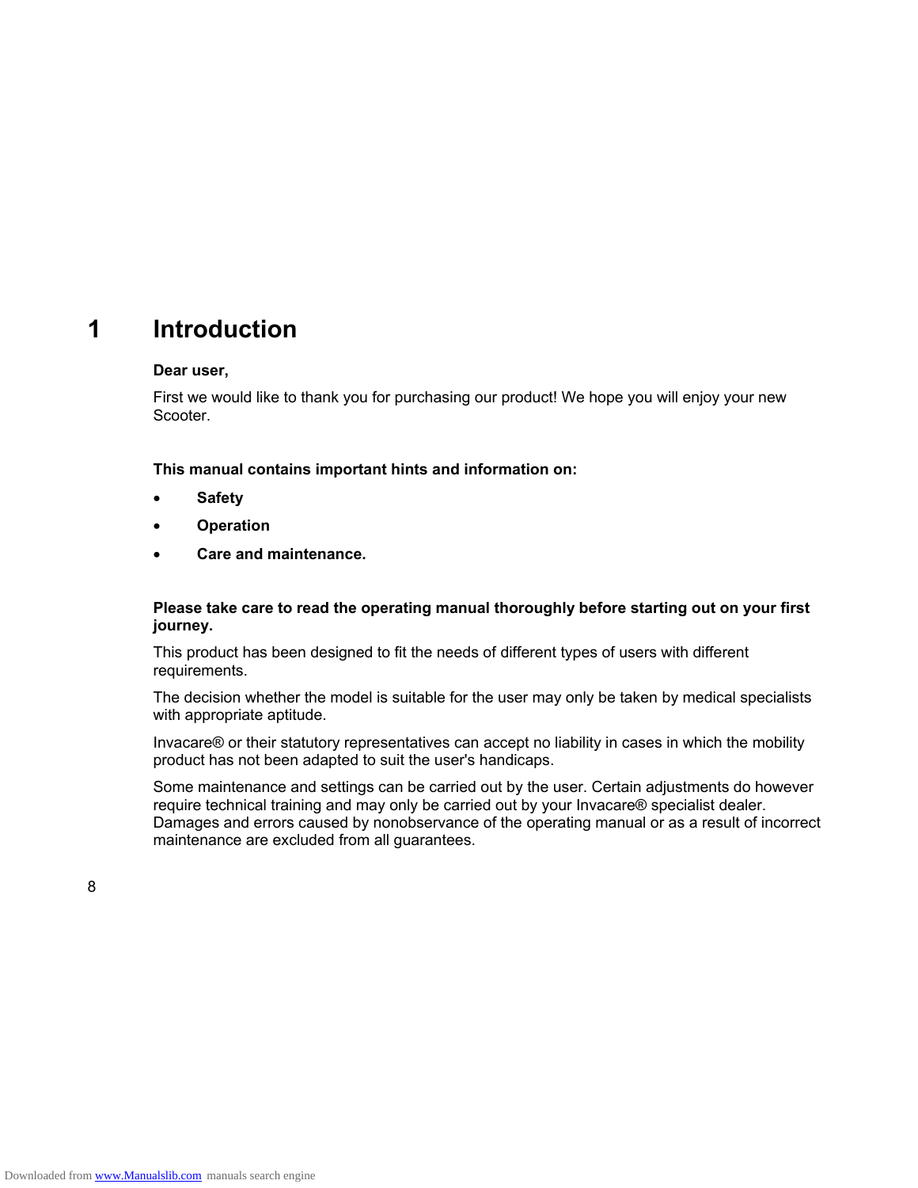# 1 Introduction

**Dear user,**

First we would like to thank you for purchasing our product! We hope you will enjoy your new Scooter.

**This manual contains important hints and information on:**

- **Safety**
- **Operation**
- **Care and maintenance.**

**Please take care to read the operating manual thoroughly before starting out on your first journey.**

This product has been designed to fit the needs of different types of users with different requirements.

The decision whether the model is suitable for the user may only be taken by medical specialists with appropriate aptitude.

Invacare® or their statutory representatives can accept no liability in cases in which the mobility product has not been adapted to suit the user's handicaps.

Some maintenance and settings can be carried out by the user. Certain adjustments do however require technical training and may only be carried out by your Invacare® specialist dealer. Damages and errors caused by nonobservance of the operating manual or as a result of incorrect maintenance are excluded from all guarantees.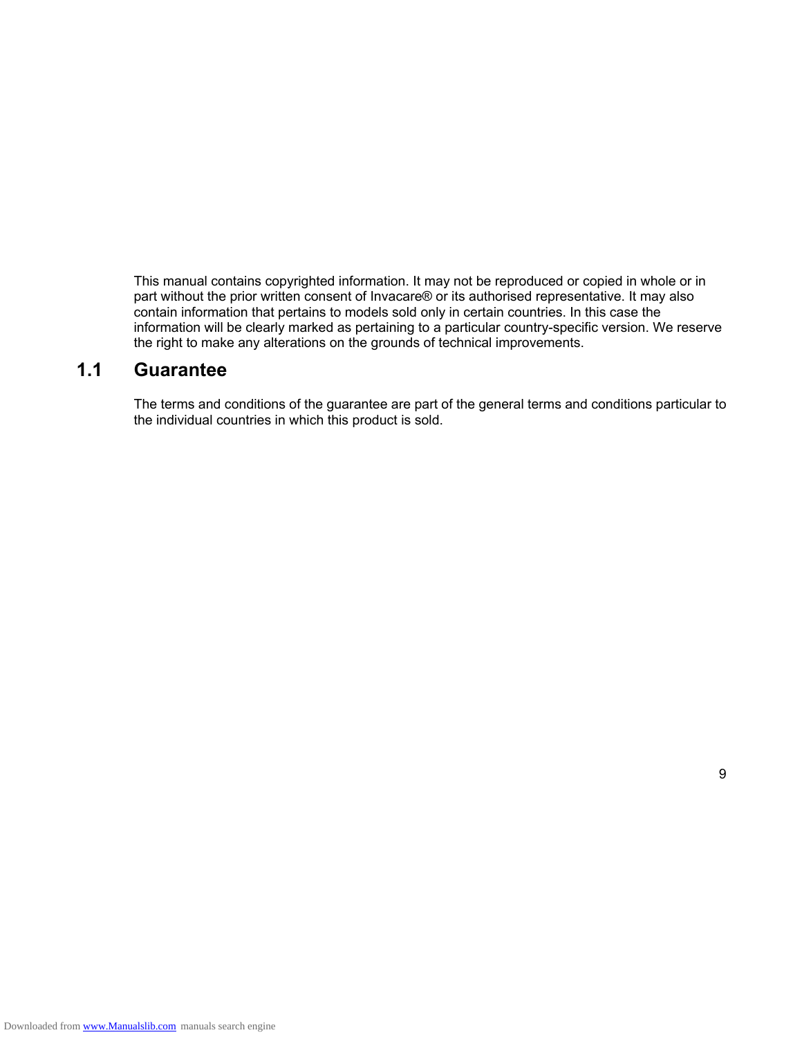This manual contains copyrighted information. It may not be reproduced or copied in whole or in part without the prior written consent of Invacare® or its authorised representative. It may also contain information that pertains to models sold only in certain countries. In this case the information will be clearly marked as pertaining to a particular country-specific version. We reserve the right to make any alterations on the grounds of technical improvements.

## 1.1 Guarantee

The terms and conditions of the guarantee are part of the general terms and conditions particular to the individual countries in which this product is sold.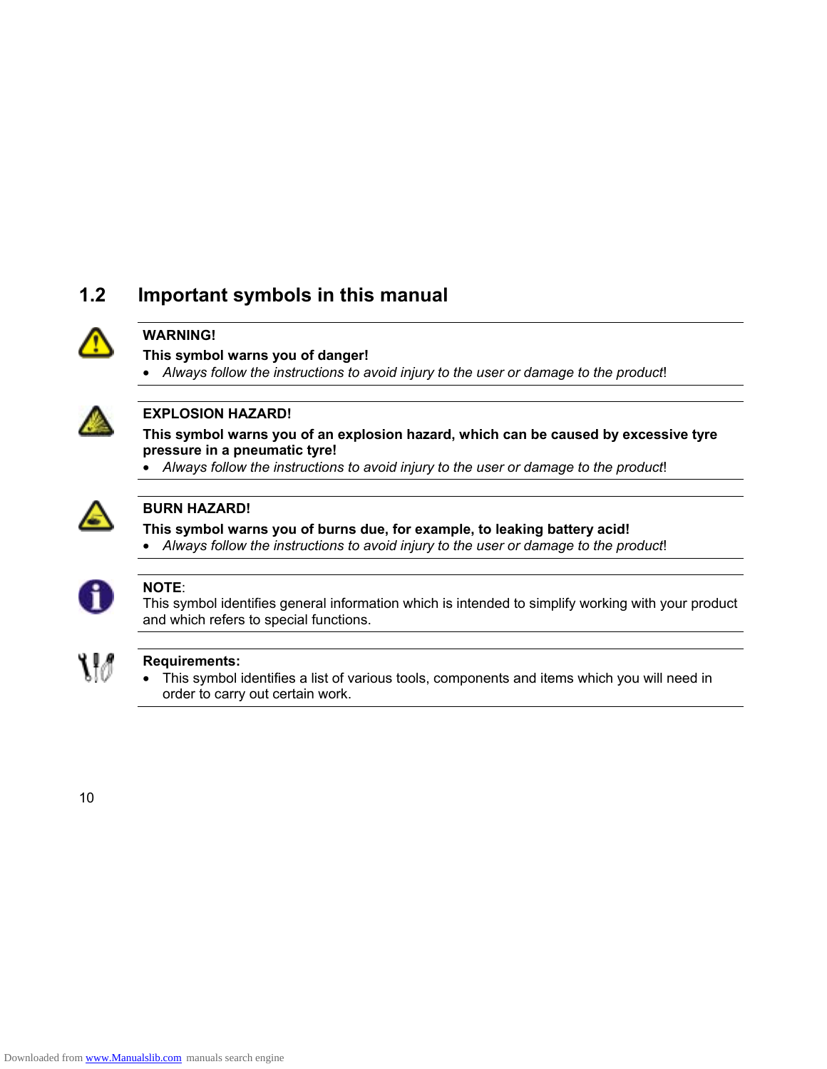## 1.2 Important symbols in this manual

**WARNING!**

**This symbol warns you of danger!**

- *Always follow the instructions to avoid injury to the user or damage to the product*!

**EXPLOSION HAZARD!**

**This symbol warns you of an explosion hazard, which can be caused by excessive tyre pressure in a pneumatic tyre!**

- *Always follow the instructions to avoid injury to the user or damage to the product*!

**BURN HAZARD!**

**This symbol warns you of burns due, for example, to leaking battery acid!**

- *Always follow the instructions to avoid injury to the user or damage to the product*!

**NOTE**:
This symbol identifies general information which is intended to simplify working with your product and which refers to special functions.

**Requirements:**

- This symbol identifies a list of various tools, components and items which you will need in order to carry out certain work.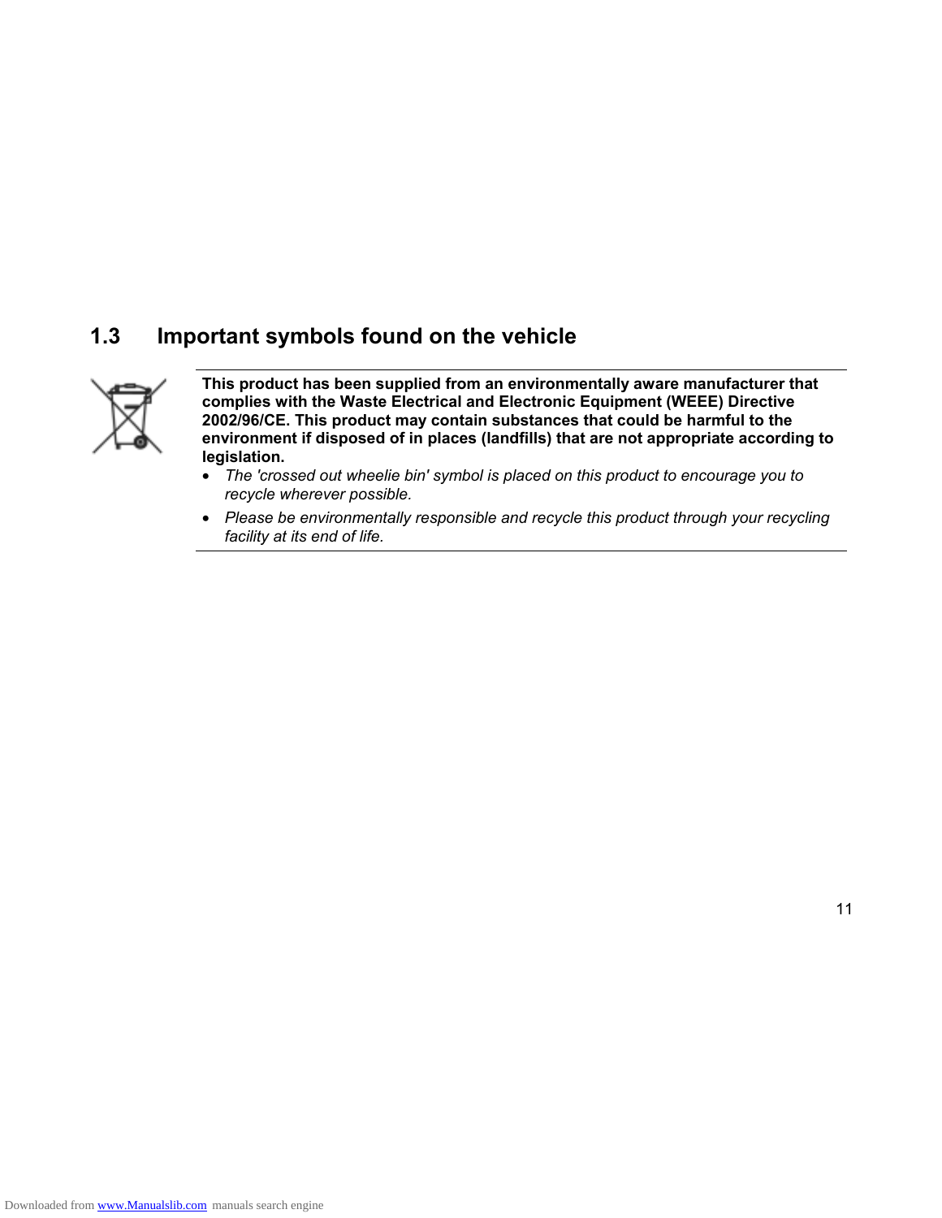## 1.3 Important symbols found on the vehicle

**This product has been supplied from an environmentally aware manufacturer that complies with the Waste Electrical and Electronic Equipment (WEEE) Directive 2002/96/CE. This product may contain substances that could be harmful to the environment if disposed of in places (landfills) that are not appropriate according to legislation.**

- *The 'crossed out wheelie bin' symbol is placed on this product to encourage you to recycle wherever possible.*
- *Please be environmentally responsible and recycle this product through your recycling facility at its end of life.*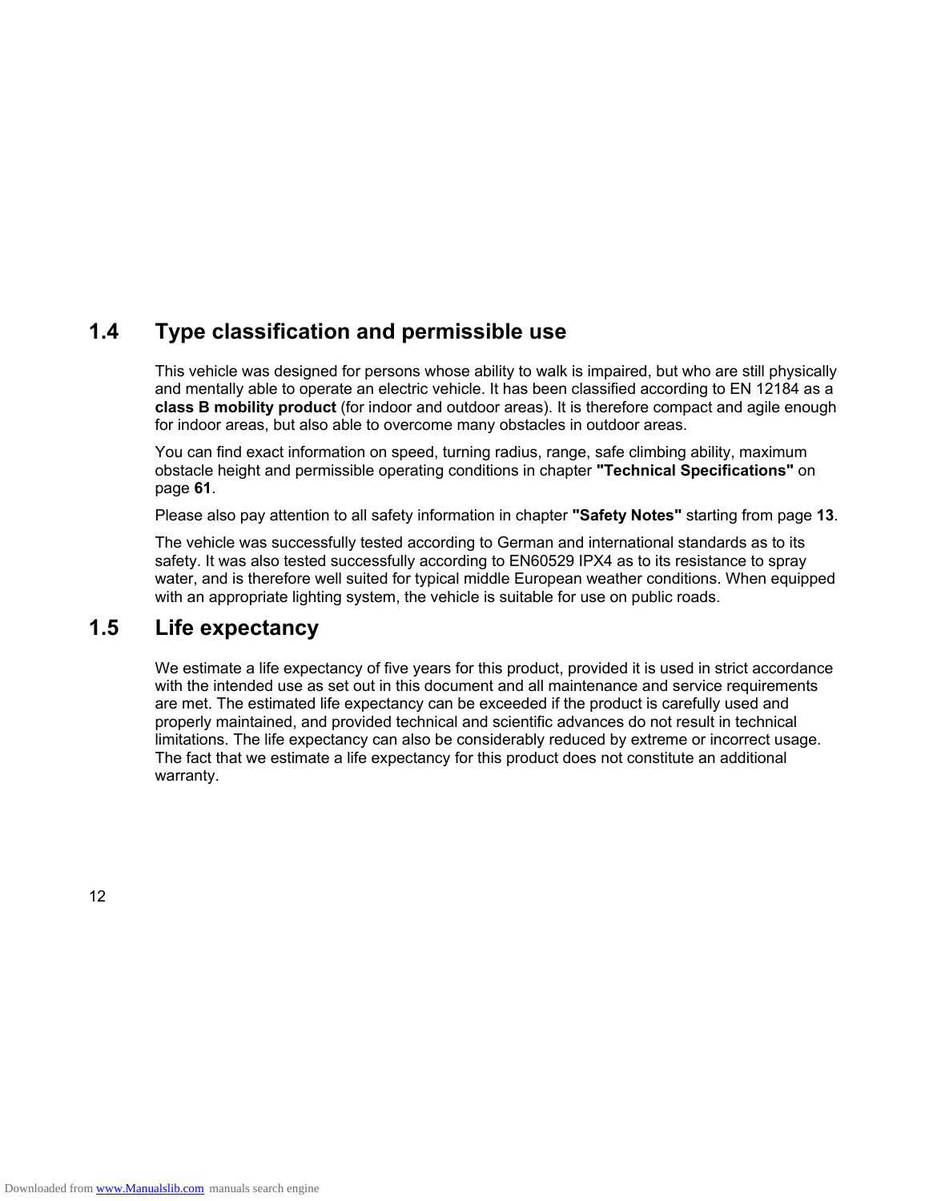## 1.4 Type classification and permissible use

This vehicle was designed for persons whose ability to walk is impaired, but who are still physically and mentally able to operate an electric vehicle. It has been classified according to EN 12184 as a **class B mobility product** (for indoor and outdoor areas). It is therefore compact and agile enough for indoor areas, but also able to overcome many obstacles in outdoor areas.

You can find exact information on speed, turning radius, range, safe climbing ability, maximum obstacle height and permissible operating conditions in chapter **"Technical Specifications"** on page **61**.

Please also pay attention to all safety information in chapter **"Safety Notes"** starting from page **13**.

The vehicle was successfully tested according to German and international standards as to its safety. It was also tested successfully according to EN60529 IPX4 as to its resistance to spray water, and is therefore well suited for typical middle European weather conditions. When equipped with an appropriate lighting system, the vehicle is suitable for use on public roads.

## 1.5 Life expectancy

We estimate a life expectancy of five years for this product, provided it is used in strict accordance with the intended use as set out in this document and all maintenance and service requirements are met. The estimated life expectancy can be exceeded if the product is carefully used and properly maintained, and provided technical and scientific advances do not result in technical limitations. The life expectancy can also be considerably reduced by extreme or incorrect usage. The fact that we estimate a life expectancy for this product does not constitute an additional warranty.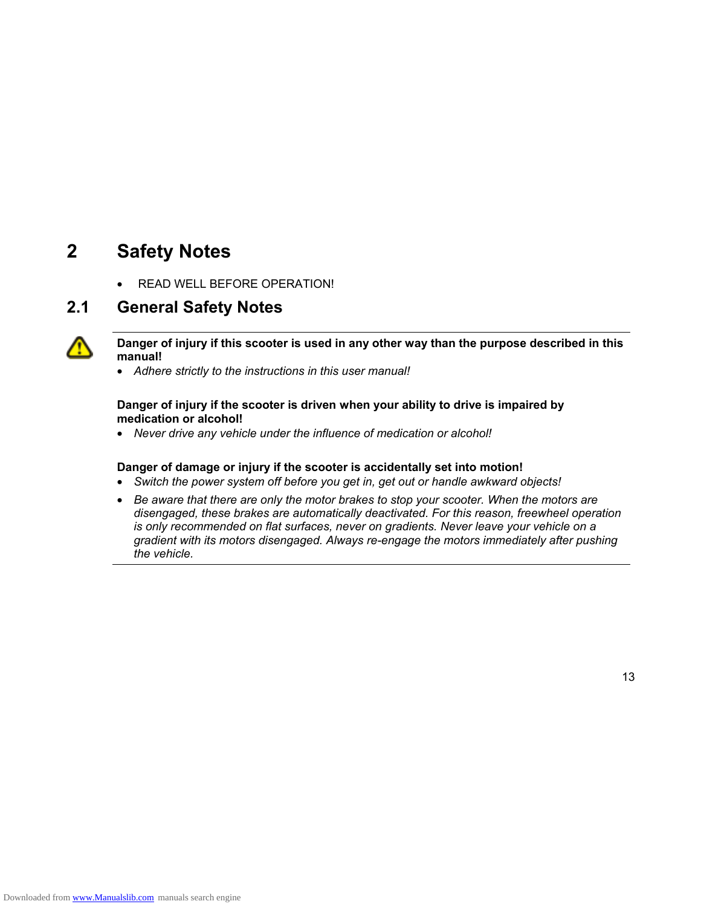# 2 Safety Notes

- READ WELL BEFORE OPERATION!

## 2.1 General Safety Notes

**Danger of injury if this scooter is used in any other way than the purpose described in this manual!**

- *Adhere strictly to the instructions in this user manual!*

**Danger of injury if the scooter is driven when your ability to drive is impaired by medication or alcohol!**

- *Never drive any vehicle under the influence of medication or alcohol!*

**Danger of damage or injury if the scooter is accidentally set into motion!**

- *Switch the power system off before you get in, get out or handle awkward objects!*
- *Be aware that there are only the motor brakes to stop your scooter. When the motors are disengaged, these brakes are automatically deactivated. For this reason, freewheel operation is only recommended on flat surfaces, never on gradients. Never leave your vehicle on a gradient with its motors disengaged. Always re-engage the motors immediately after pushing the vehicle.*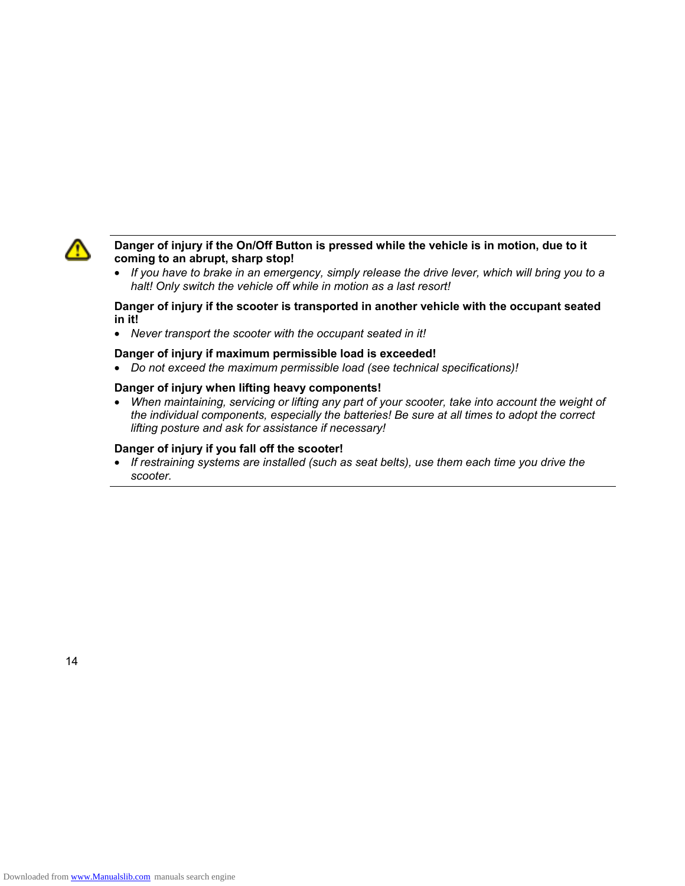**Danger of injury if the On/Off Button is pressed while the vehicle is in motion, due to it coming to an abrupt, sharp stop!**

- *If you have to brake in an emergency, simply release the drive lever, which will bring you to a halt! Only switch the vehicle off while in motion as a last resort!*

**Danger of injury if the scooter is transported in another vehicle with the occupant seated in it!**

- *Never transport the scooter with the occupant seated in it!*

**Danger of injury if maximum permissible load is exceeded!**

- *Do not exceed the maximum permissible load (see technical specifications)!*

**Danger of injury when lifting heavy components!**

- *When maintaining, servicing or lifting any part of your scooter, take into account the weight of the individual components, especially the batteries! Be sure at all times to adopt the correct lifting posture and ask for assistance if necessary!*

**Danger of injury if you fall off the scooter!**

- *If restraining systems are installed (such as seat belts), use them each time you drive the scooter.*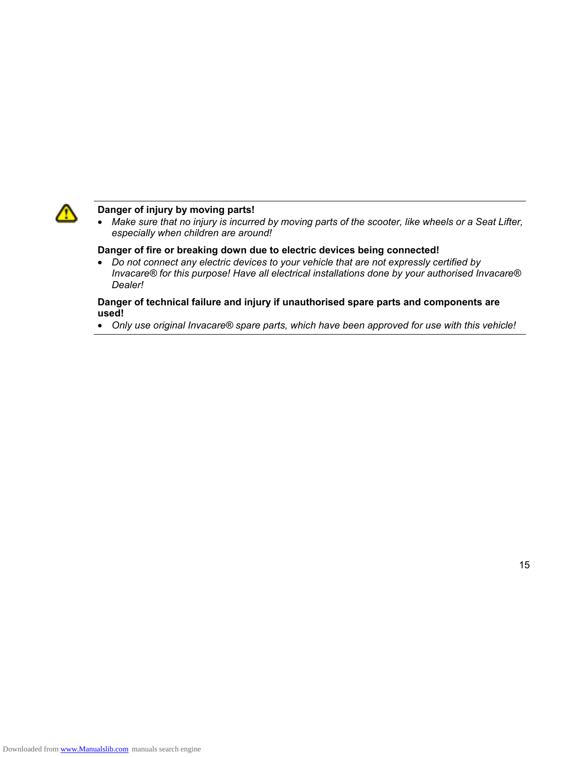**Danger of injury by moving parts!**

- *Make sure that no injury is incurred by moving parts of the scooter, like wheels or a Seat Lifter, especially when children are around!*

**Danger of fire or breaking down due to electric devices being connected!**

- *Do not connect any electric devices to your vehicle that are not expressly certified by Invacare® for this purpose! Have all electrical installations done by your authorised Invacare® Dealer!*

**Danger of technical failure and injury if unauthorised spare parts and components are used!**

- *Only use original Invacare® spare parts, which have been approved for use with this vehicle!*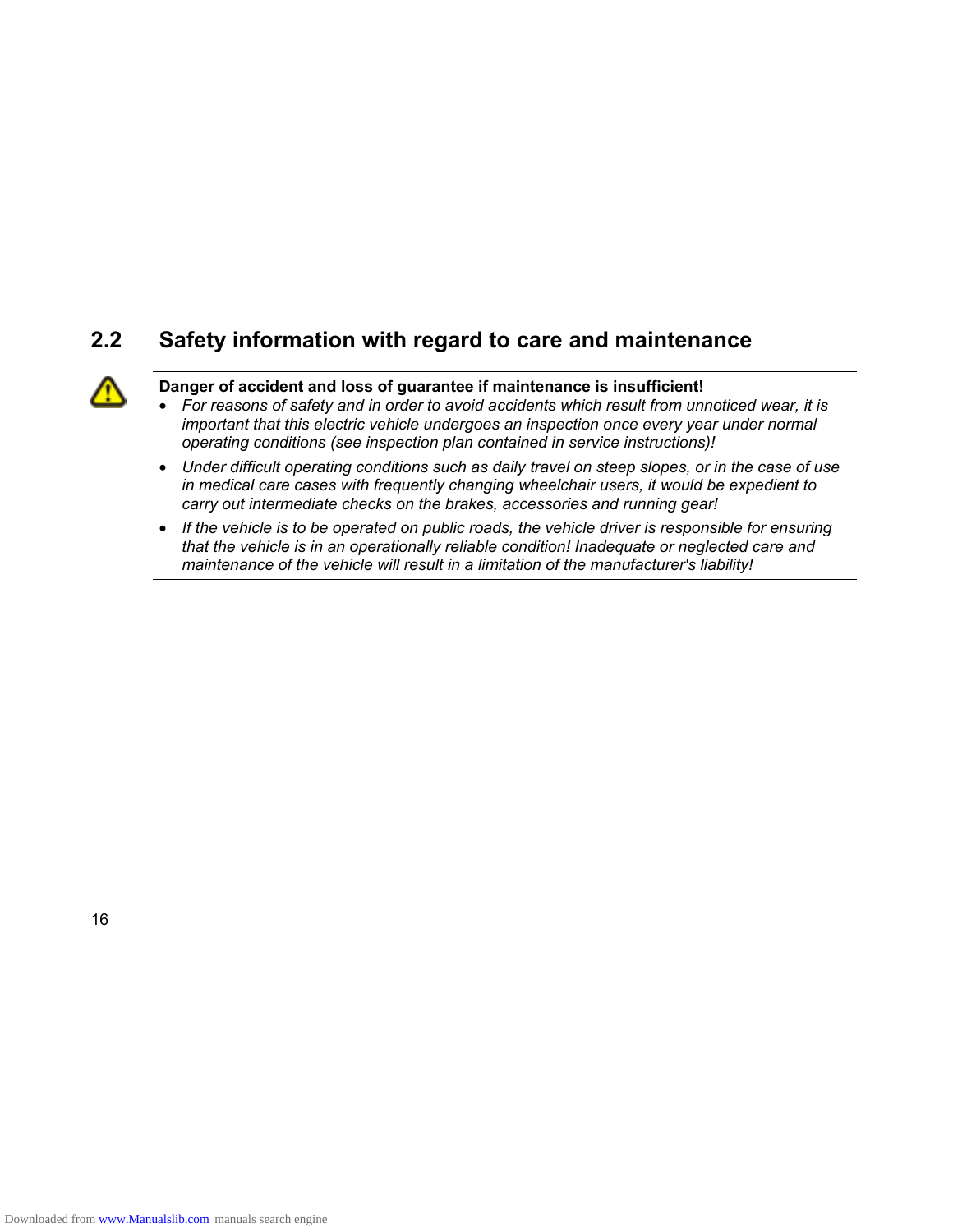## 2.2 Safety information with regard to care and maintenance

**Danger of accident and loss of guarantee if maintenance is insufficient!**

- *For reasons of safety and in order to avoid accidents which result from unnoticed wear, it is important that this electric vehicle undergoes an inspection once every year under normal operating conditions (see inspection plan contained in service instructions)!*
- *Under difficult operating conditions such as daily travel on steep slopes, or in the case of use in medical care cases with frequently changing wheelchair users, it would be expedient to carry out intermediate checks on the brakes, accessories and running gear!*
- *If the vehicle is to be operated on public roads, the vehicle driver is responsible for ensuring that the vehicle is in an operationally reliable condition! Inadequate or neglected care and maintenance of the vehicle will result in a limitation of the manufacturer's liability!*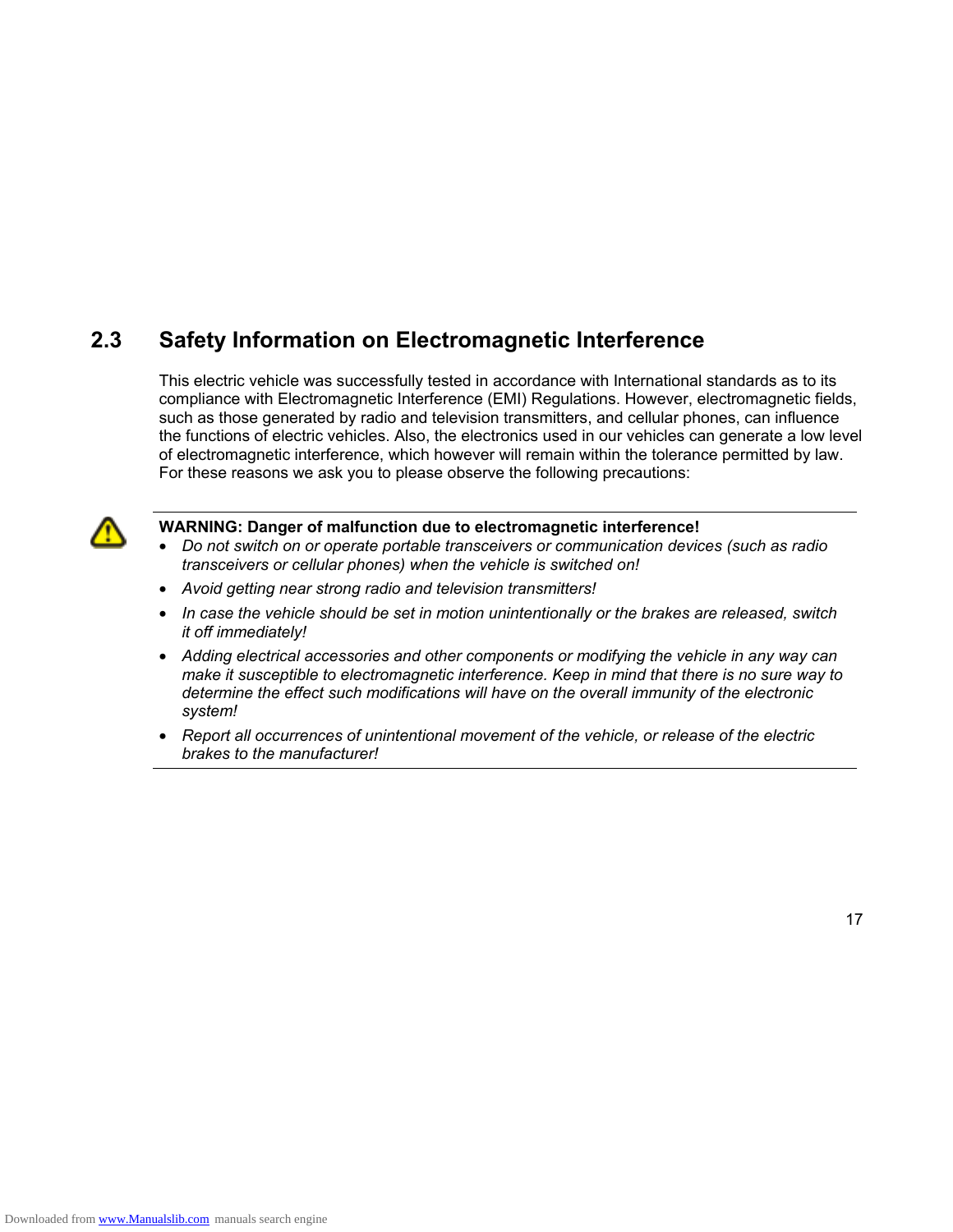## 2.3 Safety Information on Electromagnetic Interference

This electric vehicle was successfully tested in accordance with International standards as to its compliance with Electromagnetic Interference (EMI) Regulations. However, electromagnetic fields, such as those generated by radio and television transmitters, and cellular phones, can influence the functions of electric vehicles. Also, the electronics used in our vehicles can generate a low level of electromagnetic interference, which however will remain within the tolerance permitted by law. For these reasons we ask you to please observe the following precautions:

---

**WARNING: Danger of malfunction due to electromagnetic interference!**

- *Do not switch on or operate portable transceivers or communication devices (such as radio transceivers or cellular phones) when the vehicle is switched on!*
- *Avoid getting near strong radio and television transmitters!*
- *In case the vehicle should be set in motion unintentionally or the brakes are released, switch it off immediately!*
- *Adding electrical accessories and other components or modifying the vehicle in any way can make it susceptible to electromagnetic interference. Keep in mind that there is no sure way to determine the effect such modifications will have on the overall immunity of the electronic system!*
- *Report all occurrences of unintentional movement of the vehicle, or release of the electric brakes to the manufacturer!*

---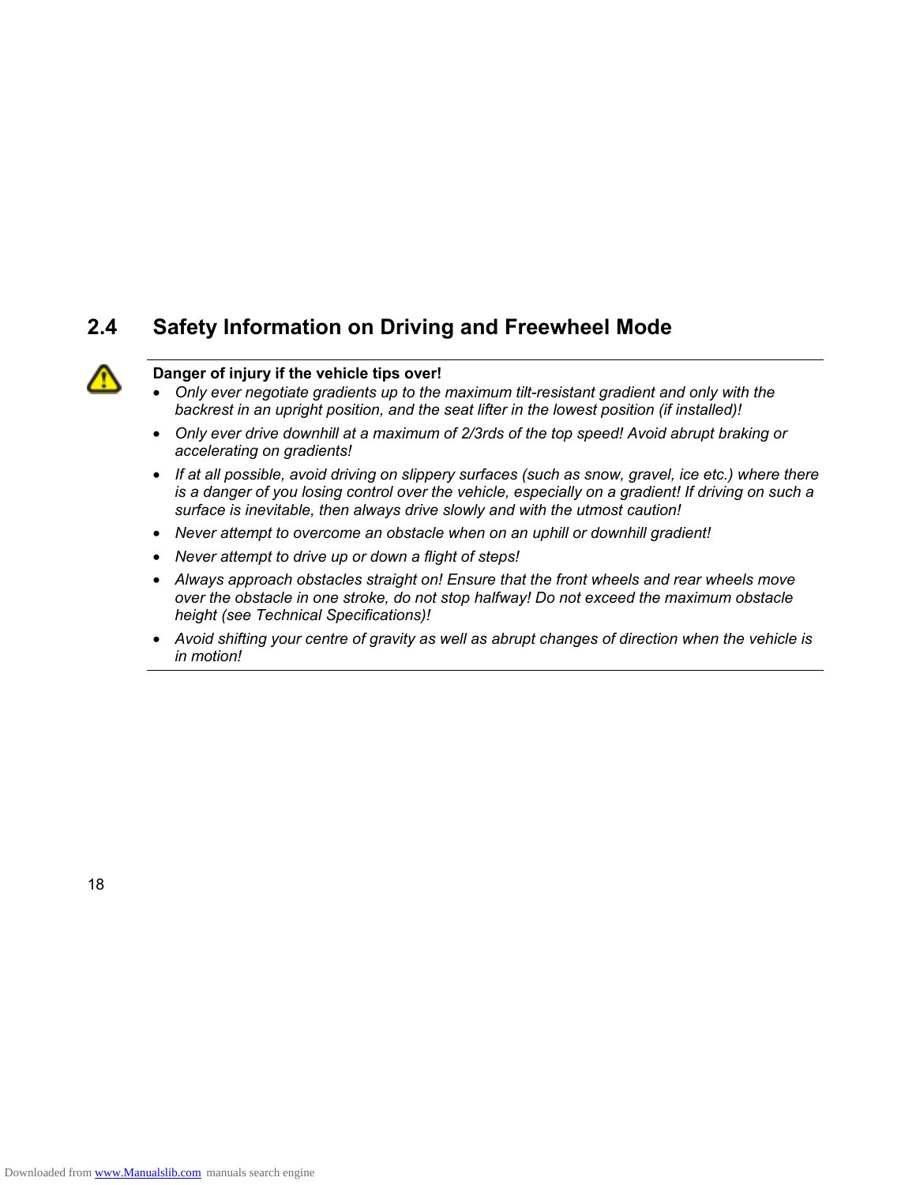## 2.4 Safety Information on Driving and Freewheel Mode

**Danger of injury if the vehicle tips over!**

- *Only ever negotiate gradients up to the maximum tilt-resistant gradient and only with the backrest in an upright position, and the seat lifter in the lowest position (if installed)!*
- *Only ever drive downhill at a maximum of 2/3rds of the top speed! Avoid abrupt braking or accelerating on gradients!*
- *If at all possible, avoid driving on slippery surfaces (such as snow, gravel, ice etc.) where there is a danger of you losing control over the vehicle, especially on a gradient! If driving on such a surface is inevitable, then always drive slowly and with the utmost caution!*
- *Never attempt to overcome an obstacle when on an uphill or downhill gradient!*
- *Never attempt to drive up or down a flight of steps!*
- *Always approach obstacles straight on! Ensure that the front wheels and rear wheels move over the obstacle in one stroke, do not stop halfway! Do not exceed the maximum obstacle height (see Technical Specifications)!*
- *Avoid shifting your centre of gravity as well as abrupt changes of direction when the vehicle is in motion!*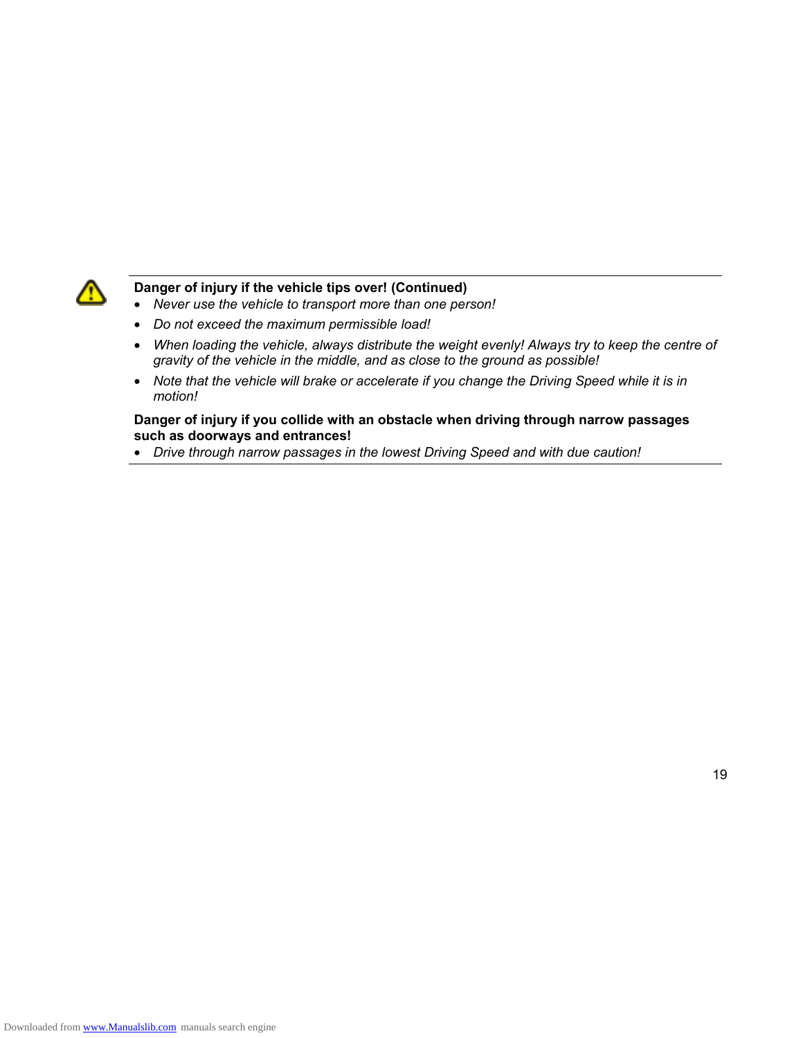**Danger of injury if the vehicle tips over! (Continued)**

- *Never use the vehicle to transport more than one person!*
- *Do not exceed the maximum permissible load!*
- *When loading the vehicle, always distribute the weight evenly! Always try to keep the centre of gravity of the vehicle in the middle, and as close to the ground as possible!*
- *Note that the vehicle will brake or accelerate if you change the Driving Speed while it is in motion!*

**Danger of injury if you collide with an obstacle when driving through narrow passages such as doorways and entrances!**

- *Drive through narrow passages in the lowest Driving Speed and with due caution!*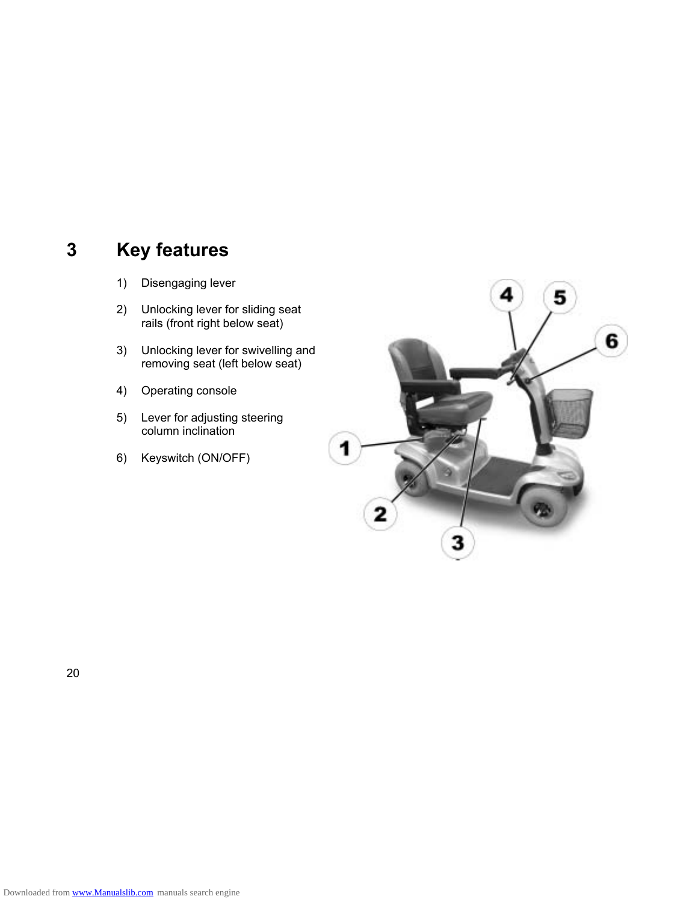# 3 Key features

1) Disengaging lever
2) Unlocking lever for sliding seat rails (front right below seat)
3) Unlocking lever for swivelling and removing seat (left below seat)
4) Operating console
5) Lever for adjusting steering column inclination
6) Keyswitch (ON/OFF)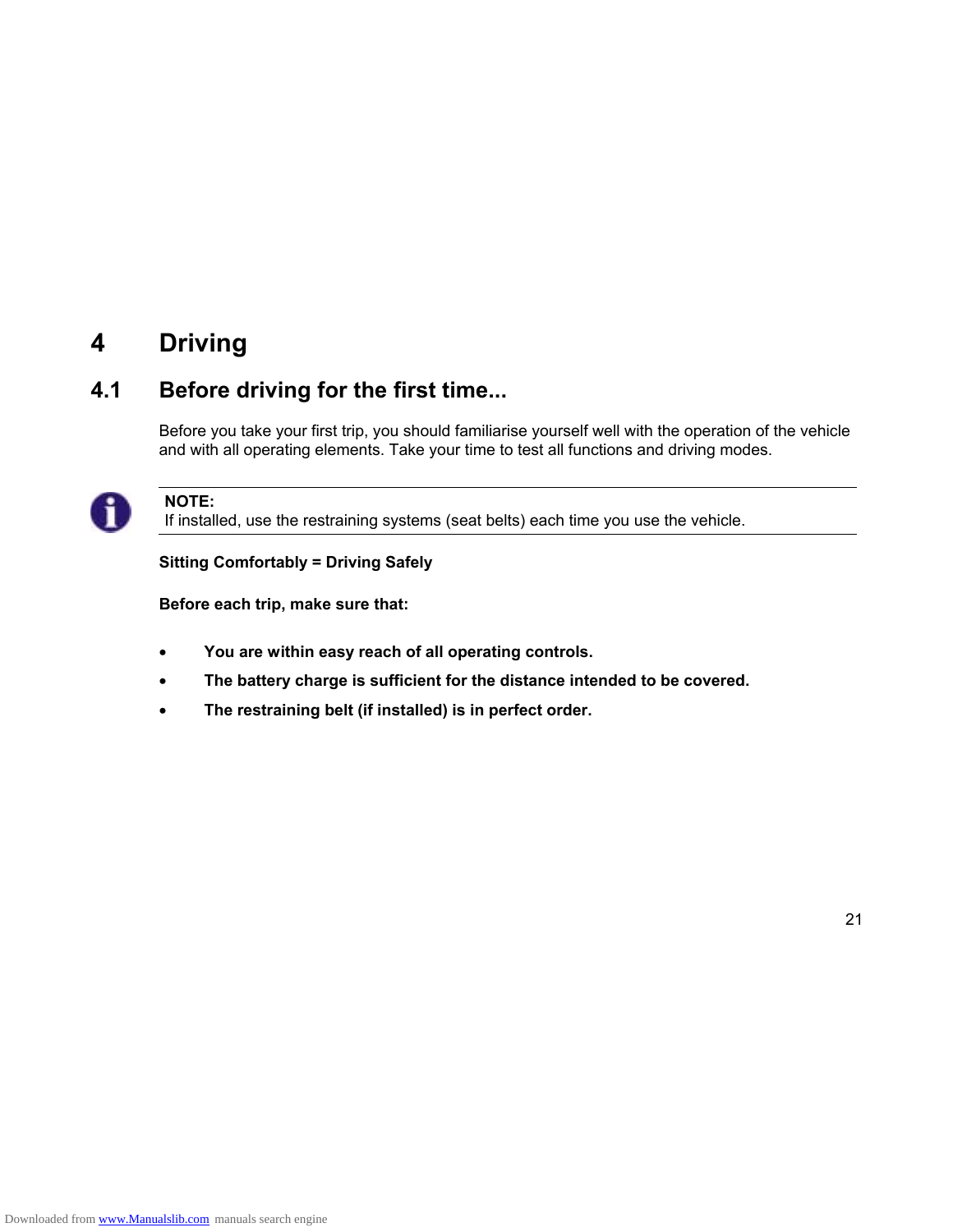# 4 Driving

## 4.1 Before driving for the first time...

Before you take your first trip, you should familiarise yourself well with the operation of the vehicle and with all operating elements. Take your time to test all functions and driving modes.

**NOTE:**
If installed, use the restraining systems (seat belts) each time you use the vehicle.

**Sitting Comfortably = Driving Safely**

**Before each trip, make sure that:**

- **You are within easy reach of all operating controls.**
- **The battery charge is sufficient for the distance intended to be covered.**
- **The restraining belt (if installed) is in perfect order.**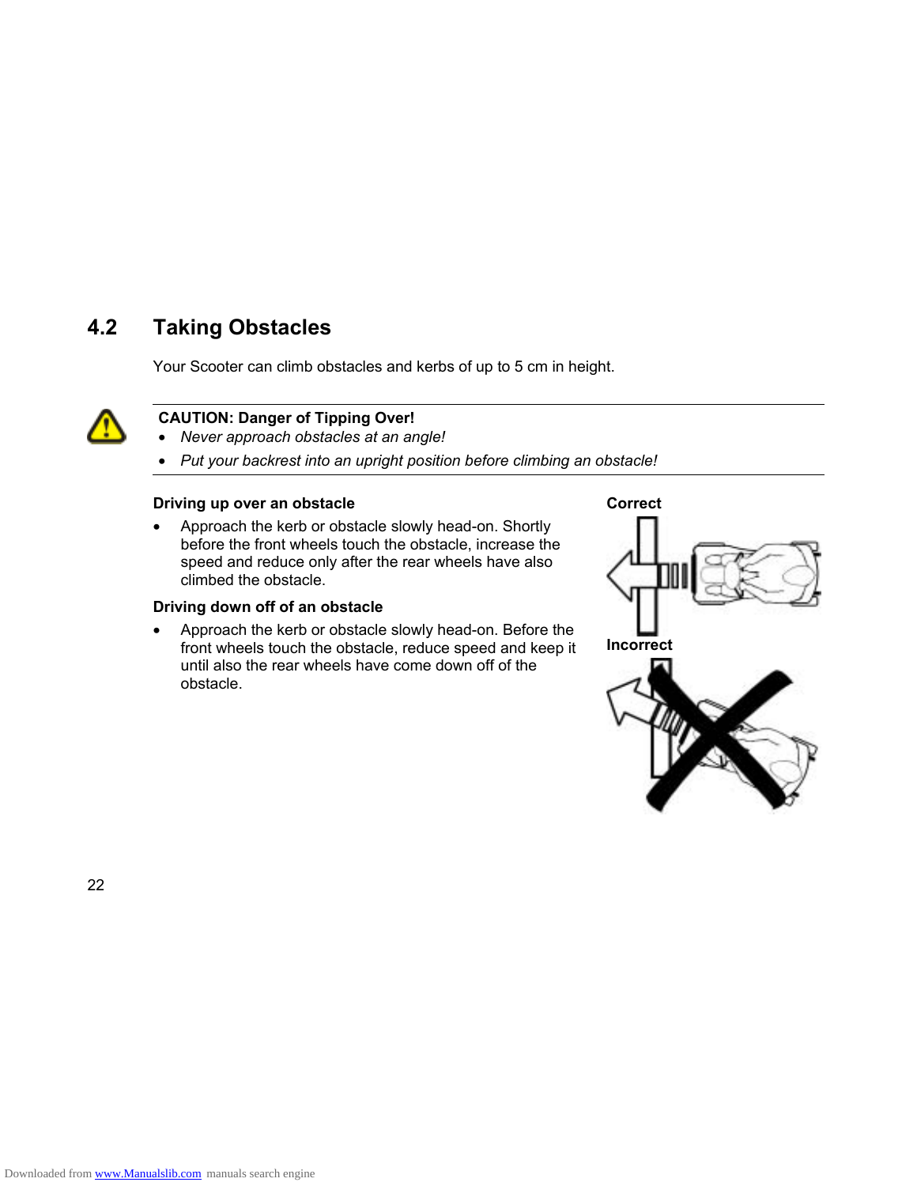## 4.2 Taking Obstacles

Your Scooter can climb obstacles and kerbs of up to 5 cm in height.

**CAUTION: Danger of Tipping Over!**

- *Never approach obstacles at an angle!*
- *Put your backrest into an upright position before climbing an obstacle!*

**Driving up over an obstacle**

- Approach the kerb or obstacle slowly head-on. Shortly before the front wheels touch the obstacle, increase the speed and reduce only after the rear wheels have also climbed the obstacle.

**Driving down off of an obstacle**

- Approach the kerb or obstacle slowly head-on. Before the front wheels touch the obstacle, reduce speed and keep it until also the rear wheels have come down off of the obstacle.

**Correct**

**Incorrect**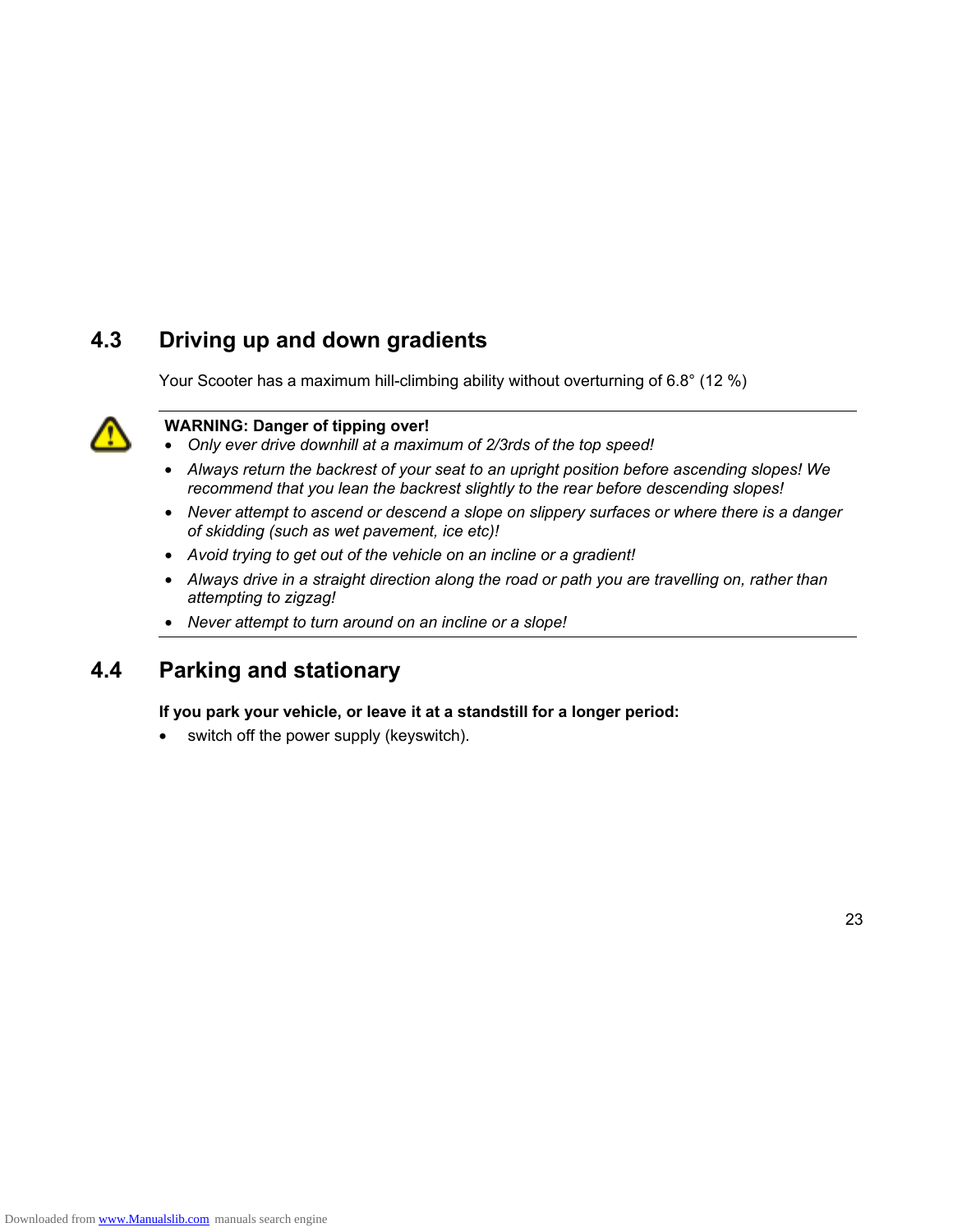## 4.3 Driving up and down gradients

Your Scooter has a maximum hill-climbing ability without overturning of 6.8° (12 %)

**WARNING: Danger of tipping over!**

- *Only ever drive downhill at a maximum of 2/3rds of the top speed!*
- *Always return the backrest of your seat to an upright position before ascending slopes! We recommend that you lean the backrest slightly to the rear before descending slopes!*
- *Never attempt to ascend or descend a slope on slippery surfaces or where there is a danger of skidding (such as wet pavement, ice etc)!*
- *Avoid trying to get out of the vehicle on an incline or a gradient!*
- *Always drive in a straight direction along the road or path you are travelling on, rather than attempting to zigzag!*
- *Never attempt to turn around on an incline or a slope!*

## 4.4 Parking and stationary

**If you park your vehicle, or leave it at a standstill for a longer period:**

- switch off the power supply (keyswitch).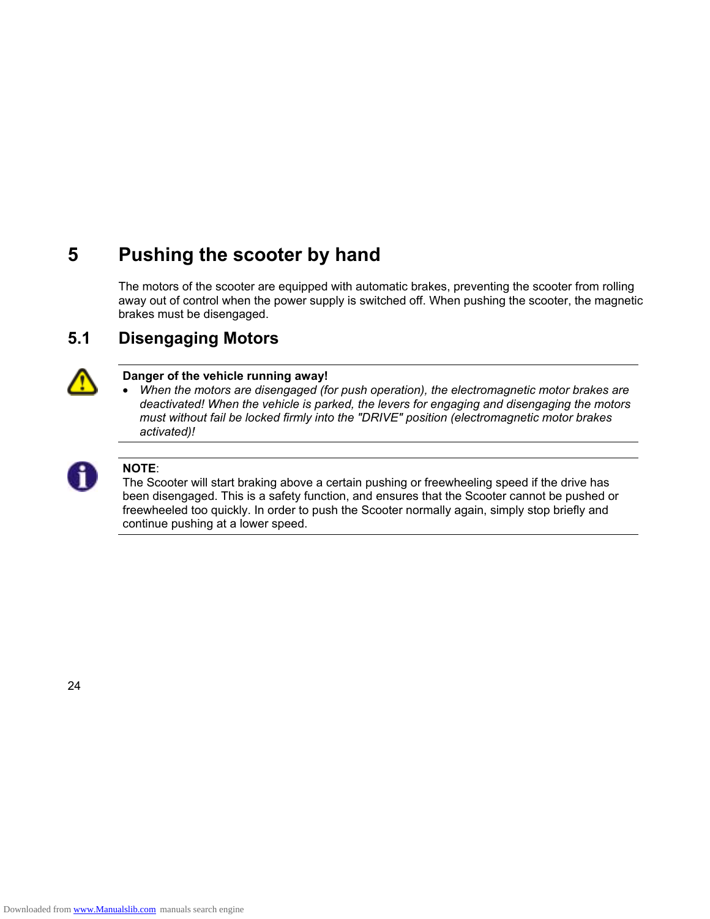# 5 Pushing the scooter by hand

The motors of the scooter are equipped with automatic brakes, preventing the scooter from rolling away out of control when the power supply is switched off. When pushing the scooter, the magnetic brakes must be disengaged.

## 5.1 Disengaging Motors

**Danger of the vehicle running away!**

- *When the motors are disengaged (for push operation), the electromagnetic motor brakes are deactivated! When the vehicle is parked, the levers for engaging and disengaging the motors must without fail be locked firmly into the "DRIVE" position (electromagnetic motor brakes activated)!*

**NOTE**:
The Scooter will start braking above a certain pushing or freewheeling speed if the drive has been disengaged. This is a safety function, and ensures that the Scooter cannot be pushed or freewheeled too quickly. In order to push the Scooter normally again, simply stop briefly and continue pushing at a lower speed.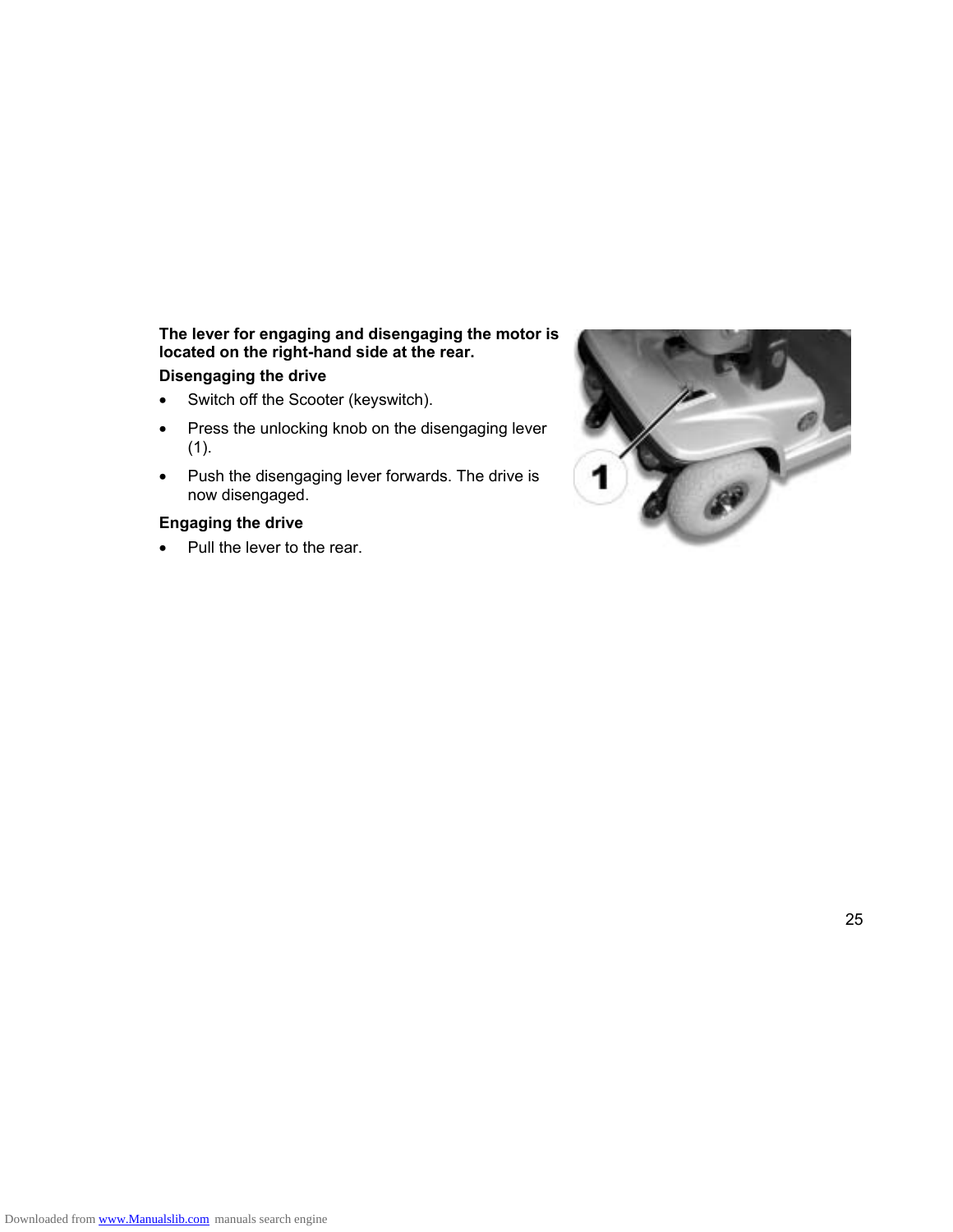**The lever for engaging and disengaging the motor is located on the right-hand side at the rear.**

**Disengaging the drive**

- Switch off the Scooter (keyswitch).
- Press the unlocking knob on the disengaging lever (1).
- Push the disengaging lever forwards. The drive is now disengaged.

**Engaging the drive**

- Pull the lever to the rear.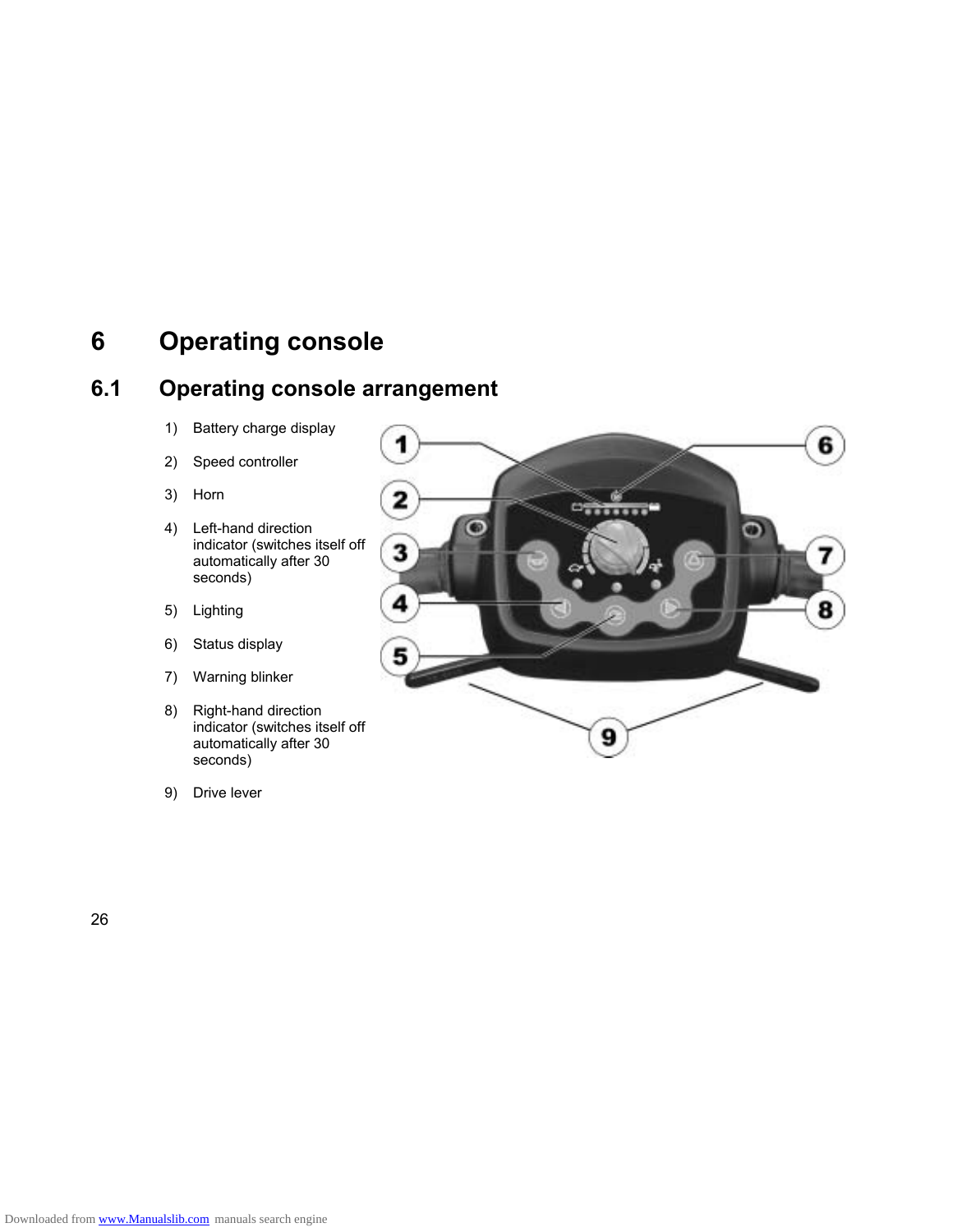# 6 Operating console

## 6.1 Operating console arrangement

1) Battery charge display
2) Speed controller
3) Horn
4) Left-hand direction indicator (switches itself off automatically after 30 seconds)
5) Lighting
6) Status display
7) Warning blinker
8) Right-hand direction indicator (switches itself off automatically after 30 seconds)
9) Drive lever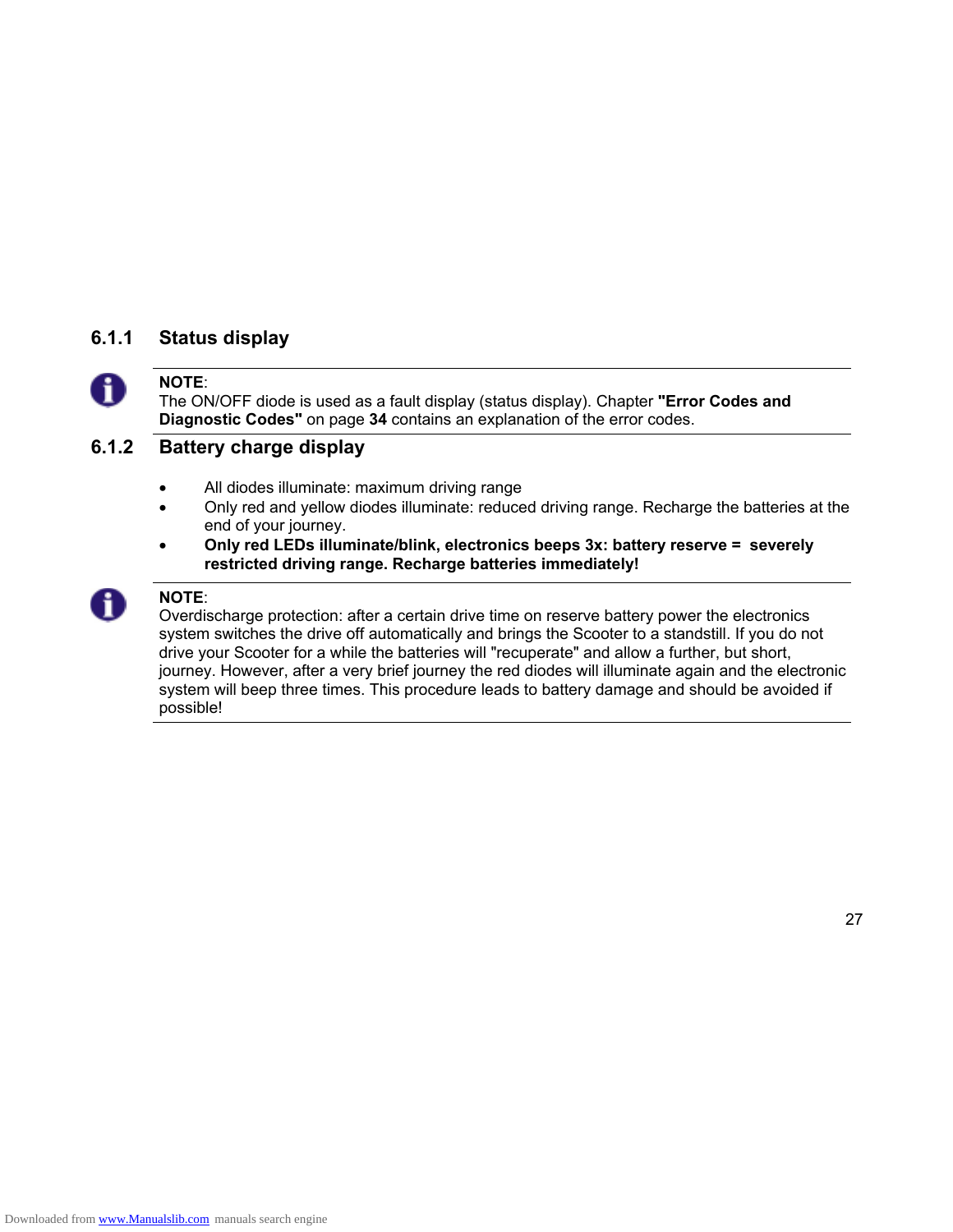### 6.1.1 Status display

**NOTE**:
The ON/OFF diode is used as a fault display (status display). Chapter **"Error Codes and Diagnostic Codes"** on page **34** contains an explanation of the error codes.

### 6.1.2 Battery charge display

- All diodes illuminate: maximum driving range
- Only red and yellow diodes illuminate: reduced driving range. Recharge the batteries at the end of your journey.
- **Only red LEDs illuminate/blink, electronics beeps 3x: battery reserve = severely restricted driving range. Recharge batteries immediately!**

**NOTE**:
Overdischarge protection: after a certain drive time on reserve battery power the electronics system switches the drive off automatically and brings the Scooter to a standstill. If you do not drive your Scooter for a while the batteries will "recuperate" and allow a further, but short, journey. However, after a very brief journey the red diodes will illuminate again and the electronic system will beep three times. This procedure leads to battery damage and should be avoided if possible!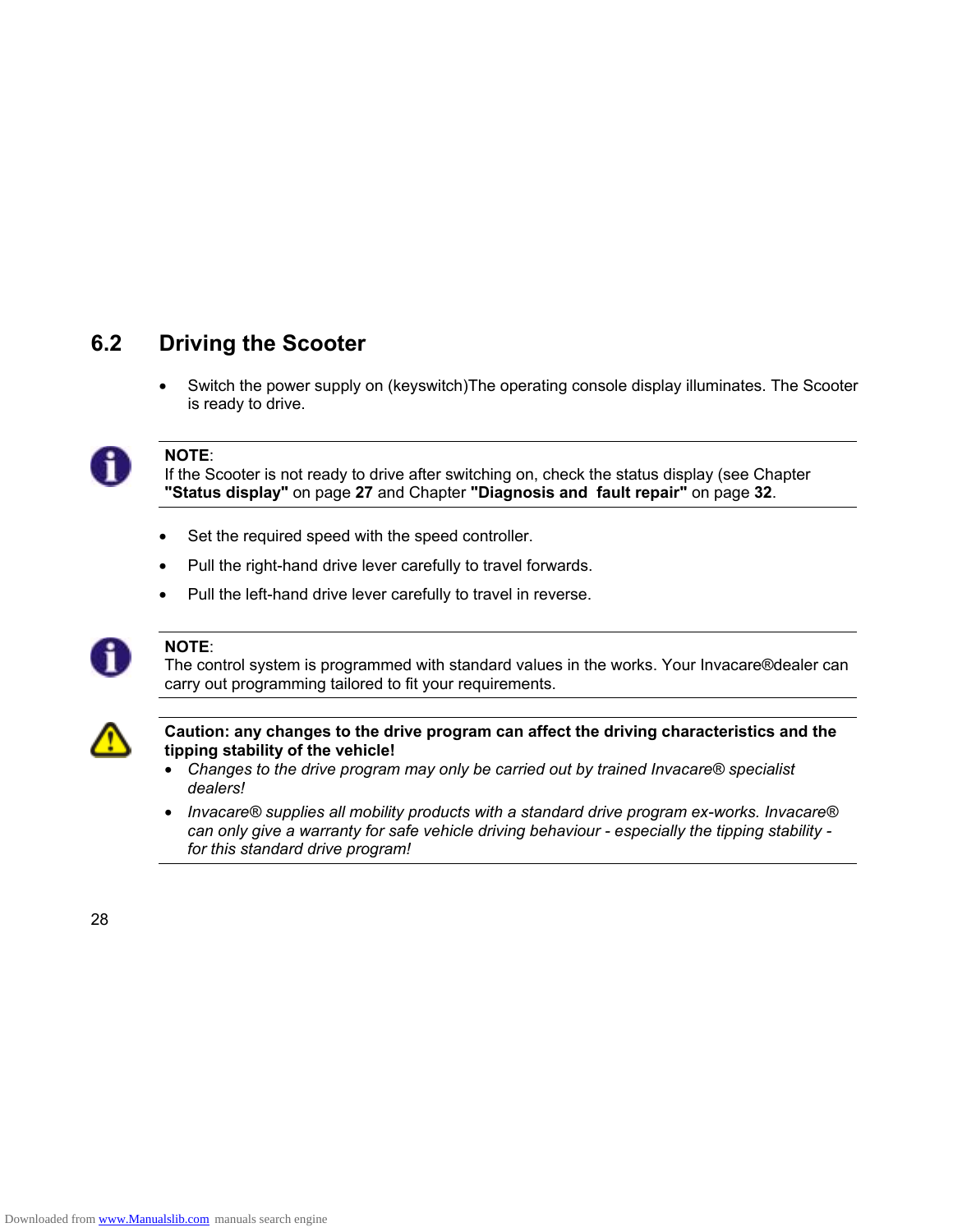## 6.2 Driving the Scooter

- Switch the power supply on (keyswitch)The operating console display illuminates. The Scooter is ready to drive.

---

**NOTE**:
If the Scooter is not ready to drive after switching on, check the status display (see Chapter **"Status display"** on page **27** and Chapter **"Diagnosis and fault repair"** on page **32**.

---

- Set the required speed with the speed controller.
- Pull the right-hand drive lever carefully to travel forwards.
- Pull the left-hand drive lever carefully to travel in reverse.

---

**NOTE**:
The control system is programmed with standard values in the works. Your Invacare®dealer can carry out programming tailored to fit your requirements.

---

**Caution: any changes to the drive program can affect the driving characteristics and the tipping stability of the vehicle!**

- *Changes to the drive program may only be carried out by trained Invacare® specialist dealers!*
- *Invacare® supplies all mobility products with a standard drive program ex-works. Invacare® can only give a warranty for safe vehicle driving behaviour - especially the tipping stability - for this standard drive program!*

---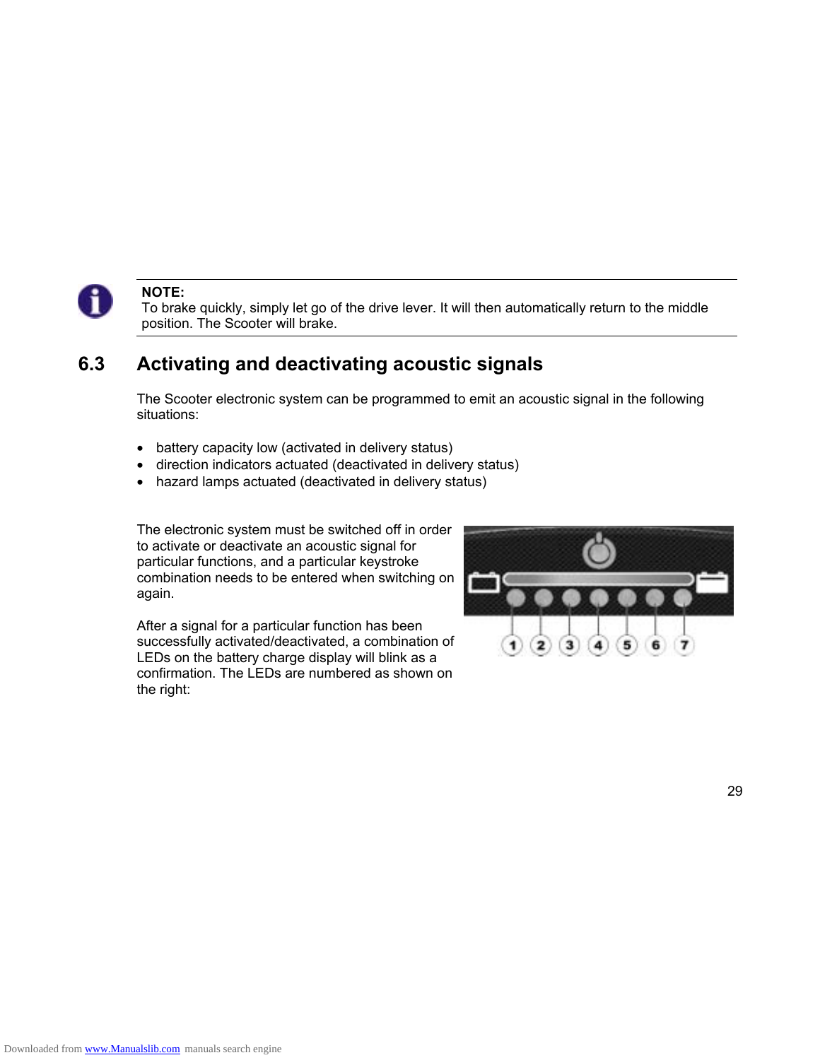**NOTE:**
To brake quickly, simply let go of the drive lever. It will then automatically return to the middle position. The Scooter will brake.

## 6.3 Activating and deactivating acoustic signals

The Scooter electronic system can be programmed to emit an acoustic signal in the following situations:

- battery capacity low (activated in delivery status)
- direction indicators actuated (deactivated in delivery status)
- hazard lamps actuated (deactivated in delivery status)

The electronic system must be switched off in order to activate or deactivate an acoustic signal for particular functions, and a particular keystroke combination needs to be entered when switching on again.

After a signal for a particular function has been successfully activated/deactivated, a combination of LEDs on the battery charge display will blink as a confirmation. The LEDs are numbered as shown on the right: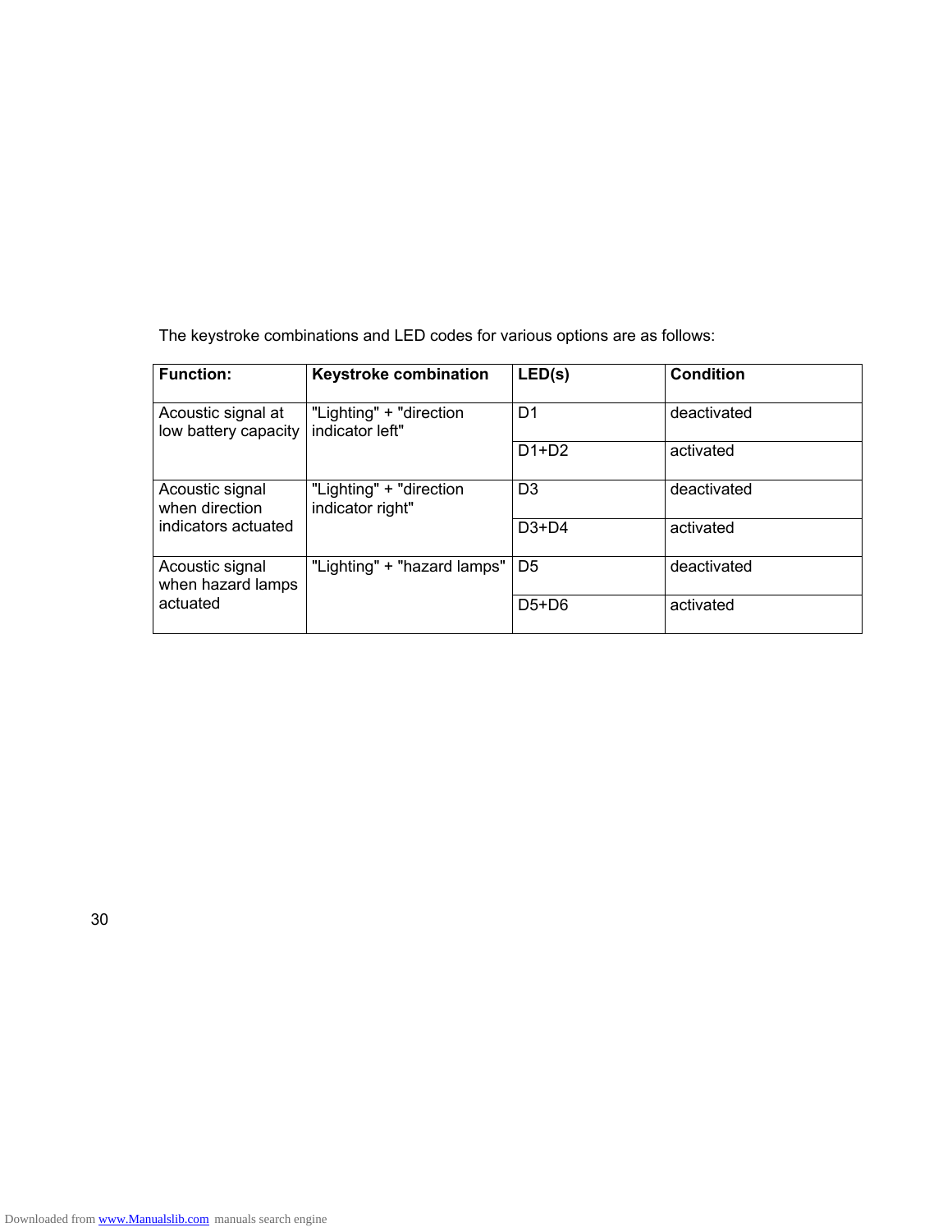The keystroke combinations and LED codes for various options are as follows:

| **Function:** | **Keystroke combination** | **LED(s)** | **Condition** |
|---|---|---|---|
| Acoustic signal at low battery capacity | "Lighting" + "direction indicator left" | D1 | deactivated |
| | | D1+D2 | activated |
| Acoustic signal when direction indicators actuated | "Lighting" + "direction indicator right" | D3 | deactivated |
| | | D3+D4 | activated |
| Acoustic signal when hazard lamps actuated | "Lighting" + "hazard lamps" | D5 | deactivated |
| | | D5+D6 | activated |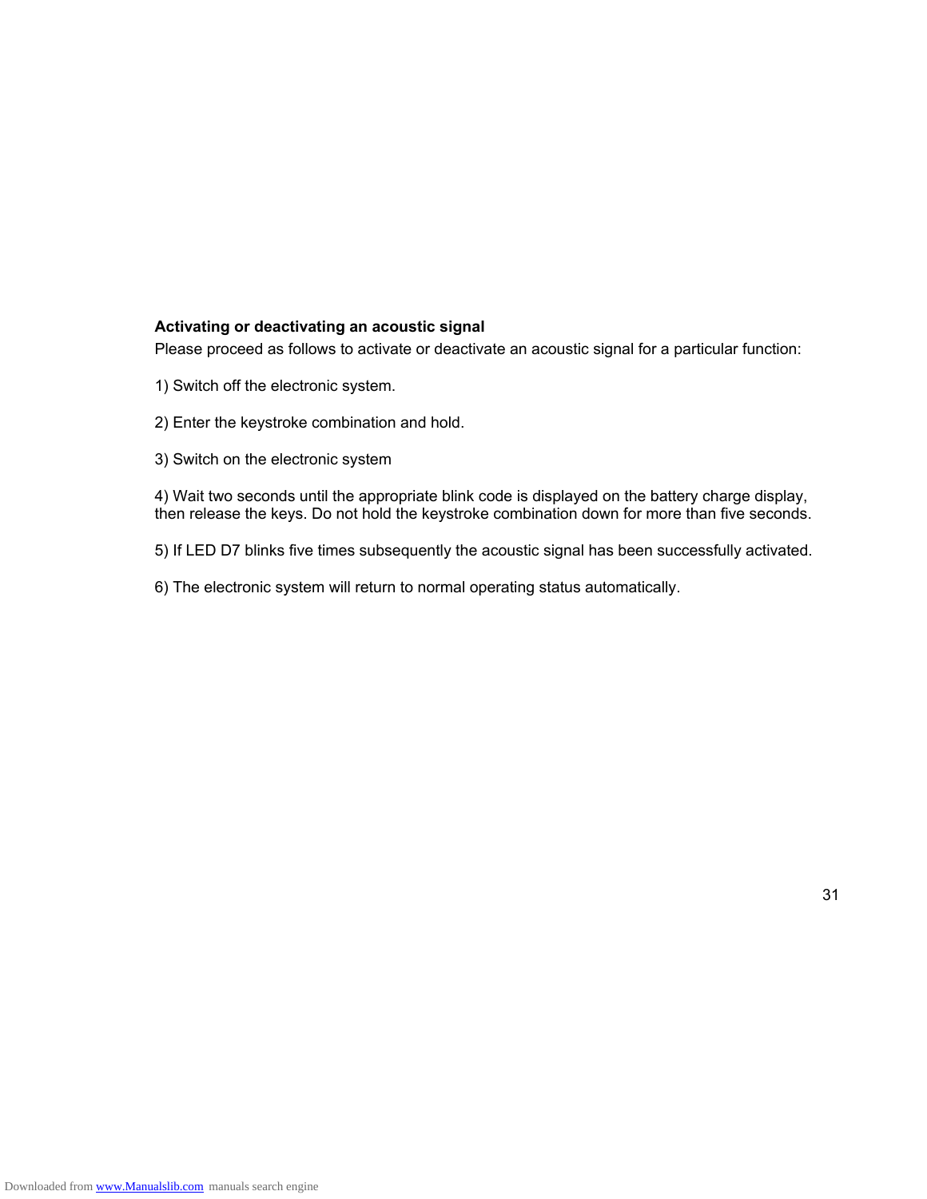**Activating or deactivating an acoustic signal**

Please proceed as follows to activate or deactivate an acoustic signal for a particular function:

1) Switch off the electronic system.

2) Enter the keystroke combination and hold.

3) Switch on the electronic system

4) Wait two seconds until the appropriate blink code is displayed on the battery charge display, then release the keys. Do not hold the keystroke combination down for more than five seconds.

5) If LED D7 blinks five times subsequently the acoustic signal has been successfully activated.

6) The electronic system will return to normal operating status automatically.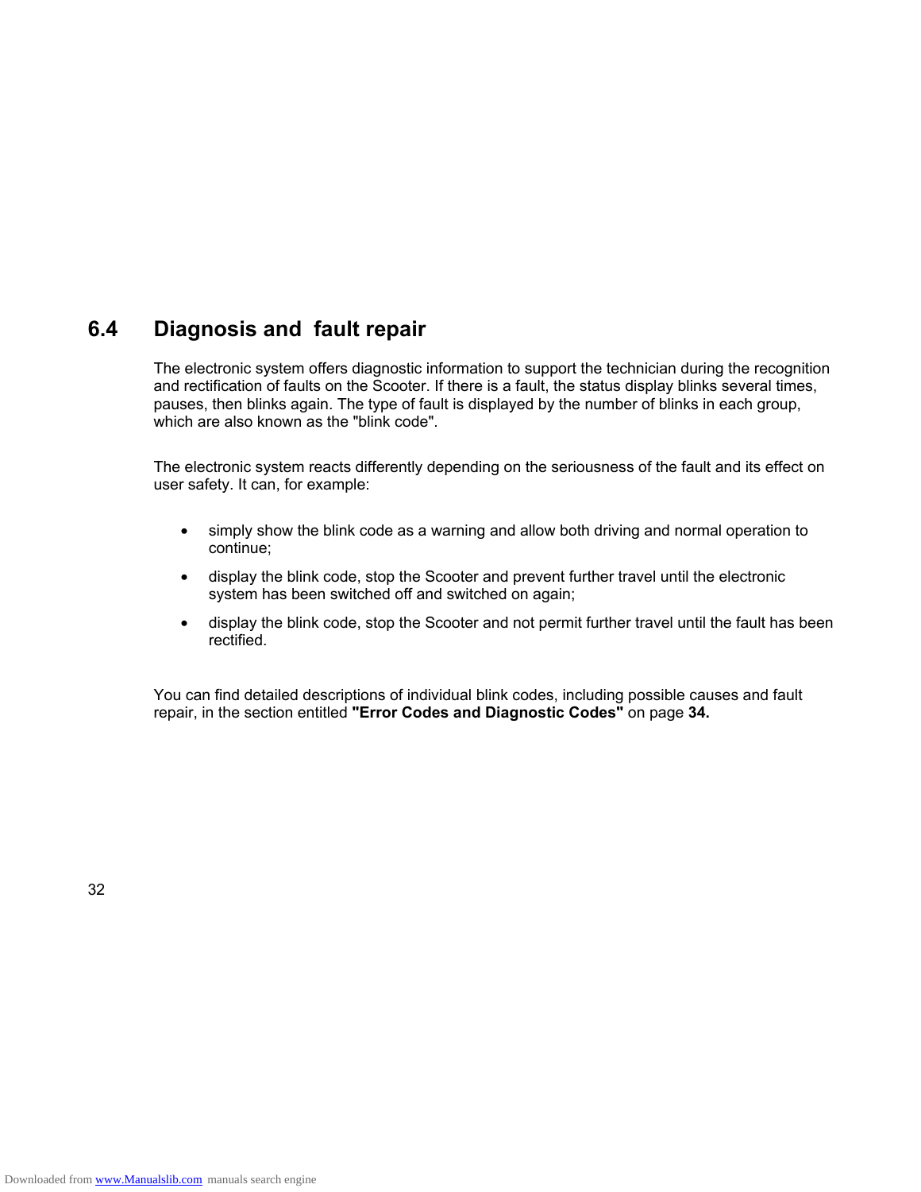## 6.4 Diagnosis and fault repair

The electronic system offers diagnostic information to support the technician during the recognition and rectification of faults on the Scooter. If there is a fault, the status display blinks several times, pauses, then blinks again. The type of fault is displayed by the number of blinks in each group, which are also known as the "blink code".

The electronic system reacts differently depending on the seriousness of the fault and its effect on user safety. It can, for example:

- simply show the blink code as a warning and allow both driving and normal operation to continue;
- display the blink code, stop the Scooter and prevent further travel until the electronic system has been switched off and switched on again;
- display the blink code, stop the Scooter and not permit further travel until the fault has been rectified.

You can find detailed descriptions of individual blink codes, including possible causes and fault repair, in the section entitled **"Error Codes and Diagnostic Codes"** on page **34.**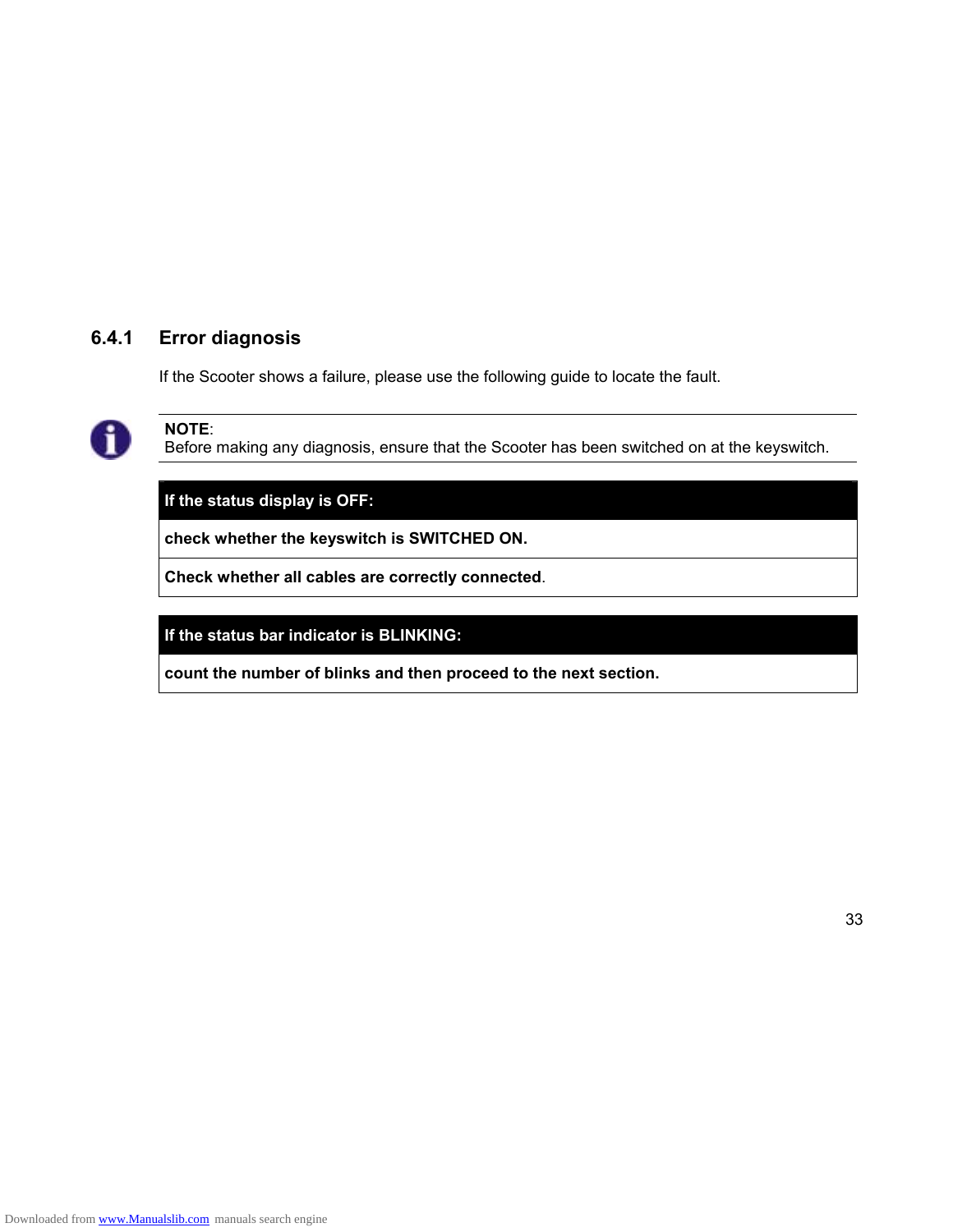### 6.4.1 Error diagnosis

If the Scooter shows a failure, please use the following guide to locate the fault.

**NOTE**:
Before making any diagnosis, ensure that the Scooter has been switched on at the keyswitch.

| **If the status display is OFF:** |
|---|
| **check whether the keyswitch is SWITCHED ON.** |
| **Check whether all cables are correctly connected**. |

| **If the status bar indicator is BLINKING:** |
|---|
| **count the number of blinks and then proceed to the next section.** |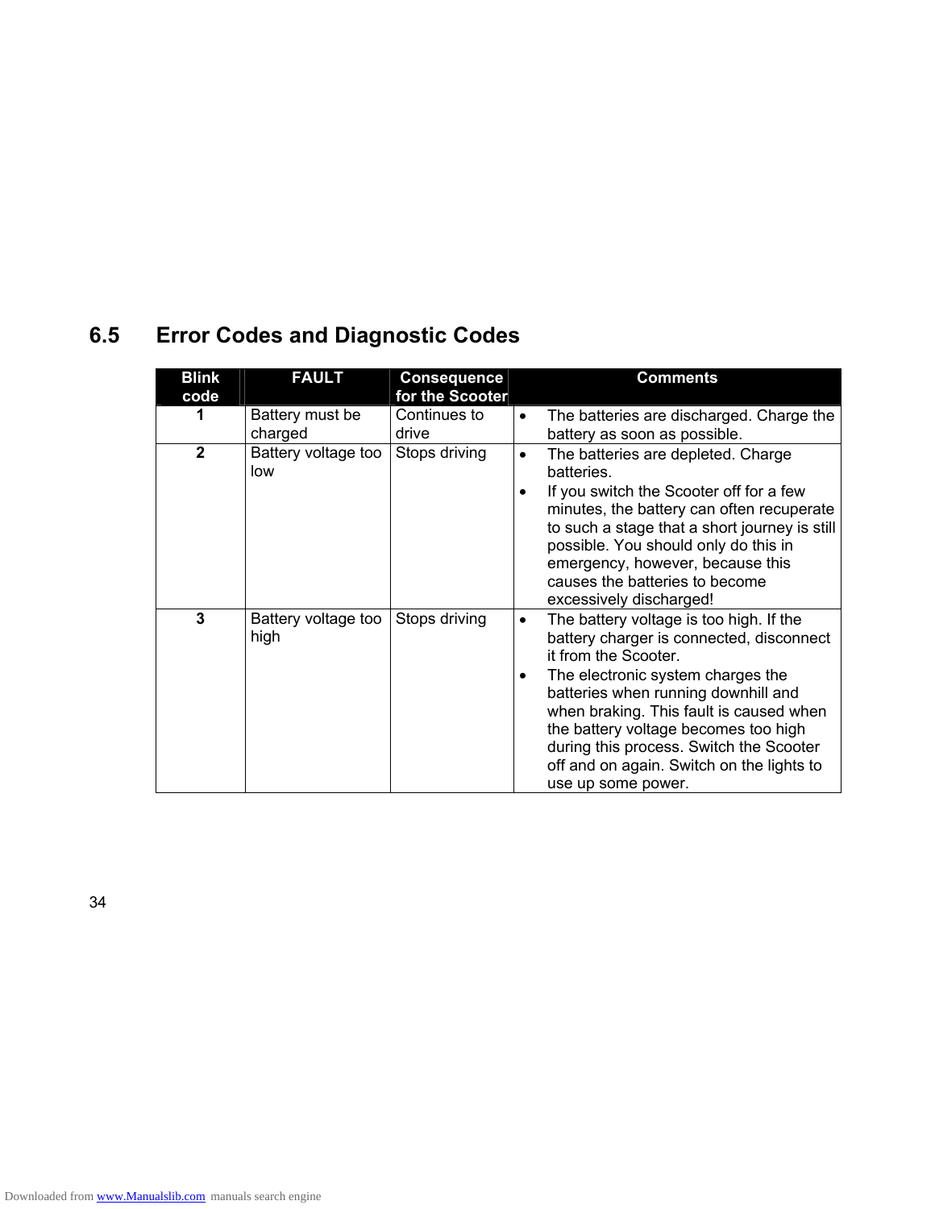## 6.5 Error Codes and Diagnostic Codes

| Blink code | FAULT | Consequence for the Scooter | Comments |
|---|---|---|---|
| 1 | Battery must be charged | Continues to drive | • The batteries are discharged. Charge the battery as soon as possible. |
| 2 | Battery voltage too low | Stops driving | • The batteries are depleted. Charge batteries.<br>• If you switch the Scooter off for a few minutes, the battery can often recuperate to such a stage that a short journey is still possible. You should only do this in emergency, however, because this causes the batteries to become excessively discharged! |
| 3 | Battery voltage too high | Stops driving | • The battery voltage is too high. If the battery charger is connected, disconnect it from the Scooter.<br>• The electronic system charges the batteries when running downhill and when braking. This fault is caused when the battery voltage becomes too high during this process. Switch the Scooter off and on again. Switch on the lights to use up some power. |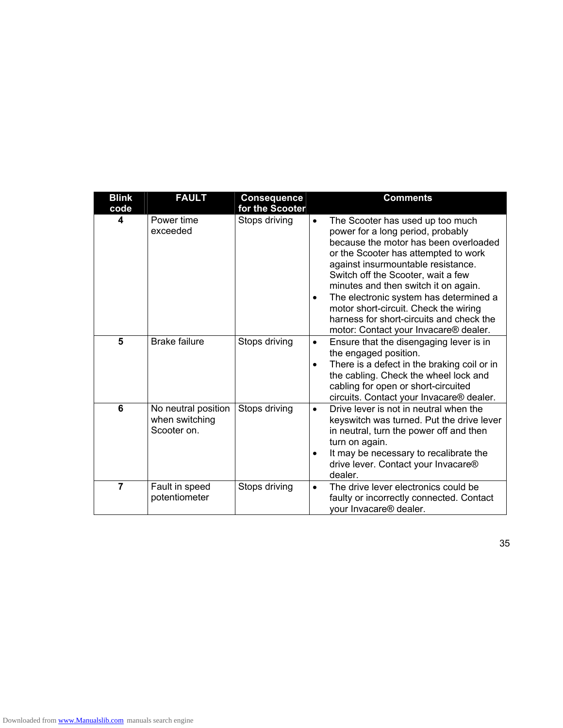| Blink code | FAULT | Consequence for the Scooter | Comments |
|---|---|---|---|
| 4 | Power time exceeded | Stops driving | • The Scooter has used up too much power for a long period, probably because the motor has been overloaded or the Scooter has attempted to work against insurmountable resistance. Switch off the Scooter, wait a few minutes and then switch it on again.<br>• The electronic system has determined a motor short-circuit. Check the wiring harness for short-circuits and check the motor: Contact your Invacare® dealer. |
| 5 | Brake failure | Stops driving | • Ensure that the disengaging lever is in the engaged position.<br>• There is a defect in the braking coil or in the cabling. Check the wheel lock and cabling for open or short-circuited circuits. Contact your Invacare® dealer. |
| 6 | No neutral position when switching Scooter on. | Stops driving | • Drive lever is not in neutral when the keyswitch was turned. Put the drive lever in neutral, turn the power off and then turn on again.<br>• It may be necessary to recalibrate the drive lever. Contact your Invacare® dealer. |
| 7 | Fault in speed potentiometer | Stops driving | • The drive lever electronics could be faulty or incorrectly connected. Contact your Invacare® dealer. |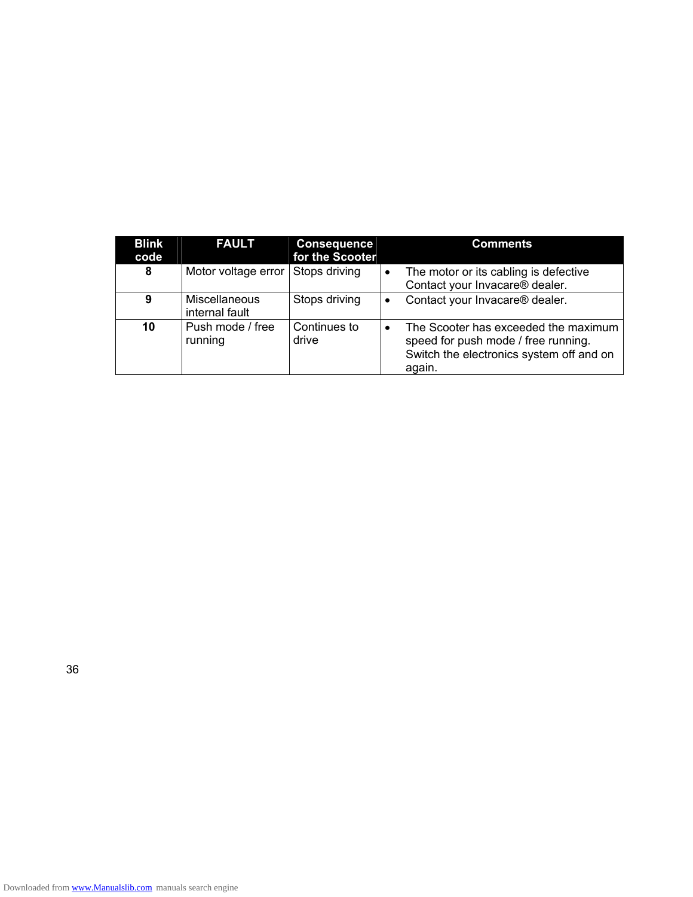| Blink code | FAULT | Consequence for the Scooter | Comments |
| --- | --- | --- | --- |
| **8** | Motor voltage error | Stops driving | • The motor or its cabling is defective Contact your Invacare® dealer. |
| **9** | Miscellaneous internal fault | Stops driving | • Contact your Invacare® dealer. |
| **10** | Push mode / free running | Continues to drive | • The Scooter has exceeded the maximum speed for push mode / free running. Switch the electronics system off and on again. |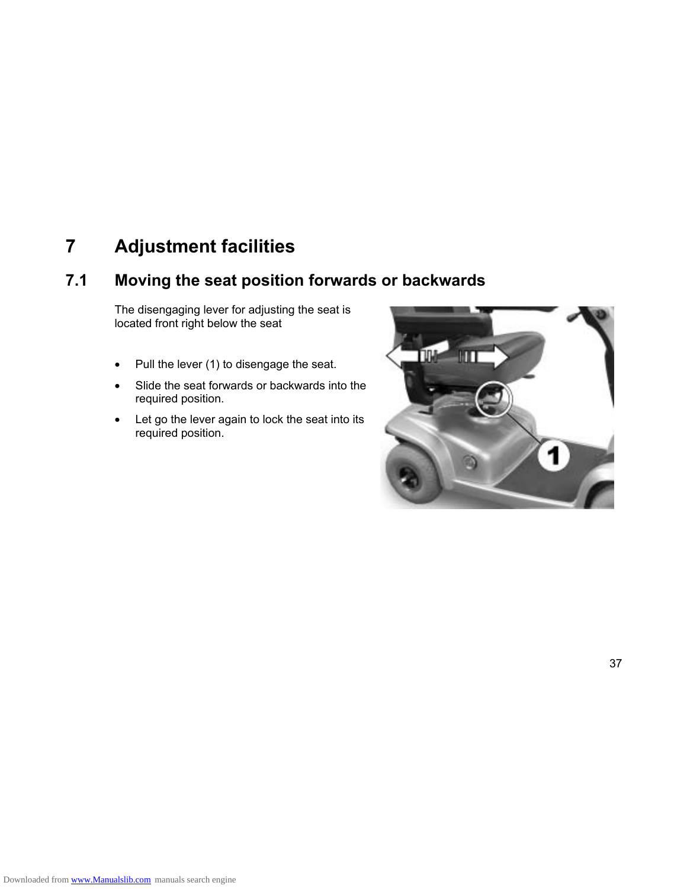# 7 Adjustment facilities

## 7.1 Moving the seat position forwards or backwards

The disengaging lever for adjusting the seat is located front right below the seat

- Pull the lever (1) to disengage the seat.
- Slide the seat forwards or backwards into the required position.
- Let go the lever again to lock the seat into its required position.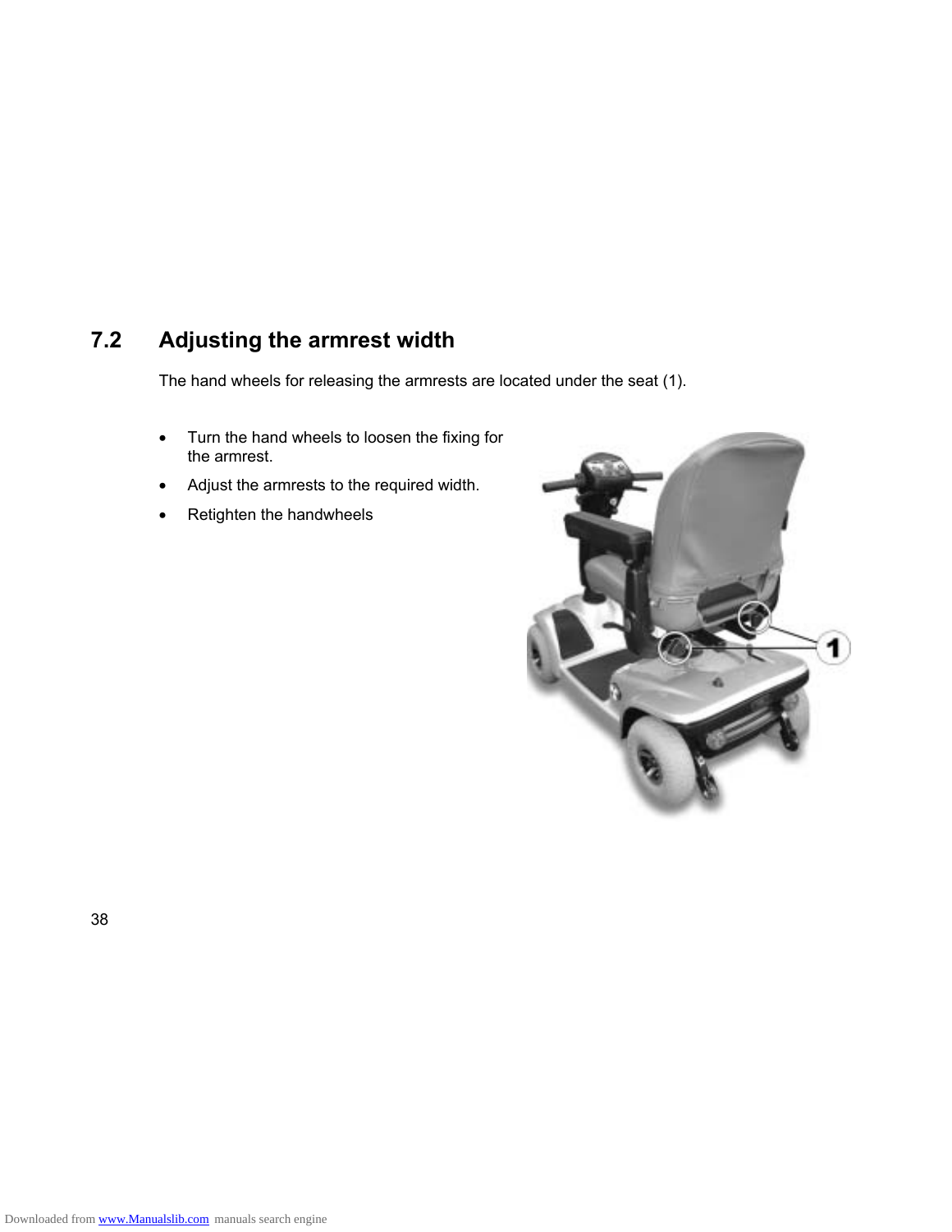## 7.2 Adjusting the armrest width

The hand wheels for releasing the armrests are located under the seat (1).

- Turn the hand wheels to loosen the fixing for the armrest.
- Adjust the armrests to the required width.
- Retighten the handwheels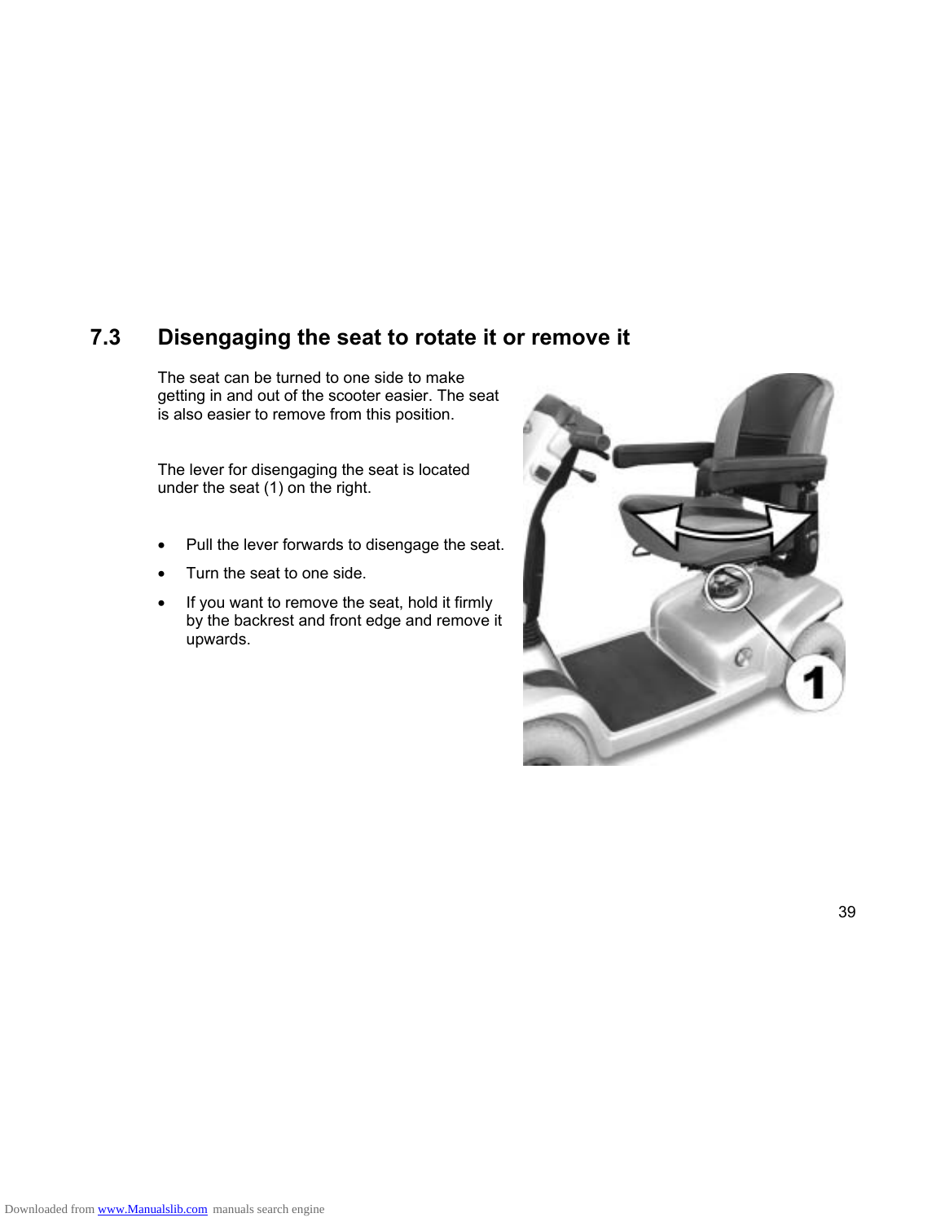## 7.3 Disengaging the seat to rotate it or remove it

The seat can be turned to one side to make getting in and out of the scooter easier. The seat is also easier to remove from this position.

The lever for disengaging the seat is located under the seat (1) on the right.

- Pull the lever forwards to disengage the seat.
- Turn the seat to one side.
- If you want to remove the seat, hold it firmly by the backrest and front edge and remove it upwards.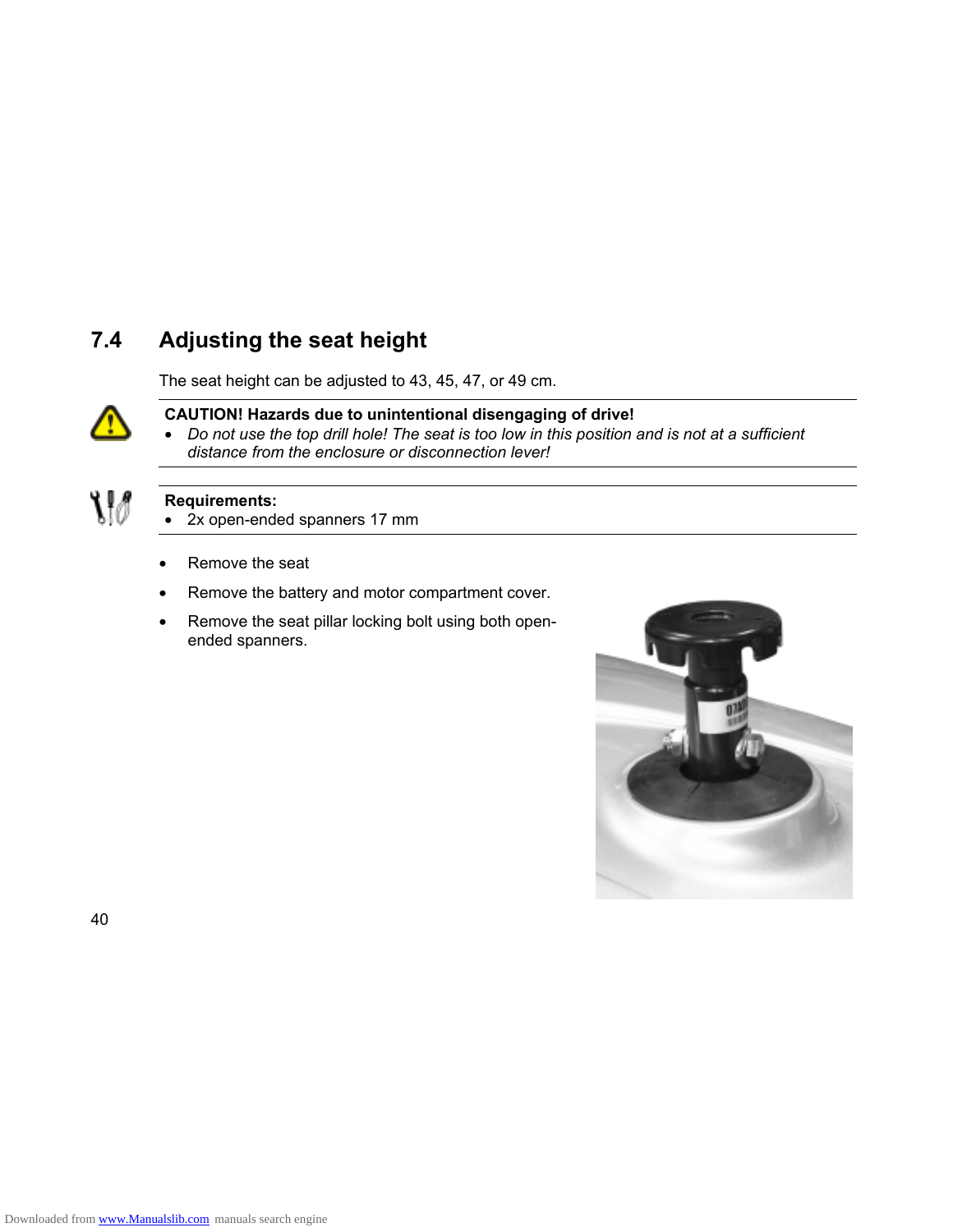## 7.4 Adjusting the seat height

The seat height can be adjusted to 43, 45, 47, or 49 cm.

**CAUTION! Hazards due to unintentional disengaging of drive!**

- *Do not use the top drill hole! The seat is too low in this position and is not at a sufficient distance from the enclosure or disconnection lever!*

**Requirements:**

- 2x open-ended spanners 17 mm

- Remove the seat
- Remove the battery and motor compartment cover.
- Remove the seat pillar locking bolt using both open-ended spanners.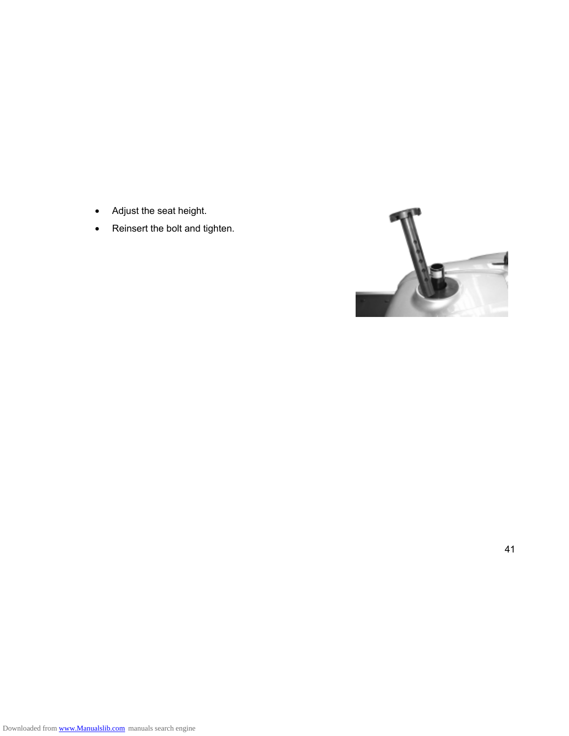- Adjust the seat height.
- Reinsert the bolt and tighten.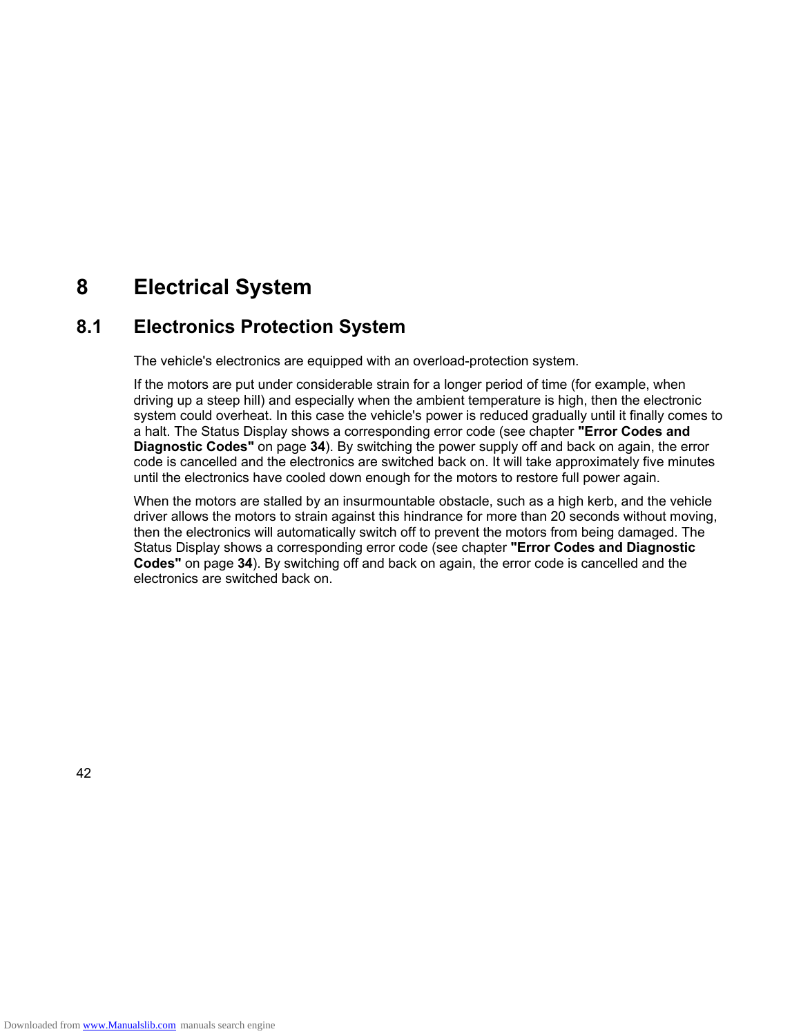# 8 Electrical System

## 8.1 Electronics Protection System

The vehicle's electronics are equipped with an overload-protection system.

If the motors are put under considerable strain for a longer period of time (for example, when driving up a steep hill) and especially when the ambient temperature is high, then the electronic system could overheat. In this case the vehicle's power is reduced gradually until it finally comes to a halt. The Status Display shows a corresponding error code (see chapter **"Error Codes and Diagnostic Codes"** on page **34**). By switching the power supply off and back on again, the error code is cancelled and the electronics are switched back on. It will take approximately five minutes until the electronics have cooled down enough for the motors to restore full power again.

When the motors are stalled by an insurmountable obstacle, such as a high kerb, and the vehicle driver allows the motors to strain against this hindrance for more than 20 seconds without moving, then the electronics will automatically switch off to prevent the motors from being damaged. The Status Display shows a corresponding error code (see chapter **"Error Codes and Diagnostic Codes"** on page **34**). By switching off and back on again, the error code is cancelled and the electronics are switched back on.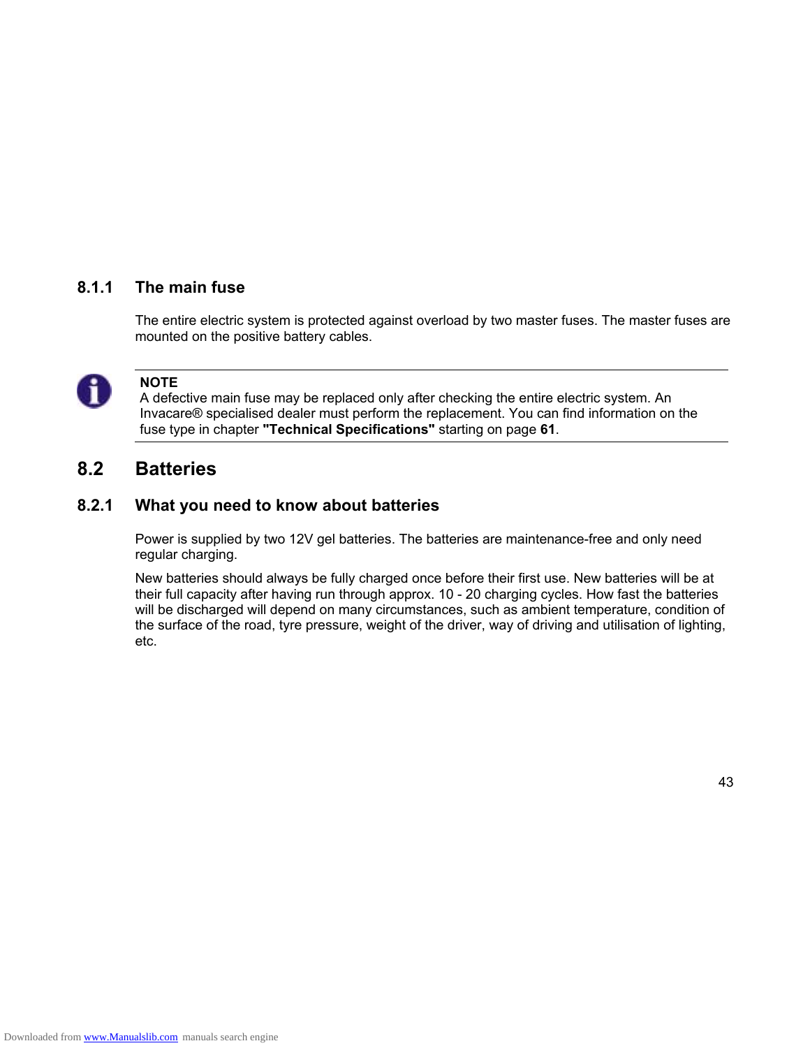### 8.1.1 The main fuse

The entire electric system is protected against overload by two master fuses. The master fuses are mounted on the positive battery cables.

**NOTE**
A defective main fuse may be replaced only after checking the entire electric system. An Invacare® specialised dealer must perform the replacement. You can find information on the fuse type in chapter **"Technical Specifications"** starting on page **61**.

## 8.2 Batteries

### 8.2.1 What you need to know about batteries

Power is supplied by two 12V gel batteries. The batteries are maintenance-free and only need regular charging.

New batteries should always be fully charged once before their first use. New batteries will be at their full capacity after having run through approx. 10 - 20 charging cycles. How fast the batteries will be discharged will depend on many circumstances, such as ambient temperature, condition of the surface of the road, tyre pressure, weight of the driver, way of driving and utilisation of lighting, etc.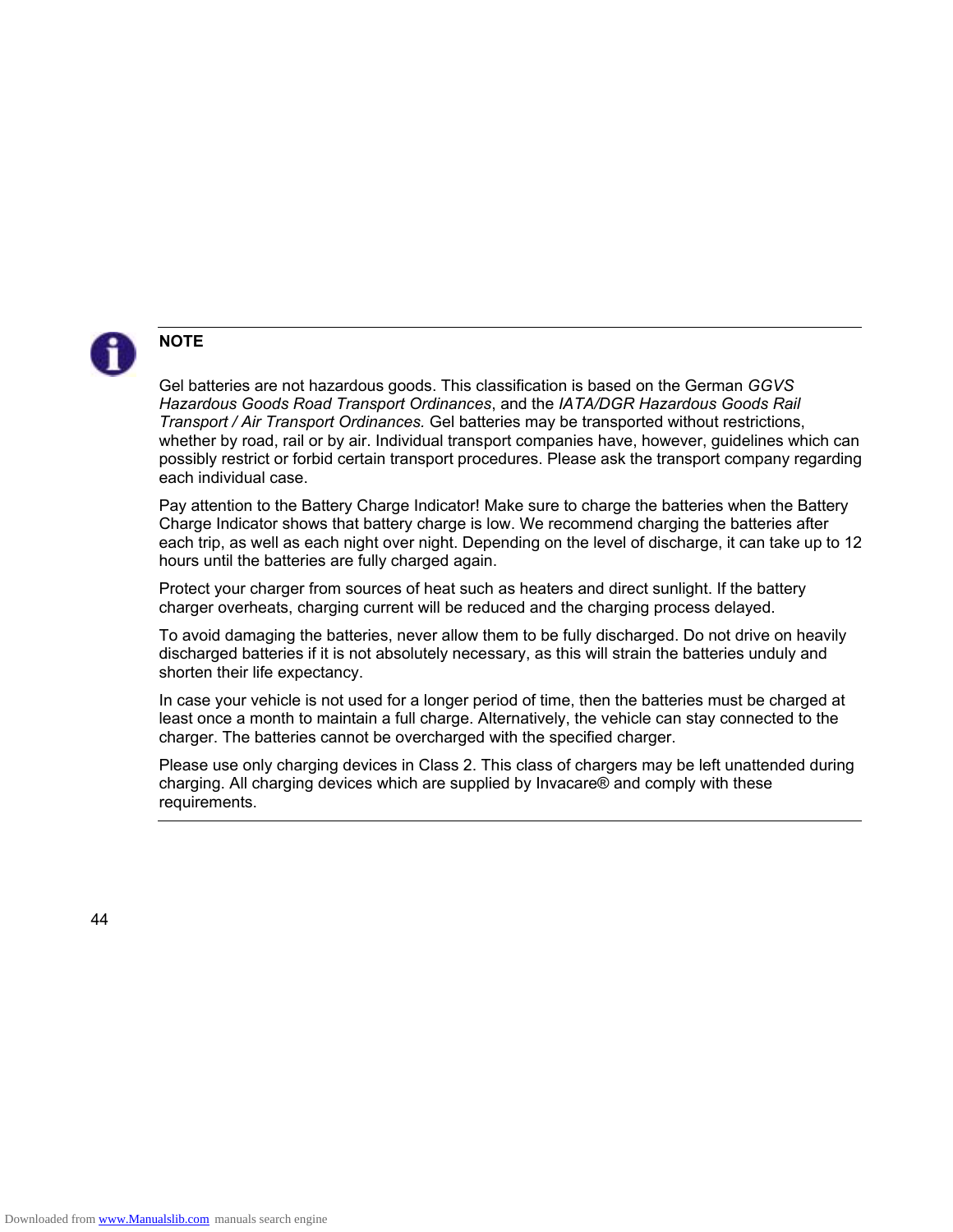**NOTE**

Gel batteries are not hazardous goods. This classification is based on the German *GGVS Hazardous Goods Road Transport Ordinances*, and the *IATA/DGR Hazardous Goods Rail Transport / Air Transport Ordinances.* Gel batteries may be transported without restrictions, whether by road, rail or by air. Individual transport companies have, however, guidelines which can possibly restrict or forbid certain transport procedures. Please ask the transport company regarding each individual case.

Pay attention to the Battery Charge Indicator! Make sure to charge the batteries when the Battery Charge Indicator shows that battery charge is low. We recommend charging the batteries after each trip, as well as each night over night. Depending on the level of discharge, it can take up to 12 hours until the batteries are fully charged again.

Protect your charger from sources of heat such as heaters and direct sunlight. If the battery charger overheats, charging current will be reduced and the charging process delayed.

To avoid damaging the batteries, never allow them to be fully discharged. Do not drive on heavily discharged batteries if it is not absolutely necessary, as this will strain the batteries unduly and shorten their life expectancy.

In case your vehicle is not used for a longer period of time, then the batteries must be charged at least once a month to maintain a full charge. Alternatively, the vehicle can stay connected to the charger. The batteries cannot be overcharged with the specified charger.

Please use only charging devices in Class 2. This class of chargers may be left unattended during charging. All charging devices which are supplied by Invacare® and comply with these requirements.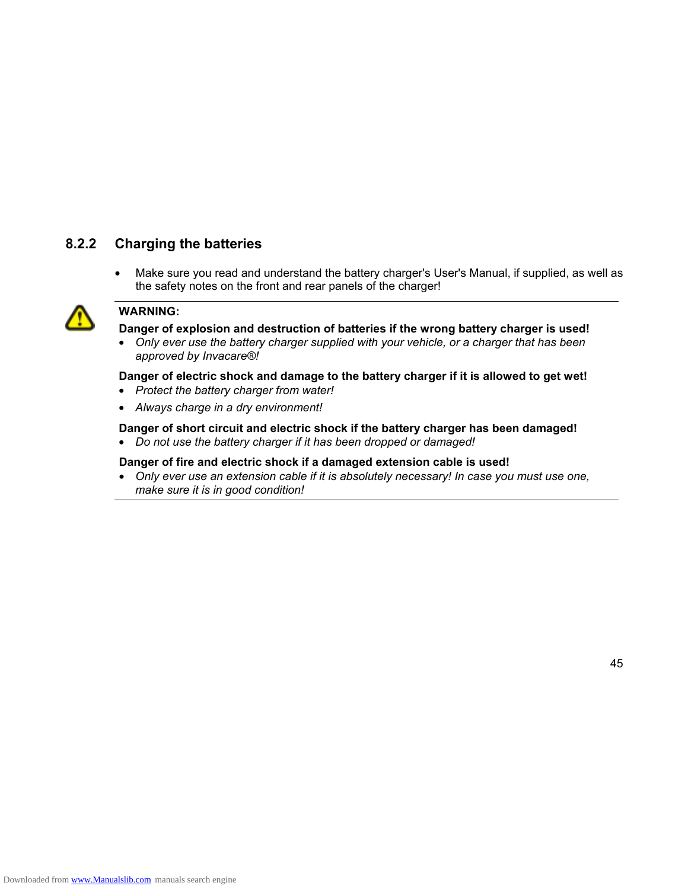### 8.2.2 Charging the batteries

- Make sure you read and understand the battery charger's User's Manual, if supplied, as well as the safety notes on the front and rear panels of the charger!

---

**WARNING:**

**Danger of explosion and destruction of batteries if the wrong battery charger is used!**

- *Only ever use the battery charger supplied with your vehicle, or a charger that has been approved by Invacare®!*

**Danger of electric shock and damage to the battery charger if it is allowed to get wet!**

- *Protect the battery charger from water!*
- *Always charge in a dry environment!*

**Danger of short circuit and electric shock if the battery charger has been damaged!**

- *Do not use the battery charger if it has been dropped or damaged!*

**Danger of fire and electric shock if a damaged extension cable is used!**

- *Only ever use an extension cable if it is absolutely necessary! In case you must use one, make sure it is in good condition!*

---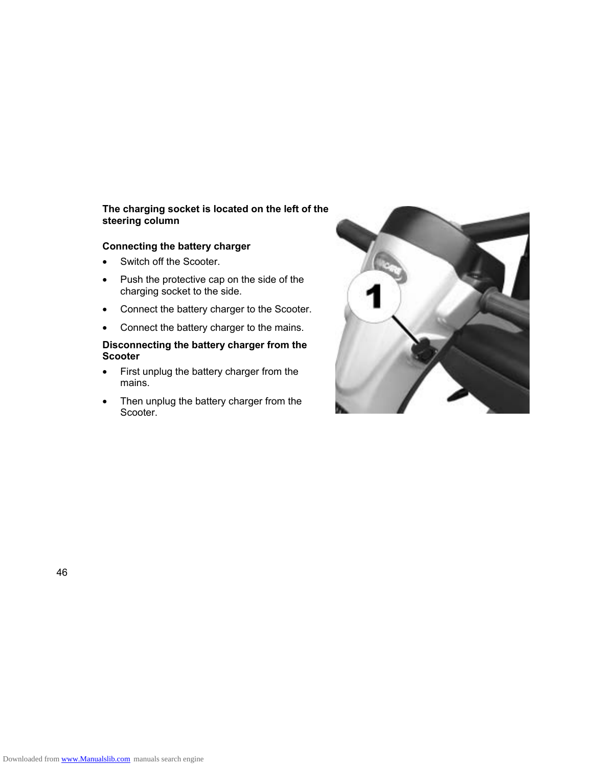**The charging socket is located on the left of the steering column**

**Connecting the battery charger**

- Switch off the Scooter.
- Push the protective cap on the side of the charging socket to the side.
- Connect the battery charger to the Scooter.
- Connect the battery charger to the mains.

**Disconnecting the battery charger from the Scooter**

- First unplug the battery charger from the mains.
- Then unplug the battery charger from the Scooter.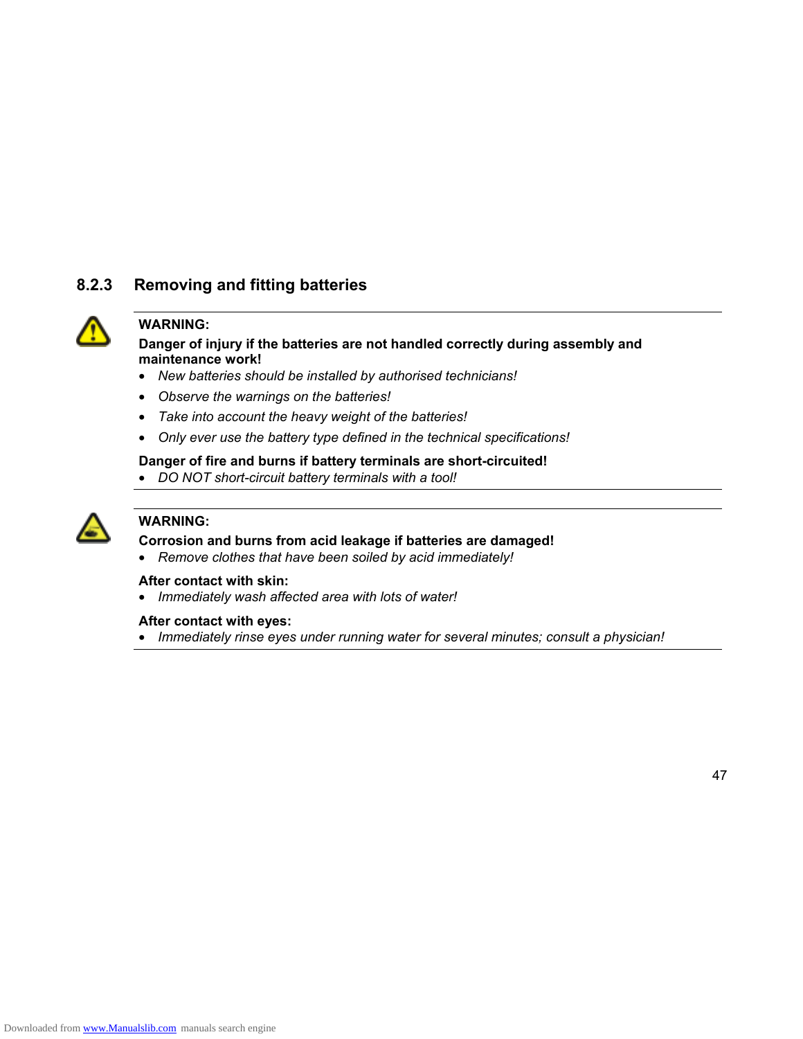### 8.2.3 Removing and fitting batteries

---

**WARNING:**

**Danger of injury if the batteries are not handled correctly during assembly and maintenance work!**

- *New batteries should be installed by authorised technicians!*
- *Observe the warnings on the batteries!*
- *Take into account the heavy weight of the batteries!*
- *Only ever use the battery type defined in the technical specifications!*

**Danger of fire and burns if battery terminals are short-circuited!**

- *DO NOT short-circuit battery terminals with a tool!*

---

**WARNING:**

**Corrosion and burns from acid leakage if batteries are damaged!**

- *Remove clothes that have been soiled by acid immediately!*

**After contact with skin:**

- *Immediately wash affected area with lots of water!*

**After contact with eyes:**

- *Immediately rinse eyes under running water for several minutes; consult a physician!*

---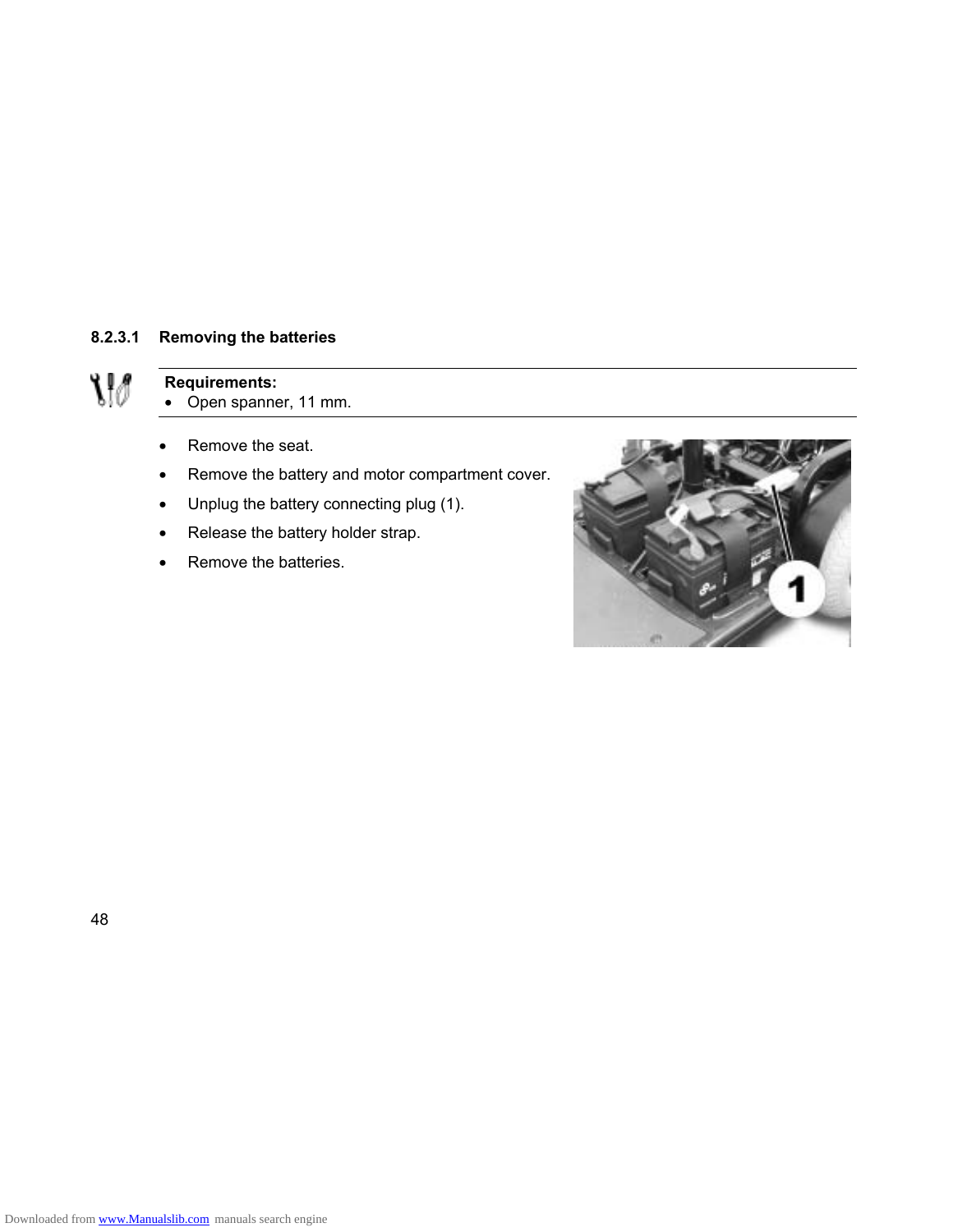#### 8.2.3.1 Removing the batteries

**Requirements:**
- Open spanner, 11 mm.

- Remove the seat.
- Remove the battery and motor compartment cover.
- Unplug the battery connecting plug (1).
- Release the battery holder strap.
- Remove the batteries.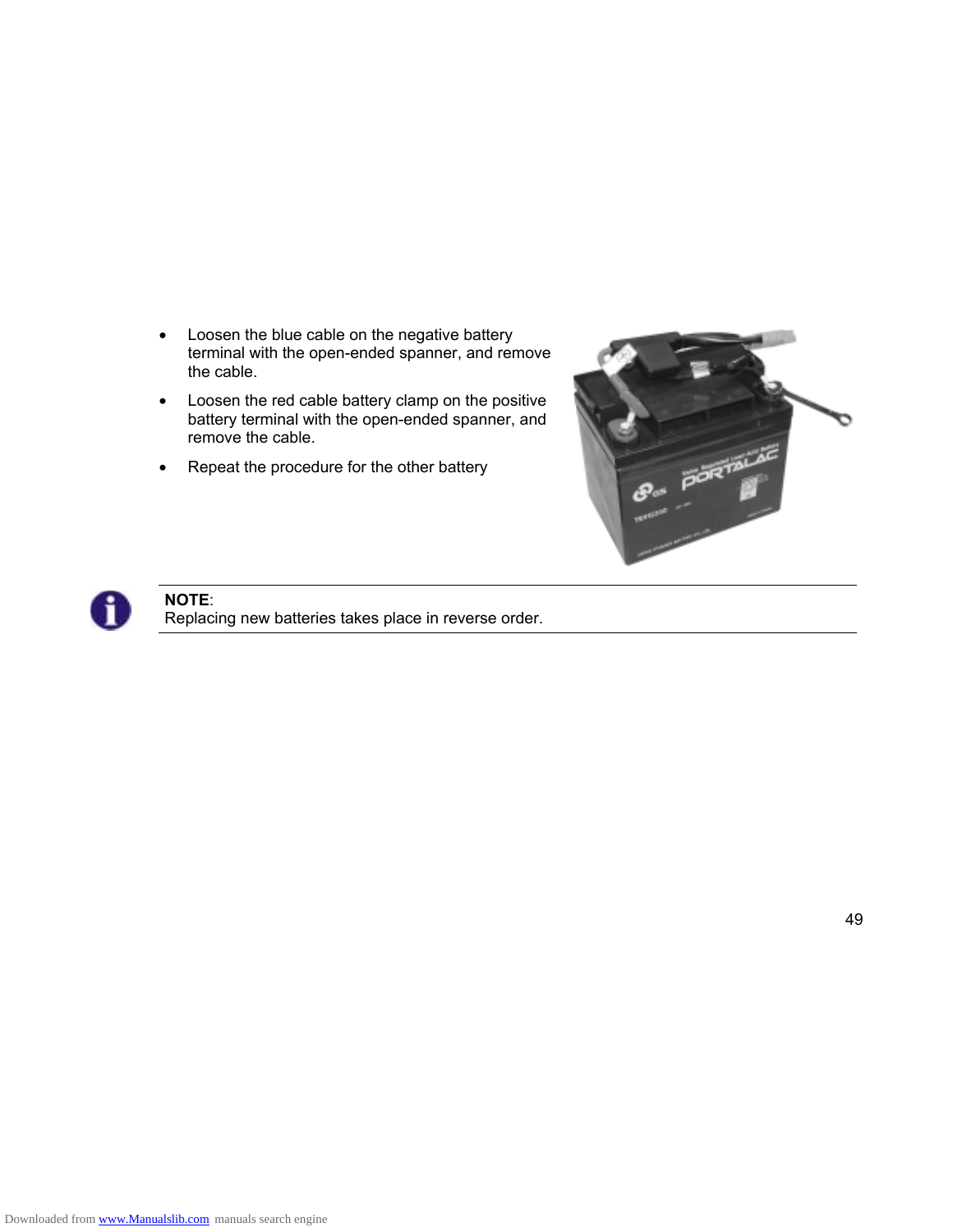- Loosen the blue cable on the negative battery terminal with the open-ended spanner, and remove the cable.
- Loosen the red cable battery clamp on the positive battery terminal with the open-ended spanner, and remove the cable.
- Repeat the procedure for the other battery

**NOTE**:
Replacing new batteries takes place in reverse order.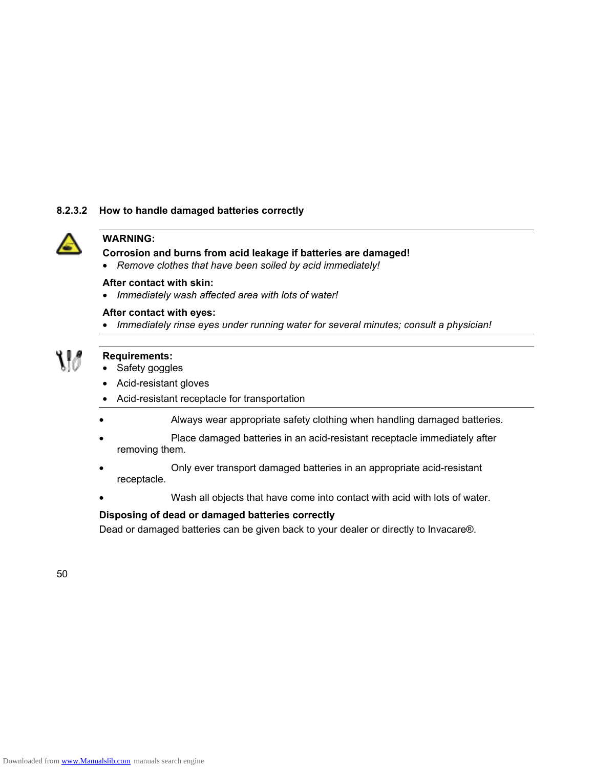### 8.2.3.2 How to handle damaged batteries correctly

**WARNING:**

**Corrosion and burns from acid leakage if batteries are damaged!**

- *Remove clothes that have been soiled by acid immediately!*

**After contact with skin:**

- *Immediately wash affected area with lots of water!*

**After contact with eyes:**

- *Immediately rinse eyes under running water for several minutes; consult a physician!*

**Requirements:**

- Safety goggles
- Acid-resistant gloves
- Acid-resistant receptacle for transportation

- Always wear appropriate safety clothing when handling damaged batteries.
- Place damaged batteries in an acid-resistant receptacle immediately after removing them.
- Only ever transport damaged batteries in an appropriate acid-resistant receptacle.
- Wash all objects that have come into contact with acid with lots of water.

**Disposing of dead or damaged batteries correctly**

Dead or damaged batteries can be given back to your dealer or directly to Invacare®.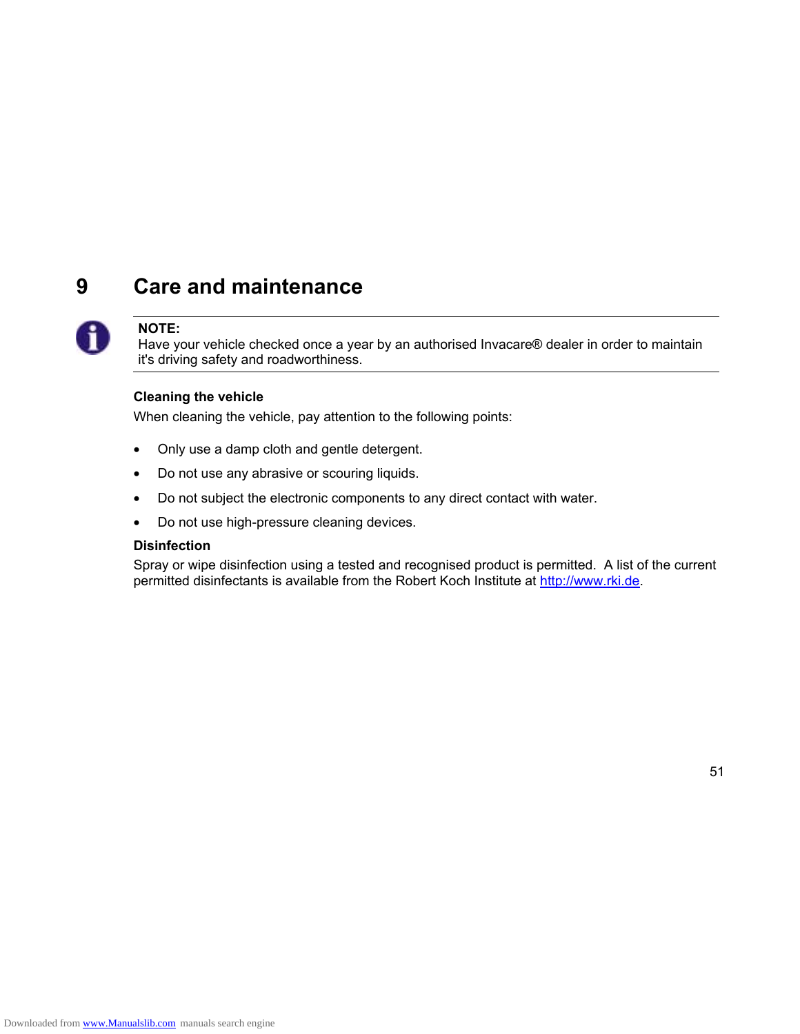# 9 Care and maintenance

**NOTE:**
Have your vehicle checked once a year by an authorised Invacare® dealer in order to maintain it's driving safety and roadworthiness.

**Cleaning the vehicle**

When cleaning the vehicle, pay attention to the following points:

- Only use a damp cloth and gentle detergent.
- Do not use any abrasive or scouring liquids.
- Do not subject the electronic components to any direct contact with water.
- Do not use high-pressure cleaning devices.

**Disinfection**

Spray or wipe disinfection using a tested and recognised product is permitted. A list of the current permitted disinfectants is available from the Robert Koch Institute at http://www.rki.de.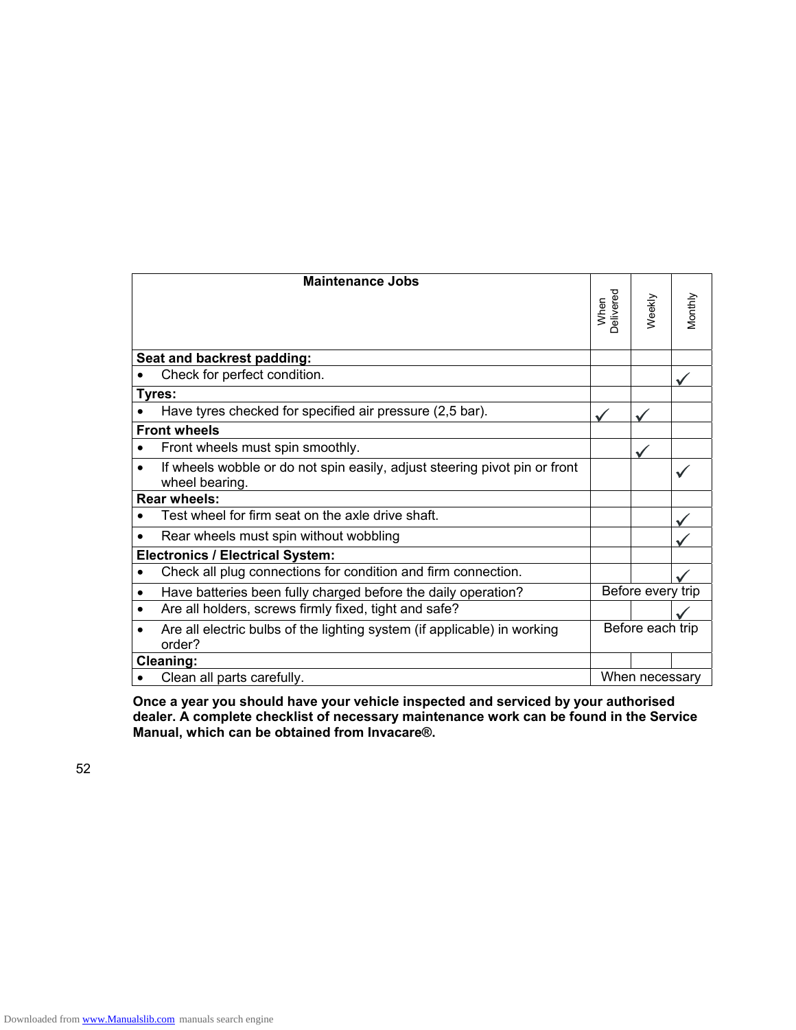| Maintenance Jobs | When Delivered | Weekly | Monthly |
|---|---|---|---|
| **Seat and backrest padding:** | | | |
| • Check for perfect condition. | | | ✓ |
| **Tyres:** | | | |
| • Have tyres checked for specified air pressure (2,5 bar). | ✓ | ✓ | |
| **Front wheels** | | | |
| • Front wheels must spin smoothly. | | ✓ | |
| • If wheels wobble or do not spin easily, adjust steering pivot pin or front wheel bearing. | | | ✓ |
| **Rear wheels:** | | | |
| • Test wheel for firm seat on the axle drive shaft. | | | ✓ |
| • Rear wheels must spin without wobbling | | | ✓ |
| **Electronics / Electrical System:** | | | |
| • Check all plug connections for condition and firm connection. | | | ✓ |
| • Have batteries been fully charged before the daily operation? | Before every trip | | |
| • Are all holders, screws firmly fixed, tight and safe? | | | ✓ |
| • Are all electric bulbs of the lighting system (if applicable) in working order? | Before each trip | | |
| **Cleaning:** | | | |
| • Clean all parts carefully. | When necessary | | |

**Once a year you should have your vehicle inspected and serviced by your authorised dealer. A complete checklist of necessary maintenance work can be found in the Service Manual, which can be obtained from Invacare®.**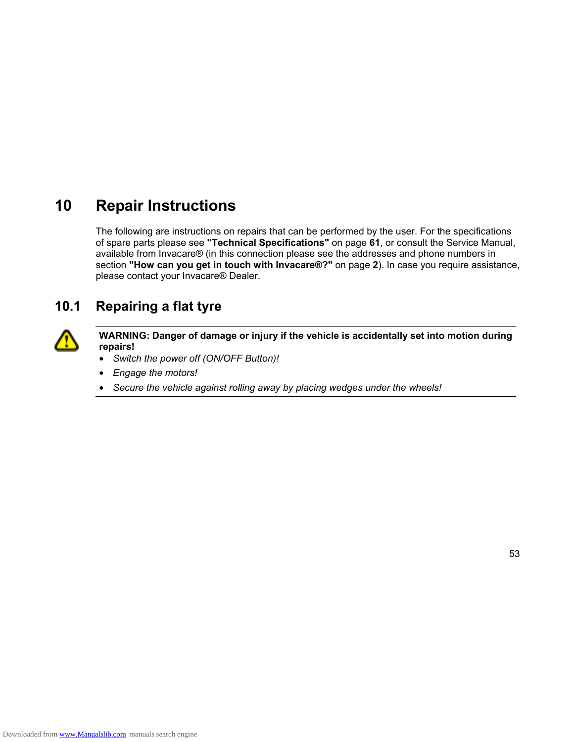# 10 Repair Instructions

The following are instructions on repairs that can be performed by the user. For the specifications of spare parts please see **"Technical Specifications"** on page **61**, or consult the Service Manual, available from Invacare® (in this connection please see the addresses and phone numbers in section **"How can you get in touch with Invacare®?"** on page **2**). In case you require assistance, please contact your Invacare® Dealer.

## 10.1 Repairing a flat tyre

**WARNING: Danger of damage or injury if the vehicle is accidentally set into motion during repairs!**

- *Switch the power off (ON/OFF Button)!*
- *Engage the motors!*
- *Secure the vehicle against rolling away by placing wedges under the wheels!*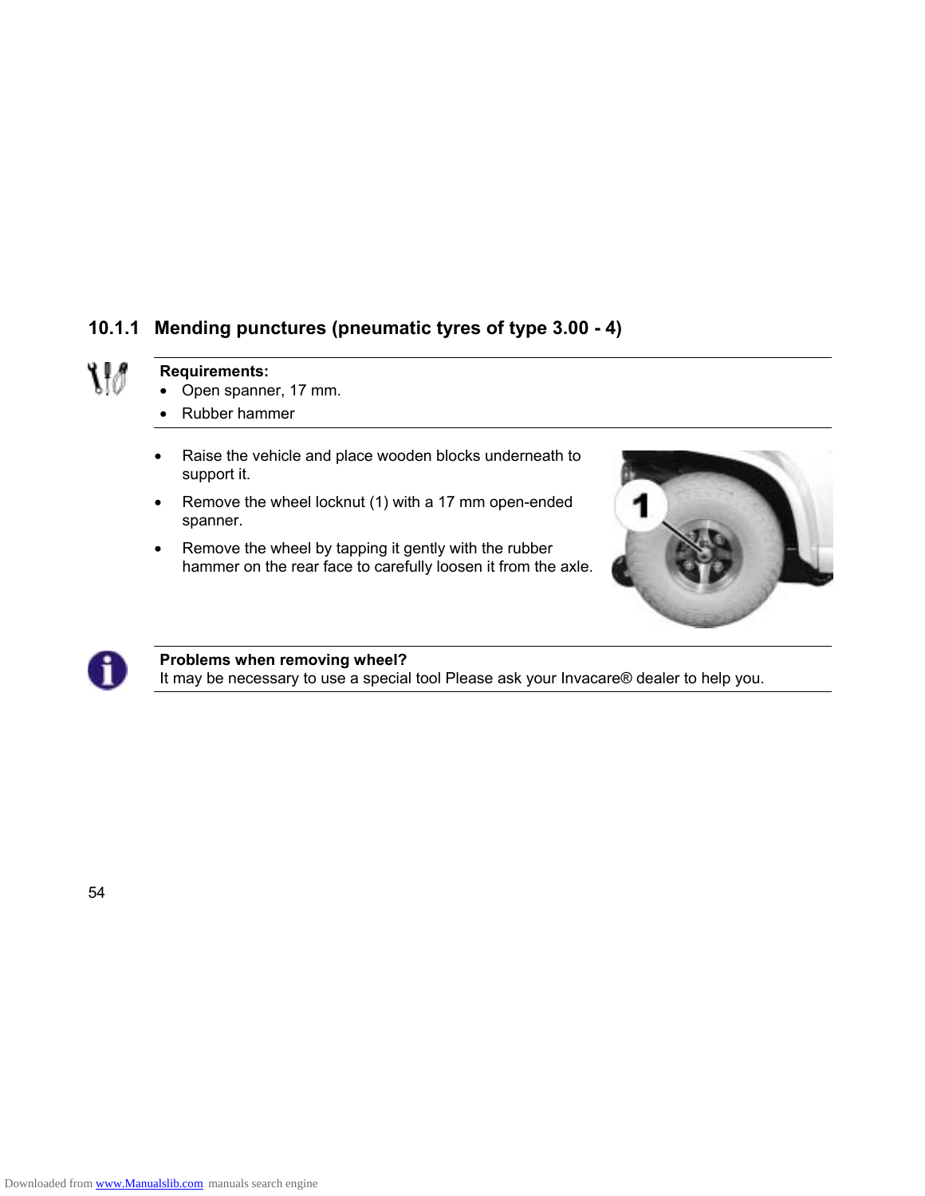### 10.1.1 Mending punctures (pneumatic tyres of type 3.00 - 4)

**Requirements:**

- Open spanner, 17 mm.
- Rubber hammer

- Raise the vehicle and place wooden blocks underneath to support it.
- Remove the wheel locknut (1) with a 17 mm open-ended spanner.
- Remove the wheel by tapping it gently with the rubber hammer on the rear face to carefully loosen it from the axle.

**Problems when removing wheel?**
It may be necessary to use a special tool Please ask your Invacare® dealer to help you.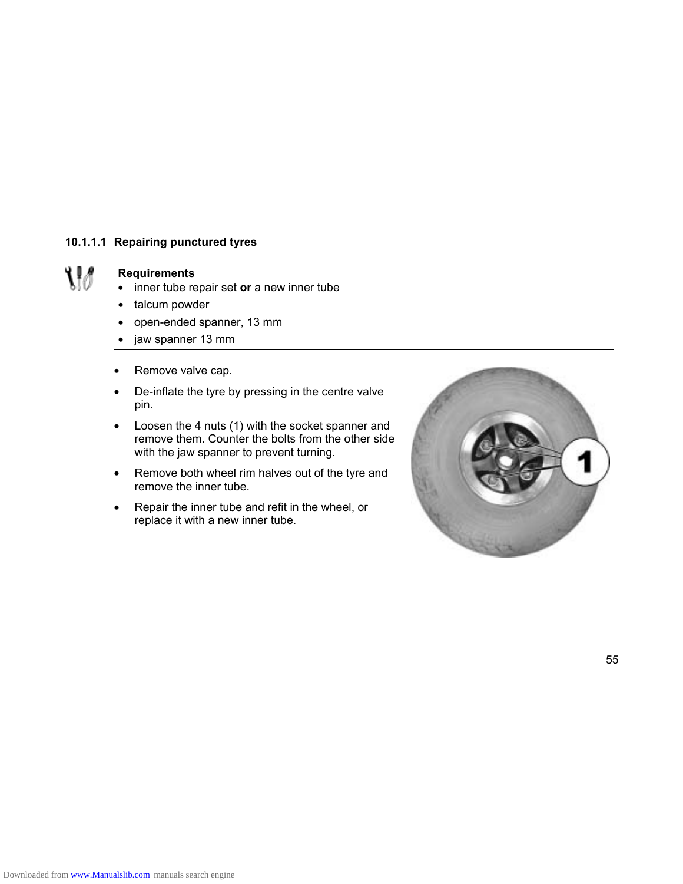#### 10.1.1.1 Repairing punctured tyres

**Requirements**

- inner tube repair set **or** a new inner tube
- talcum powder
- open-ended spanner, 13 mm
- jaw spanner 13 mm

- Remove valve cap.
- De-inflate the tyre by pressing in the centre valve pin.
- Loosen the 4 nuts (1) with the socket spanner and remove them. Counter the bolts from the other side with the jaw spanner to prevent turning.
- Remove both wheel rim halves out of the tyre and remove the inner tube.
- Repair the inner tube and refit in the wheel, or replace it with a new inner tube.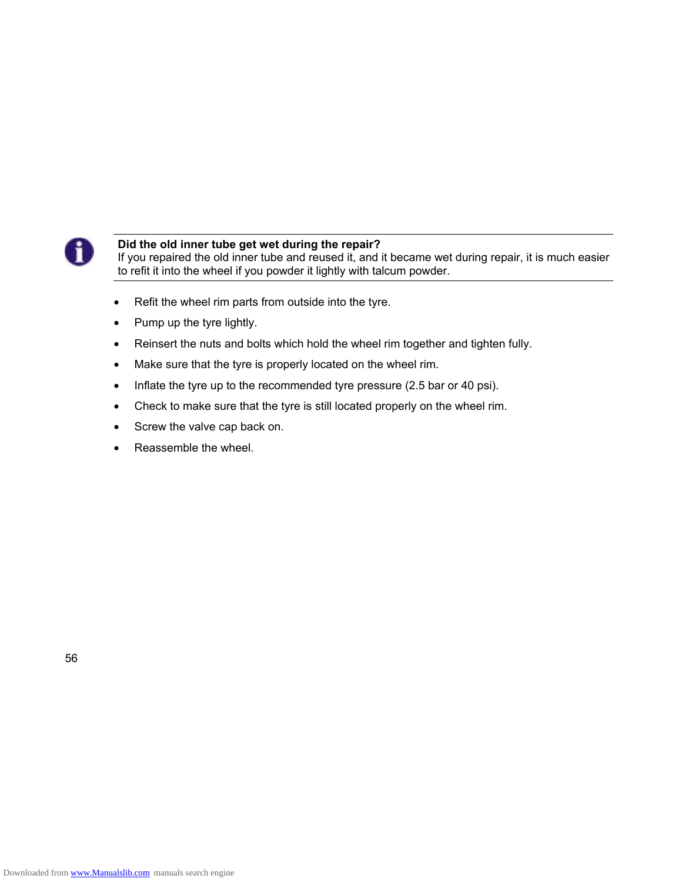**Did the old inner tube get wet during the repair?**
If you repaired the old inner tube and reused it, and it became wet during repair, it is much easier to refit it into the wheel if you powder it lightly with talcum powder.

- Refit the wheel rim parts from outside into the tyre.
- Pump up the tyre lightly.
- Reinsert the nuts and bolts which hold the wheel rim together and tighten fully.
- Make sure that the tyre is properly located on the wheel rim.
- Inflate the tyre up to the recommended tyre pressure (2.5 bar or 40 psi).
- Check to make sure that the tyre is still located properly on the wheel rim.
- Screw the valve cap back on.
- Reassemble the wheel.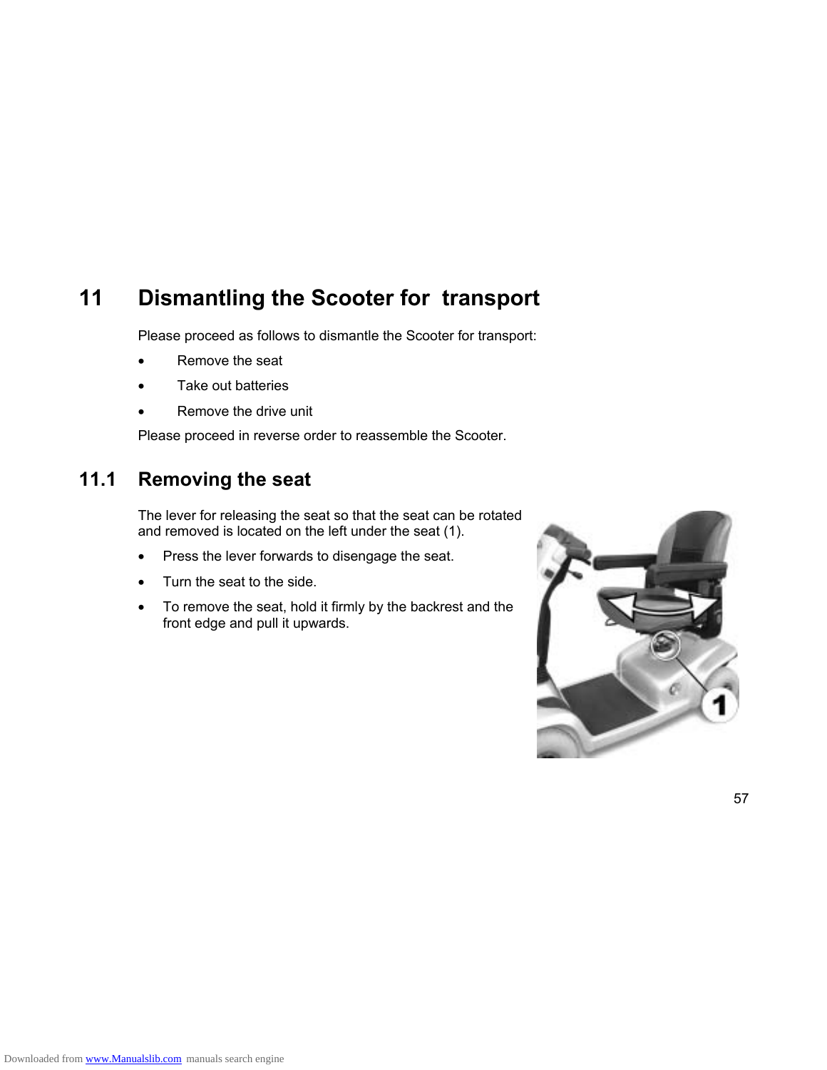# 11 Dismantling the Scooter for transport

Please proceed as follows to dismantle the Scooter for transport:

- Remove the seat
- Take out batteries
- Remove the drive unit

Please proceed in reverse order to reassemble the Scooter.

## 11.1 Removing the seat

The lever for releasing the seat so that the seat can be rotated and removed is located on the left under the seat (1).

- Press the lever forwards to disengage the seat.
- Turn the seat to the side.
- To remove the seat, hold it firmly by the backrest and the front edge and pull it upwards.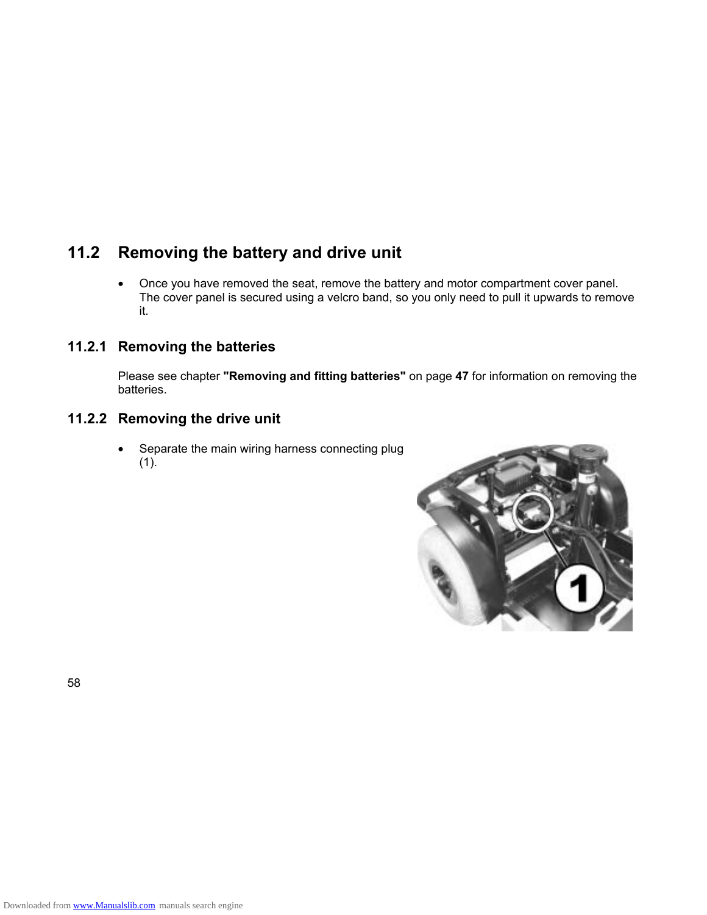## 11.2 Removing the battery and drive unit

- Once you have removed the seat, remove the battery and motor compartment cover panel. The cover panel is secured using a velcro band, so you only need to pull it upwards to remove it.

### 11.2.1 Removing the batteries

Please see chapter **"Removing and fitting batteries"** on page **47** for information on removing the batteries.

### 11.2.2 Removing the drive unit

- Separate the main wiring harness connecting plug (1).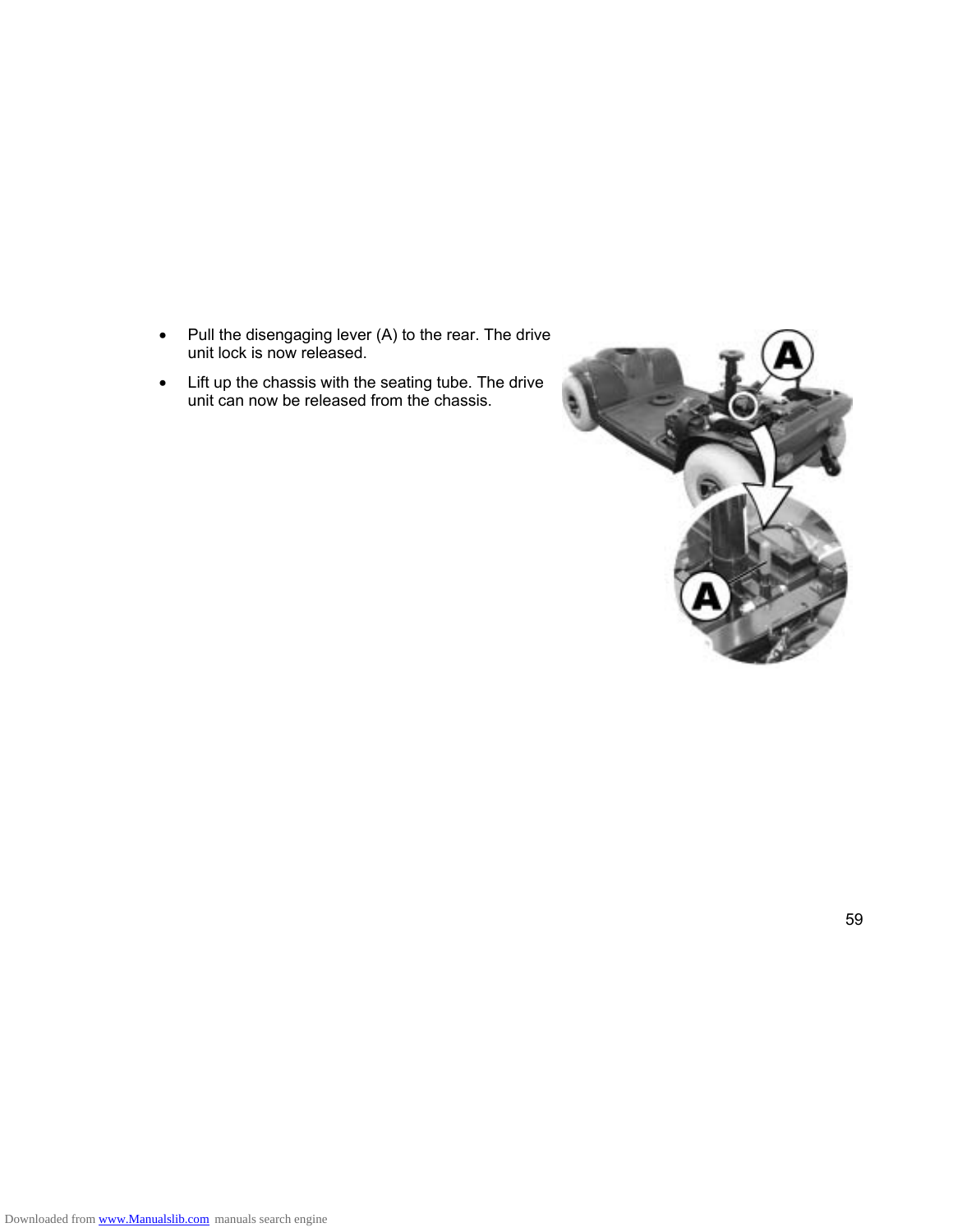- Pull the disengaging lever (A) to the rear. The drive unit lock is now released.
- Lift up the chassis with the seating tube. The drive unit can now be released from the chassis.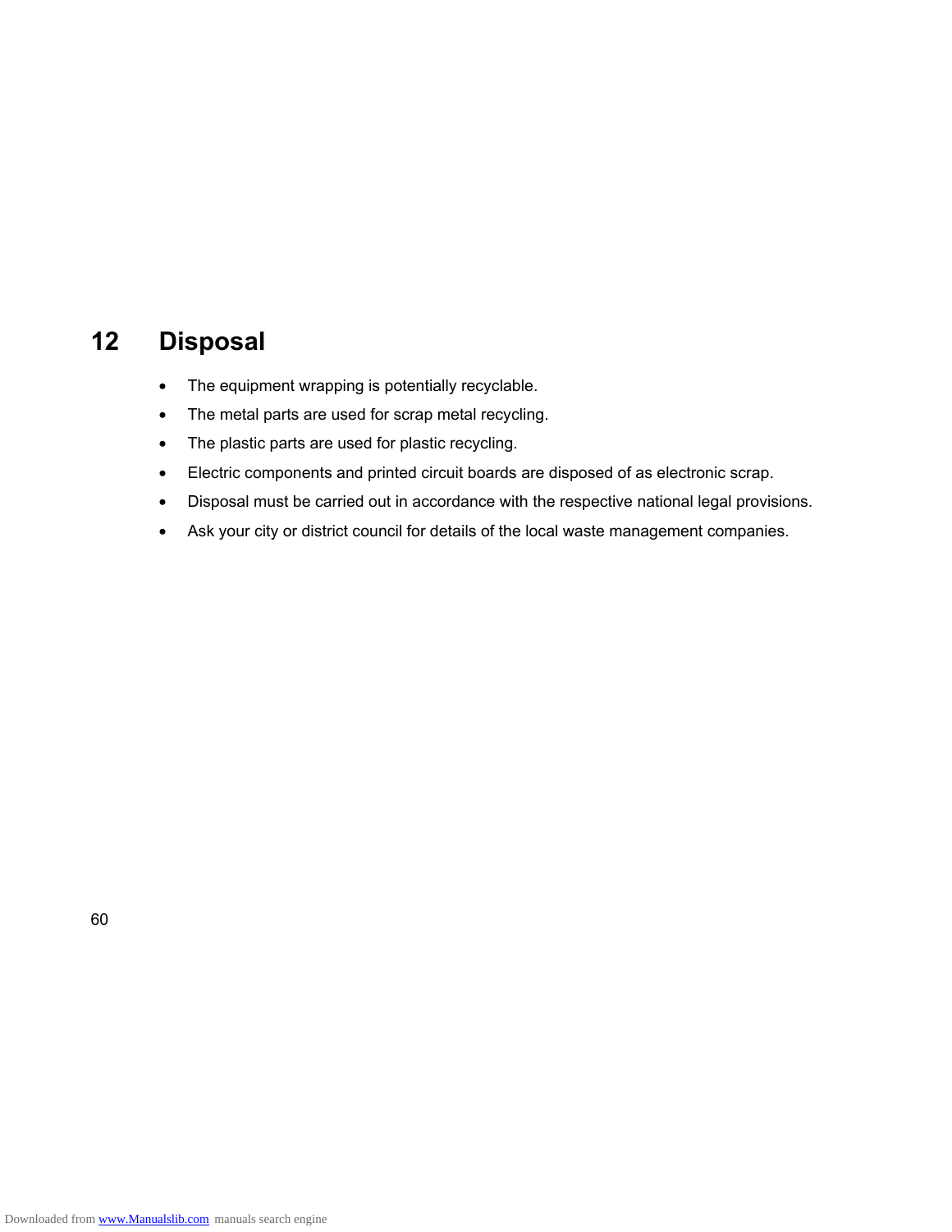# 12 Disposal

- The equipment wrapping is potentially recyclable.
- The metal parts are used for scrap metal recycling.
- The plastic parts are used for plastic recycling.
- Electric components and printed circuit boards are disposed of as electronic scrap.
- Disposal must be carried out in accordance with the respective national legal provisions.
- Ask your city or district council for details of the local waste management companies.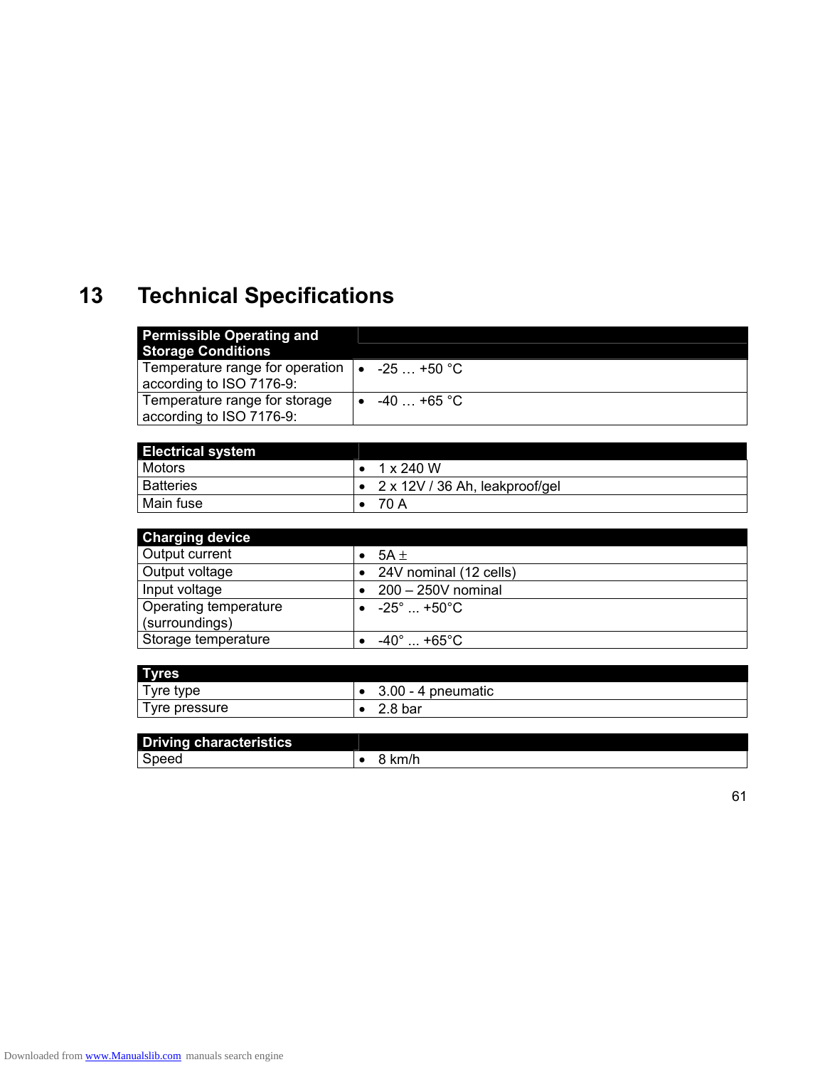# 13 Technical Specifications

| Permissible Operating and Storage Conditions | |
|---|---|
| Temperature range for operation according to ISO 7176-9: | • -25 … +50 °C |
| Temperature range for storage according to ISO 7176-9: | • -40 … +65 °C |

| Electrical system | |
|---|---|
| Motors | • 1 x 240 W |
| Batteries | • 2 x 12V / 36 Ah, leakproof/gel |
| Main fuse | • 70 A |

| Charging device | |
|---|---|
| Output current | • 5A ± |
| Output voltage | • 24V nominal (12 cells) |
| Input voltage | • 200 – 250V nominal |
| Operating temperature (surroundings) | • -25° ... +50°C |
| Storage temperature | • -40° ... +65°C |

| Tyres | |
|---|---|
| Tyre type | • 3.00 - 4 pneumatic |
| Tyre pressure | • 2.8 bar |

| Driving characteristics | |
|---|---|
| Speed | • 8 km/h |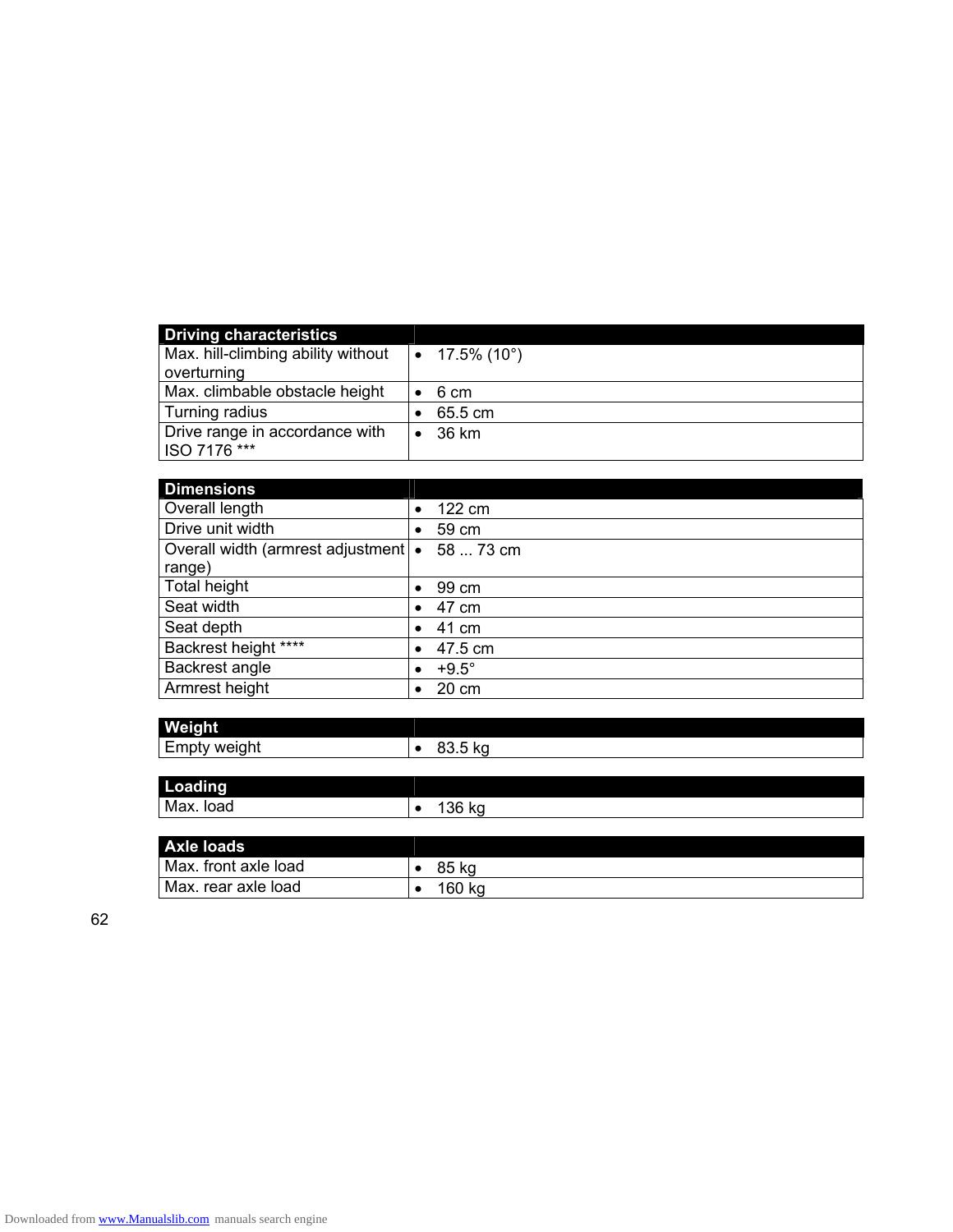| Driving characteristics | |
|---|---|
| Max. hill-climbing ability without overturning | • 17.5% (10°) |
| Max. climbable obstacle height | • 6 cm |
| Turning radius | • 65.5 cm |
| Drive range in accordance with ISO 7176 *** | • 36 km |

| Dimensions | |
|---|---|
| Overall length | • 122 cm |
| Drive unit width | • 59 cm |
| Overall width (armrest adjustment range) | • 58 ... 73 cm |
| Total height | • 99 cm |
| Seat width | • 47 cm |
| Seat depth | • 41 cm |
| Backrest height **** | • 47.5 cm |
| Backrest angle | • +9.5° |
| Armrest height | • 20 cm |

| Weight | |
|---|---|
| Empty weight | • 83.5 kg |

| Loading | |
|---|---|
| Max. load | • 136 kg |

| Axle loads | |
|---|---|
| Max. front axle load | • 85 kg |
| Max. rear axle load | • 160 kg |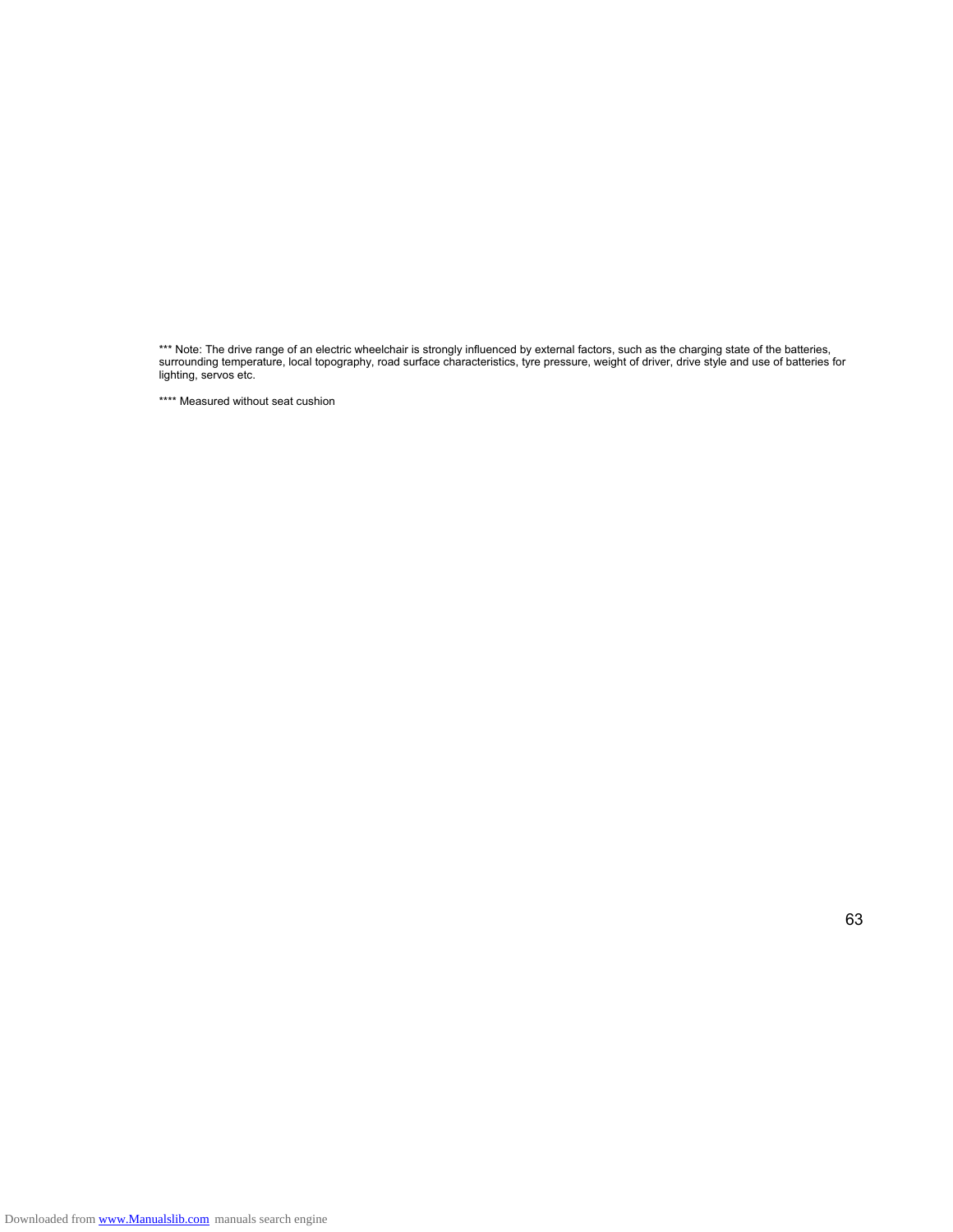*** Note: The drive range of an electric wheelchair is strongly influenced by external factors, such as the charging state of the batteries, surrounding temperature, local topography, road surface characteristics, tyre pressure, weight of driver, drive style and use of batteries for lighting, servos etc.

**** Measured without seat cushion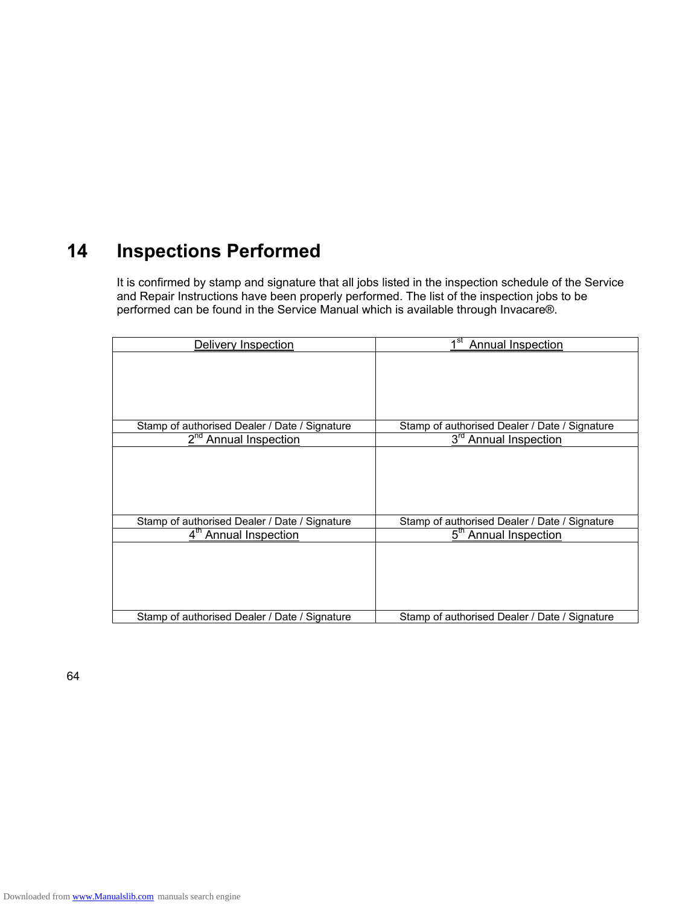# 14 Inspections Performed

It is confirmed by stamp and signature that all jobs listed in the inspection schedule of the Service and Repair Instructions have been properly performed. The list of the inspection jobs to be performed can be found in the Service Manual which is available through Invacare®.

| Delivery Inspection | 1st Annual Inspection |
|---|---|
| | |
| Stamp of authorised Dealer / Date / Signature | Stamp of authorised Dealer / Date / Signature |
| 2nd Annual Inspection | 3rd Annual Inspection |
| | |
| Stamp of authorised Dealer / Date / Signature | Stamp of authorised Dealer / Date / Signature |
| 4th Annual Inspection | 5th Annual Inspection |
| | |
| Stamp of authorised Dealer / Date / Signature | Stamp of authorised Dealer / Date / Signature |

Downloaded from www.Manualslib.com manuals search engine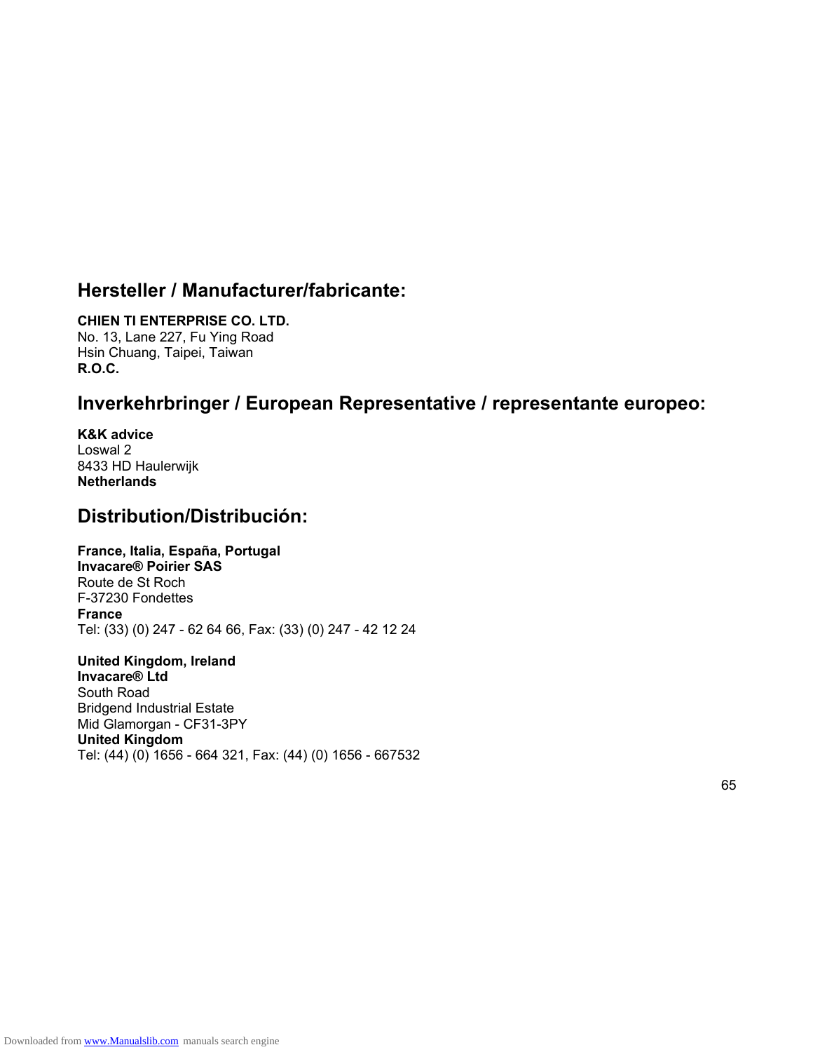## Hersteller / Manufacturer/fabricante:

**CHIEN TI ENTERPRISE CO. LTD.**
No. 13, Lane 227, Fu Ying Road
Hsin Chuang, Taipei, Taiwan
**R.O.C.**

## Inverkehrbringer / European Representative / representante europeo:

**K&K advice**
Loswal 2
8433 HD Haulerwijk
**Netherlands**

## Distribution/Distribución:

**France, Italia, España, Portugal**
**Invacare® Poirier SAS**
Route de St Roch
F-37230 Fondettes
**France**
Tel: (33) (0) 247 - 62 64 66, Fax: (33) (0) 247 - 42 12 24

**United Kingdom, Ireland**
**Invacare® Ltd**
South Road
Bridgend Industrial Estate
Mid Glamorgan - CF31-3PY
**United Kingdom**
Tel: (44) (0) 1656 - 664 321, Fax: (44) (0) 1656 - 667532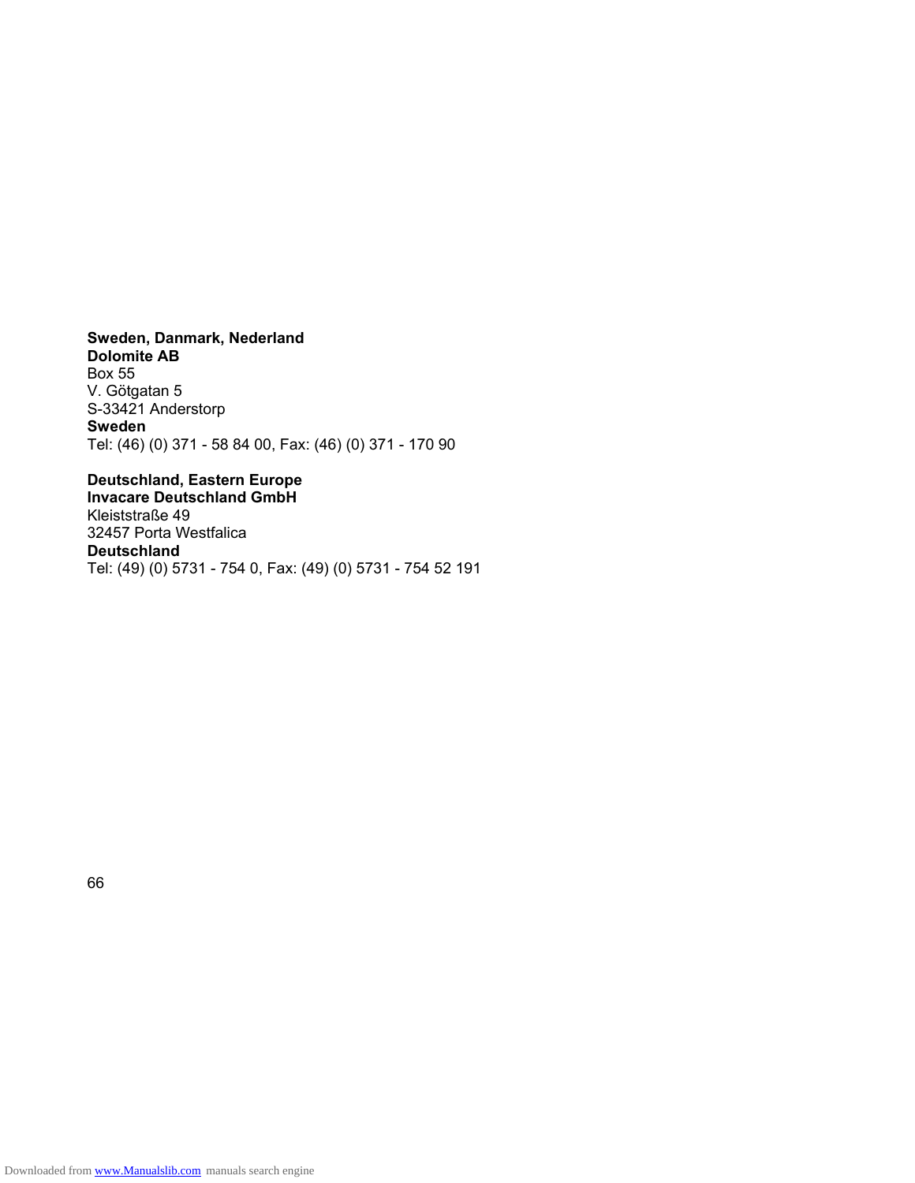**Sweden, Danmark, Nederland**
**Dolomite AB**
Box 55
V. Götgatan 5
S-33421 Anderstorp
**Sweden**
Tel: (46) (0) 371 - 58 84 00, Fax: (46) (0) 371 - 170 90

**Deutschland, Eastern Europe**
**Invacare Deutschland GmbH**
Kleiststraße 49
32457 Porta Westfalica
**Deutschland**
Tel: (49) (0) 5731 - 754 0, Fax: (49) (0) 5731 - 754 52 191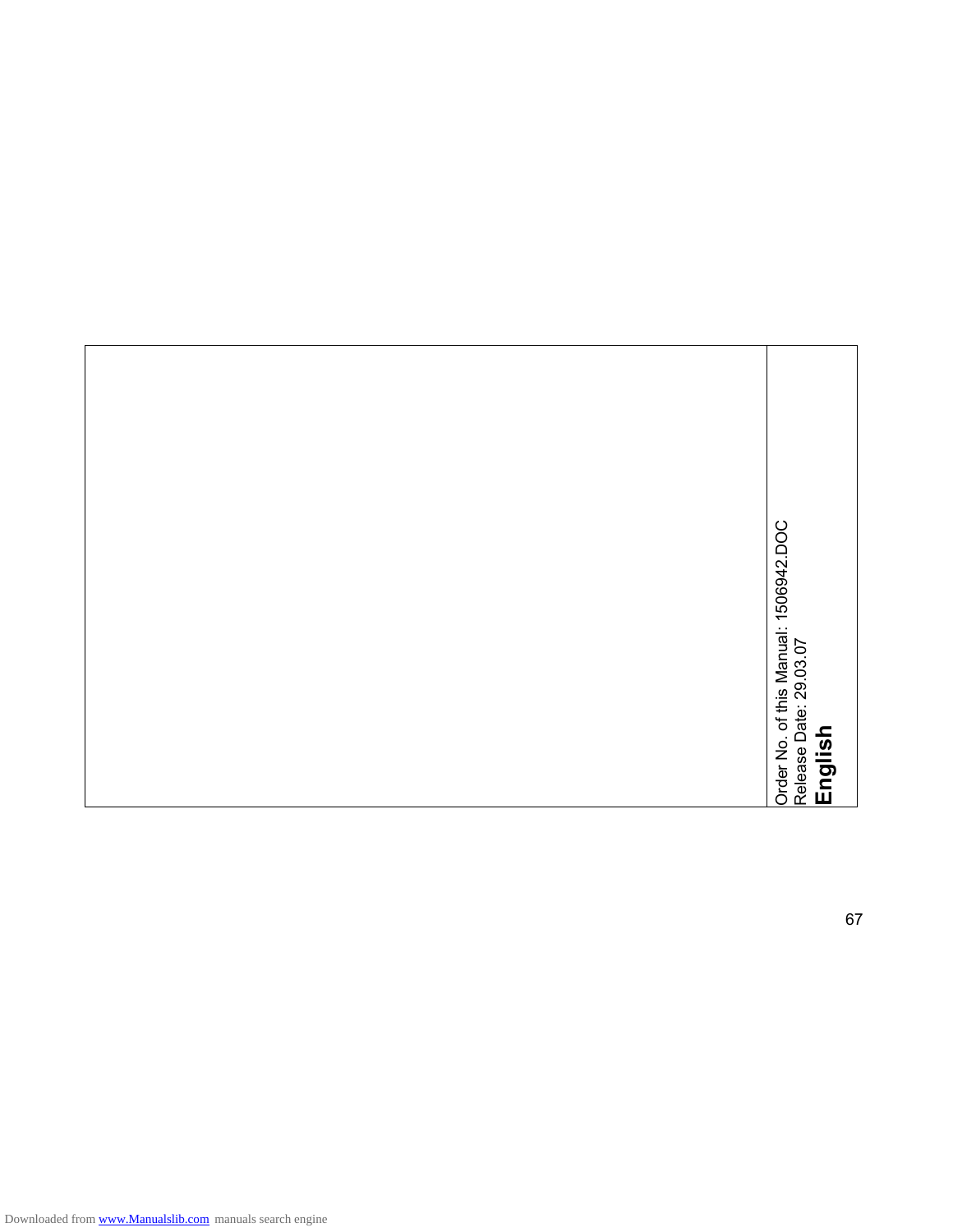Order No. of this Manual: 1506942.DOC
Release Date: 29.03.07
**English**